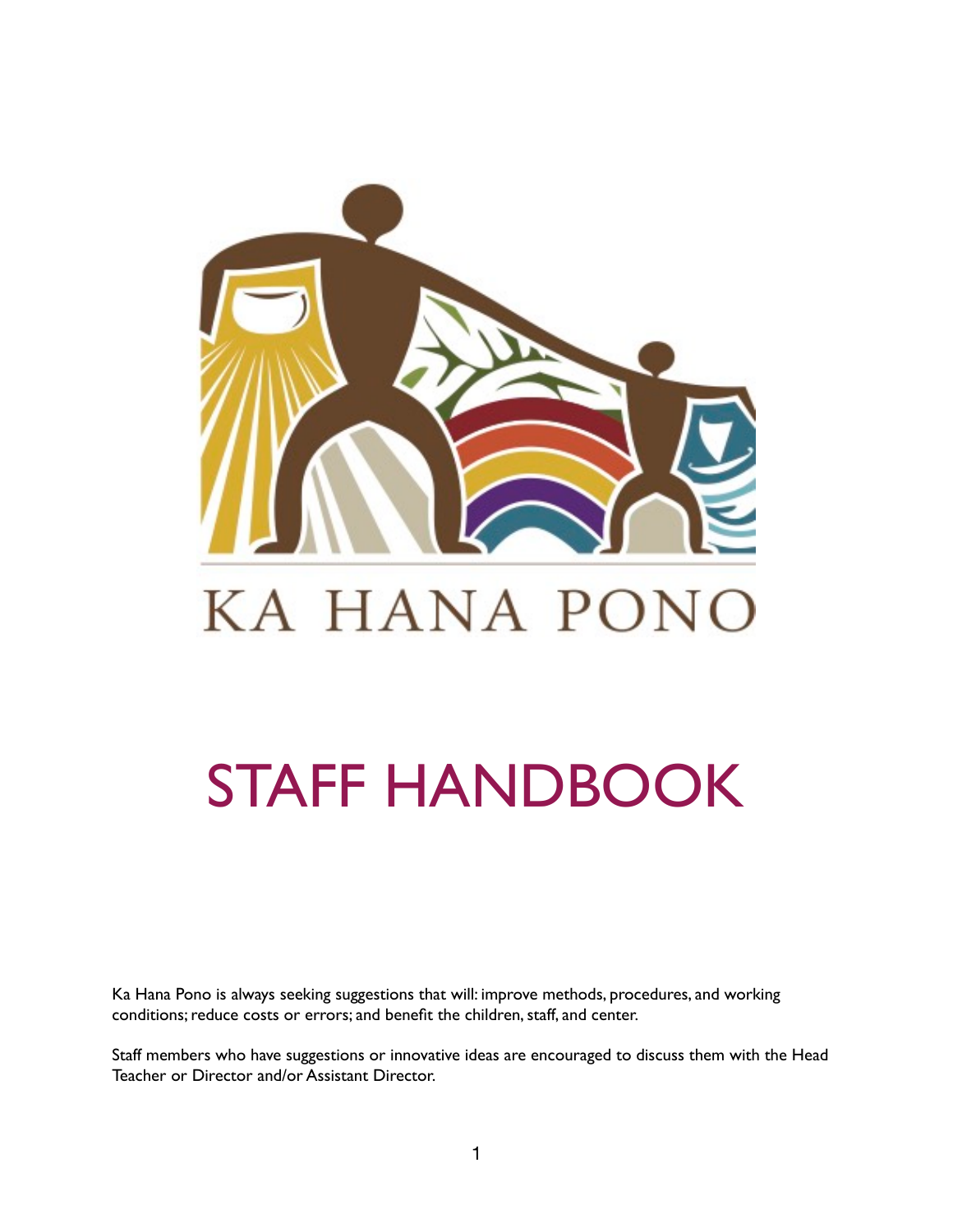KA HANA PONO

# STAFF HANDBOOK

Ka Hana Pono is always seeking suggestions that will: improve methods, procedures, and working conditions; reduce costs or errors; and benefit the children, staff, and center.

Staff members who have suggestions or innovative ideas are encouraged to discuss them with the Head Teacher or Director and/or Assistant Director.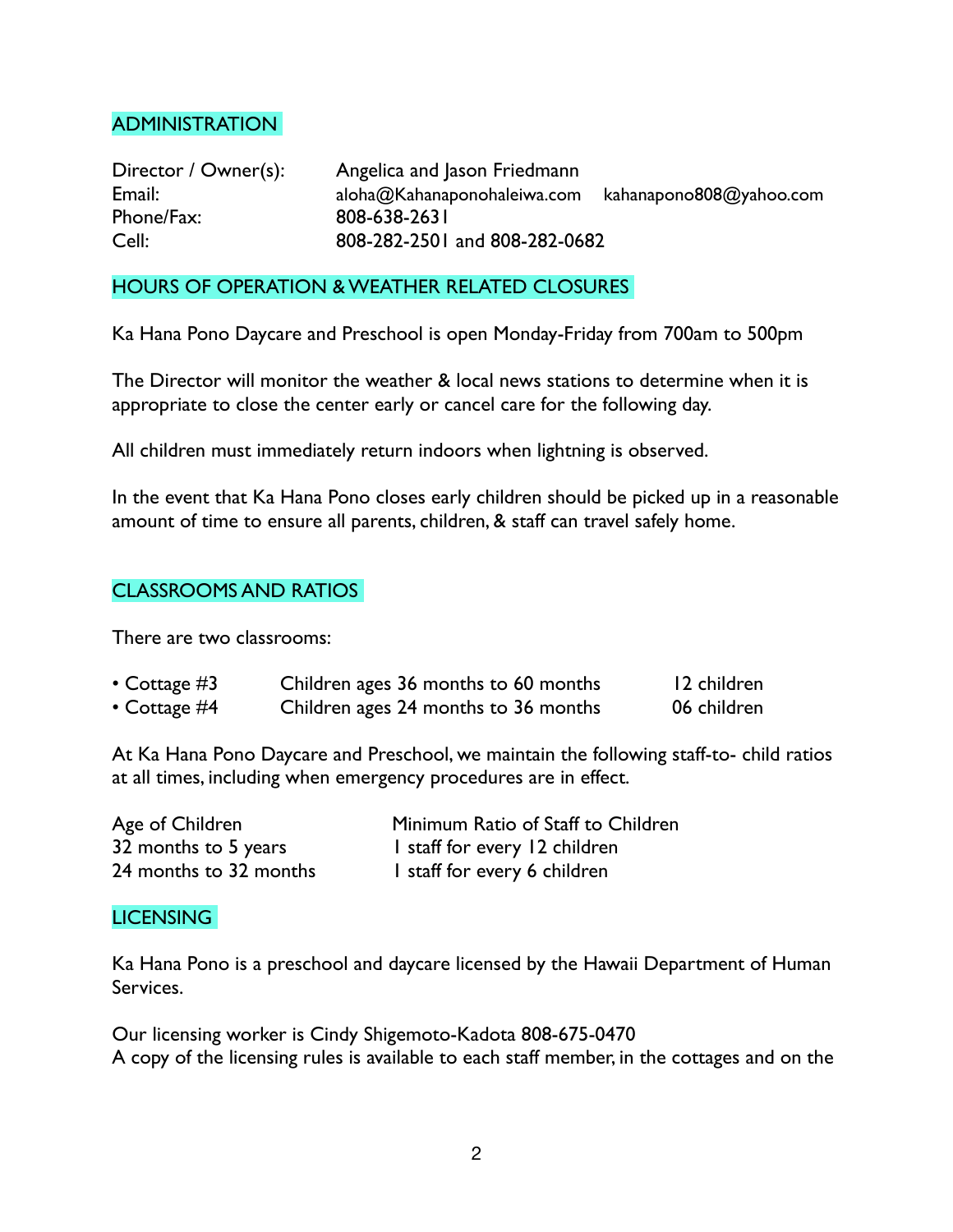## ADMINISTRATION

| | |
|---|---|
| Director / Owner(s): | Angelica and Jason Friedmann |
| Email: | aloha@Kahanaponohaleiwa.com kahanapono808@yahoo.com |
| Phone/Fax: | 808-638-2631 |
| Cell: | 808-282-2501 and 808-282-0682 |

## HOURS OF OPERATION & WEATHER RELATED CLOSURES

Ka Hana Pono Daycare and Preschool is open Monday-Friday from 700am to 500pm

The Director will monitor the weather & local news stations to determine when it is appropriate to close the center early or cancel care for the following day.

All children must immediately return indoors when lightning is observed.

In the event that Ka Hana Pono closes early children should be picked up in a reasonable amount of time to ensure all parents, children, & staff can travel safely home.

## CLASSROOMS AND RATIOS

There are two classrooms:

- Cottage #3 Children ages 36 months to 60 months 12 children
- Cottage #4 Children ages 24 months to 36 months 06 children

At Ka Hana Pono Daycare and Preschool, we maintain the following staff-to- child ratios at all times, including when emergency procedures are in effect.

| Age of Children | Minimum Ratio of Staff to Children |
|---|---|
| 32 months to 5 years | 1 staff for every 12 children |
| 24 months to 32 months | 1 staff for every 6 children |

## LICENSING

Ka Hana Pono is a preschool and daycare licensed by the Hawaii Department of Human Services.

Our licensing worker is Cindy Shigemoto-Kadota 808-675-0470
A copy of the licensing rules is available to each staff member, in the cottages and on the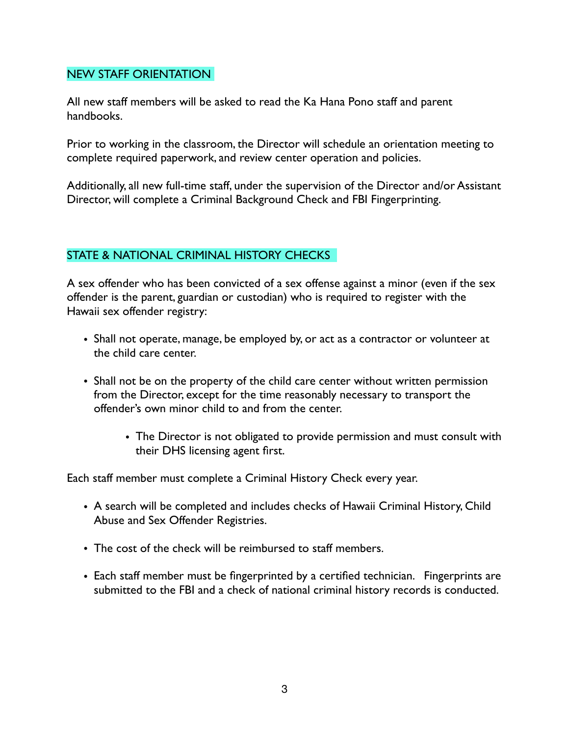## NEW STAFF ORIENTATION

All new staff members will be asked to read the Ka Hana Pono staff and parent handbooks.

Prior to working in the classroom, the Director will schedule an orientation meeting to complete required paperwork, and review center operation and policies.

Additionally, all new full-time staff, under the supervision of the Director and/or Assistant Director, will complete a Criminal Background Check and FBI Fingerprinting.

## STATE & NATIONAL CRIMINAL HISTORY CHECKS

A sex offender who has been convicted of a sex offense against a minor (even if the sex offender is the parent, guardian or custodian) who is required to register with the Hawaii sex offender registry:

- Shall not operate, manage, be employed by, or act as a contractor or volunteer at the child care center.
- Shall not be on the property of the child care center without written permission from the Director, except for the time reasonably necessary to transport the offender's own minor child to and from the center.
    - The Director is not obligated to provide permission and must consult with their DHS licensing agent first.

Each staff member must complete a Criminal History Check every year.

- A search will be completed and includes checks of Hawaii Criminal History, Child Abuse and Sex Offender Registries.
- The cost of the check will be reimbursed to staff members.
- Each staff member must be fingerprinted by a certified technician. Fingerprints are submitted to the FBI and a check of national criminal history records is conducted.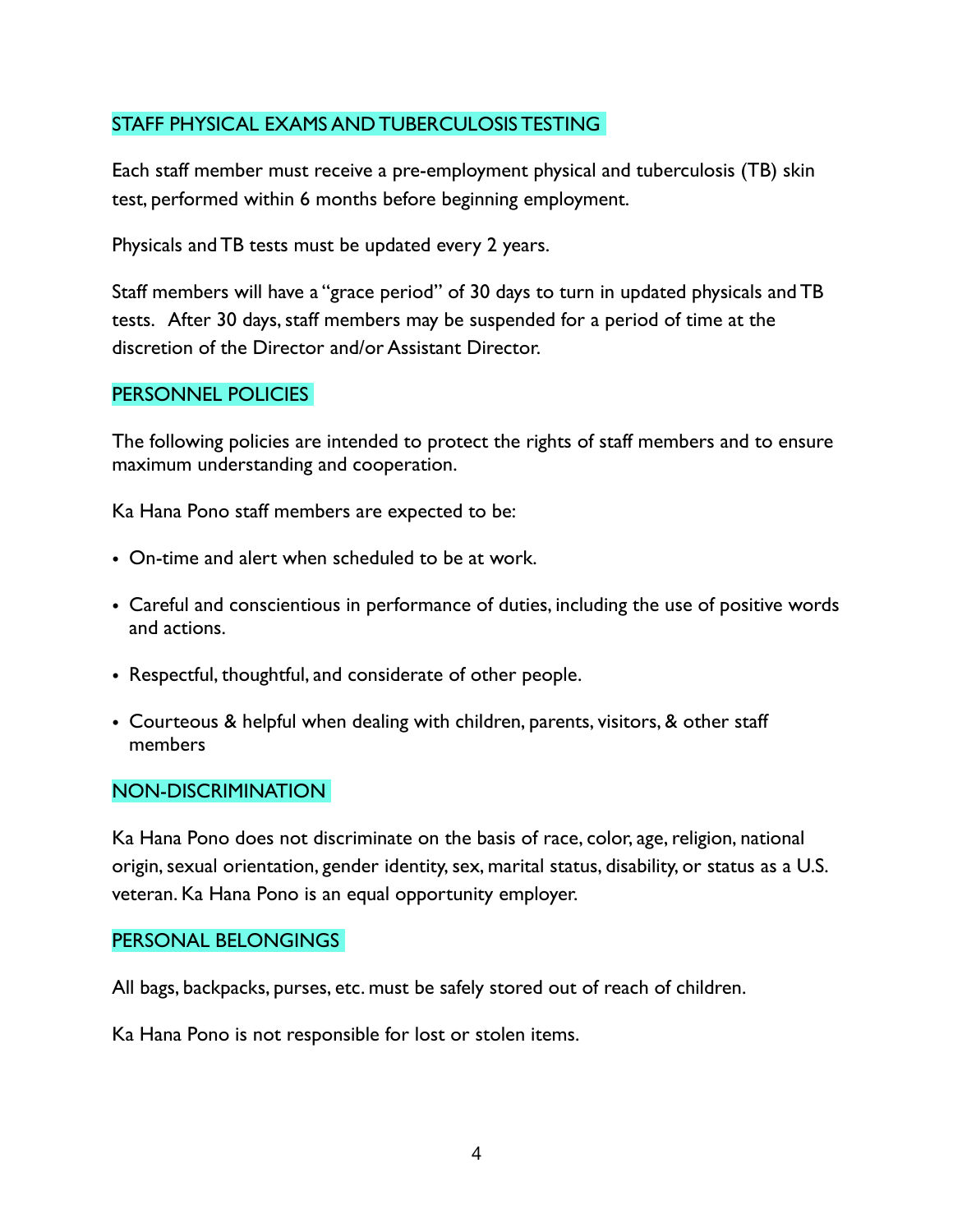## STAFF PHYSICAL EXAMS AND TUBERCULOSIS TESTING

Each staff member must receive a pre-employment physical and tuberculosis (TB) skin test, performed within 6 months before beginning employment.

Physicals and TB tests must be updated every 2 years.

Staff members will have a "grace period" of 30 days to turn in updated physicals and TB tests. After 30 days, staff members may be suspended for a period of time at the discretion of the Director and/or Assistant Director.

## PERSONNEL POLICIES

The following policies are intended to protect the rights of staff members and to ensure maximum understanding and cooperation.

Ka Hana Pono staff members are expected to be:

- On-time and alert when scheduled to be at work.
- Careful and conscientious in performance of duties, including the use of positive words and actions.
- Respectful, thoughtful, and considerate of other people.
- Courteous & helpful when dealing with children, parents, visitors, & other staff members

## NON-DISCRIMINATION

Ka Hana Pono does not discriminate on the basis of race, color, age, religion, national origin, sexual orientation, gender identity, sex, marital status, disability, or status as a U.S. veteran. Ka Hana Pono is an equal opportunity employer.

## PERSONAL BELONGINGS

All bags, backpacks, purses, etc. must be safely stored out of reach of children.

Ka Hana Pono is not responsible for lost or stolen items.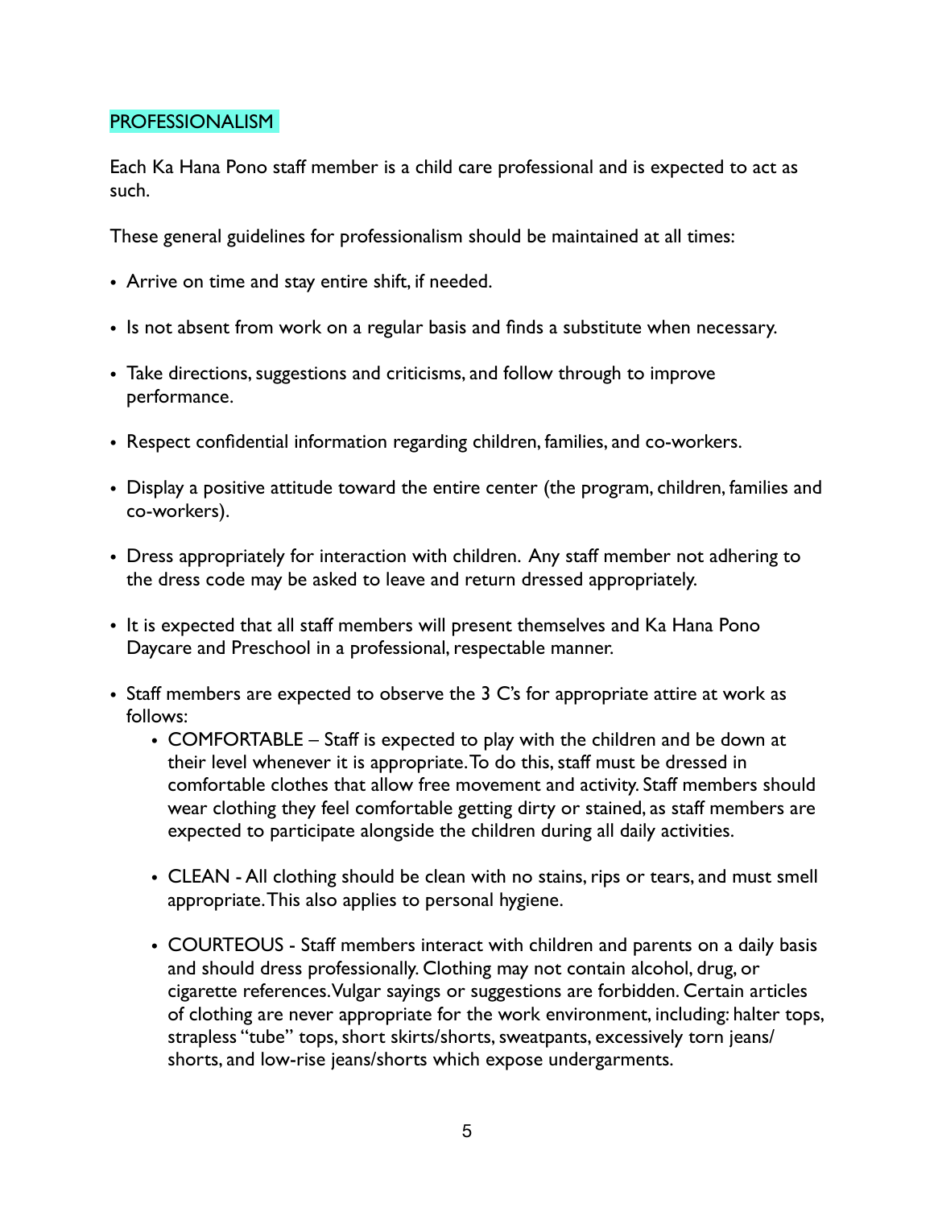## PROFESSIONALISM

Each Ka Hana Pono staff member is a child care professional and is expected to act as such.

These general guidelines for professionalism should be maintained at all times:

- Arrive on time and stay entire shift, if needed.
- Is not absent from work on a regular basis and finds a substitute when necessary.
- Take directions, suggestions and criticisms, and follow through to improve performance.
- Respect confidential information regarding children, families, and co-workers.
- Display a positive attitude toward the entire center (the program, children, families and co-workers).
- Dress appropriately for interaction with children. Any staff member not adhering to the dress code may be asked to leave and return dressed appropriately.
- It is expected that all staff members will present themselves and Ka Hana Pono Daycare and Preschool in a professional, respectable manner.
- Staff members are expected to observe the 3 C's for appropriate attire at work as follows:
  - COMFORTABLE – Staff is expected to play with the children and be down at their level whenever it is appropriate. To do this, staff must be dressed in comfortable clothes that allow free movement and activity. Staff members should wear clothing they feel comfortable getting dirty or stained, as staff members are expected to participate alongside the children during all daily activities.
  - CLEAN - All clothing should be clean with no stains, rips or tears, and must smell appropriate. This also applies to personal hygiene.
  - COURTEOUS - Staff members interact with children and parents on a daily basis and should dress professionally. Clothing may not contain alcohol, drug, or cigarette references. Vulgar sayings or suggestions are forbidden. Certain articles of clothing are never appropriate for the work environment, including: halter tops, strapless "tube" tops, short skirts/shorts, sweatpants, excessively torn jeans/shorts, and low-rise jeans/shorts which expose undergarments.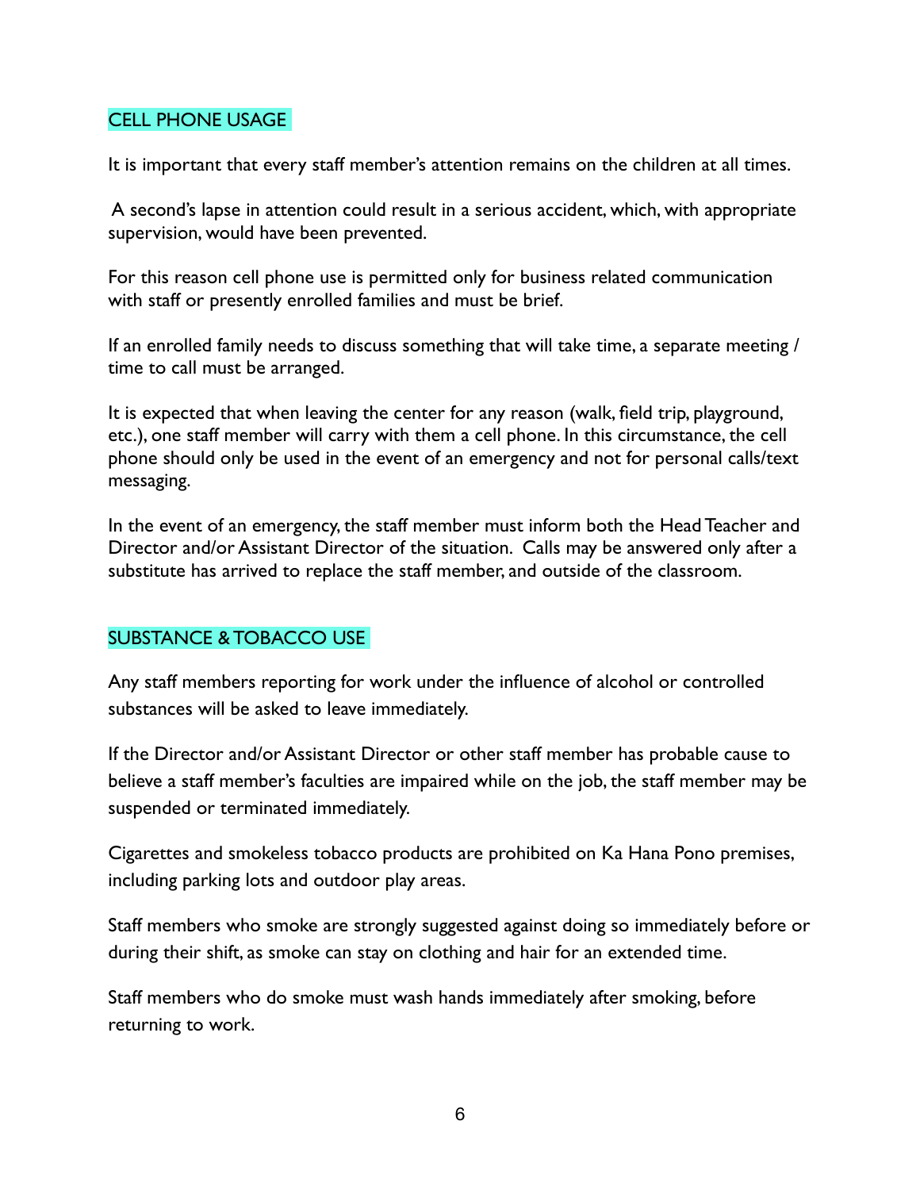## CELL PHONE USAGE

It is important that every staff member's attention remains on the children at all times.

A second's lapse in attention could result in a serious accident, which, with appropriate supervision, would have been prevented.

For this reason cell phone use is permitted only for business related communication with staff or presently enrolled families and must be brief.

If an enrolled family needs to discuss something that will take time, a separate meeting / time to call must be arranged.

It is expected that when leaving the center for any reason (walk, field trip, playground, etc.), one staff member will carry with them a cell phone. In this circumstance, the cell phone should only be used in the event of an emergency and not for personal calls/text messaging.

In the event of an emergency, the staff member must inform both the Head Teacher and Director and/or Assistant Director of the situation. Calls may be answered only after a substitute has arrived to replace the staff member, and outside of the classroom.

## SUBSTANCE & TOBACCO USE

Any staff members reporting for work under the influence of alcohol or controlled substances will be asked to leave immediately.

If the Director and/or Assistant Director or other staff member has probable cause to believe a staff member's faculties are impaired while on the job, the staff member may be suspended or terminated immediately.

Cigarettes and smokeless tobacco products are prohibited on Ka Hana Pono premises, including parking lots and outdoor play areas.

Staff members who smoke are strongly suggested against doing so immediately before or during their shift, as smoke can stay on clothing and hair for an extended time.

Staff members who do smoke must wash hands immediately after smoking, before returning to work.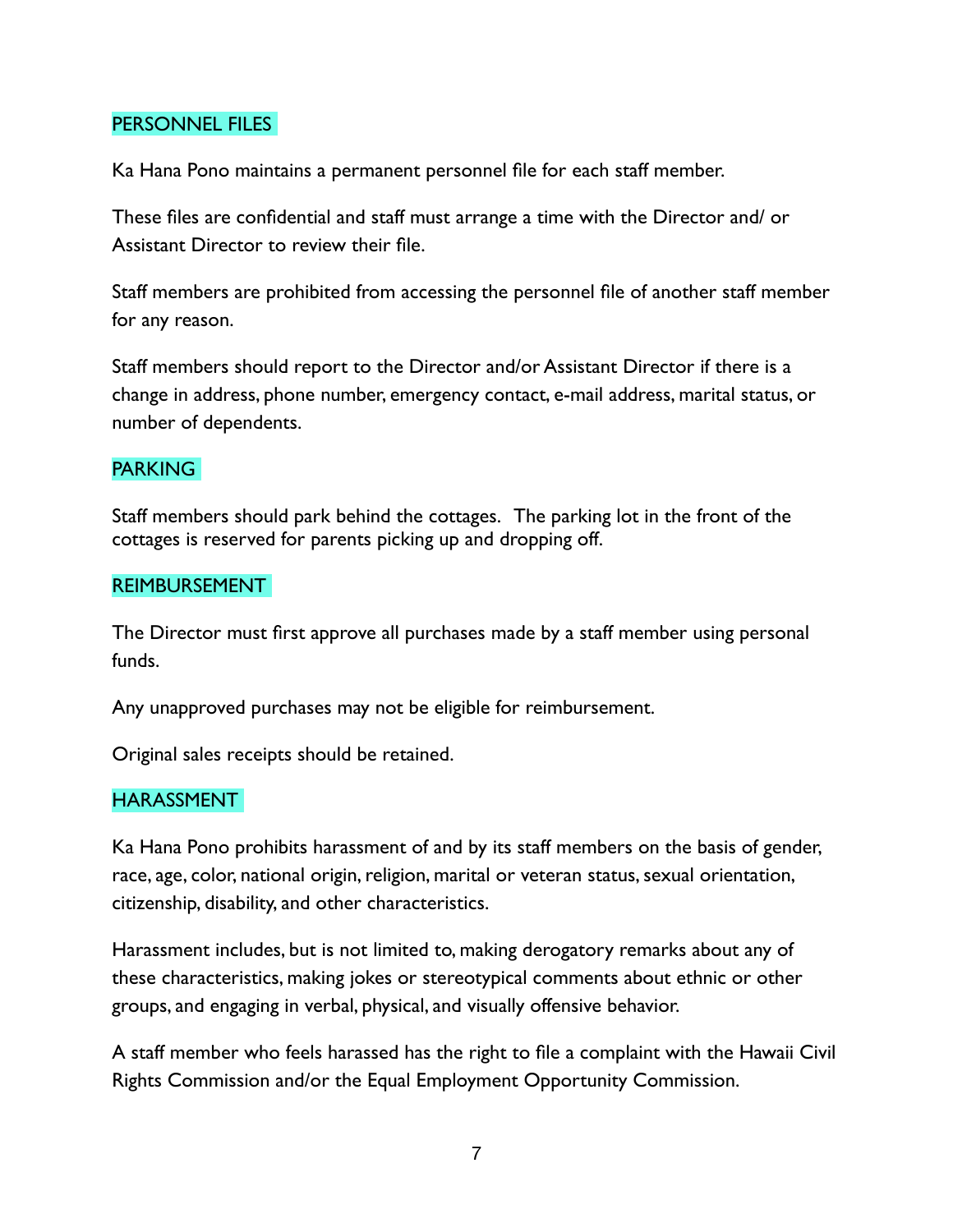## PERSONNEL FILES

Ka Hana Pono maintains a permanent personnel file for each staff member.

These files are confidential and staff must arrange a time with the Director and/ or Assistant Director to review their file.

Staff members are prohibited from accessing the personnel file of another staff member for any reason.

Staff members should report to the Director and/or Assistant Director if there is a change in address, phone number, emergency contact, e-mail address, marital status, or number of dependents.

## PARKING

Staff members should park behind the cottages. The parking lot in the front of the cottages is reserved for parents picking up and dropping off.

## REIMBURSEMENT

The Director must first approve all purchases made by a staff member using personal funds.

Any unapproved purchases may not be eligible for reimbursement.

Original sales receipts should be retained.

## HARASSMENT

Ka Hana Pono prohibits harassment of and by its staff members on the basis of gender, race, age, color, national origin, religion, marital or veteran status, sexual orientation, citizenship, disability, and other characteristics.

Harassment includes, but is not limited to, making derogatory remarks about any of these characteristics, making jokes or stereotypical comments about ethnic or other groups, and engaging in verbal, physical, and visually offensive behavior.

A staff member who feels harassed has the right to file a complaint with the Hawaii Civil Rights Commission and/or the Equal Employment Opportunity Commission.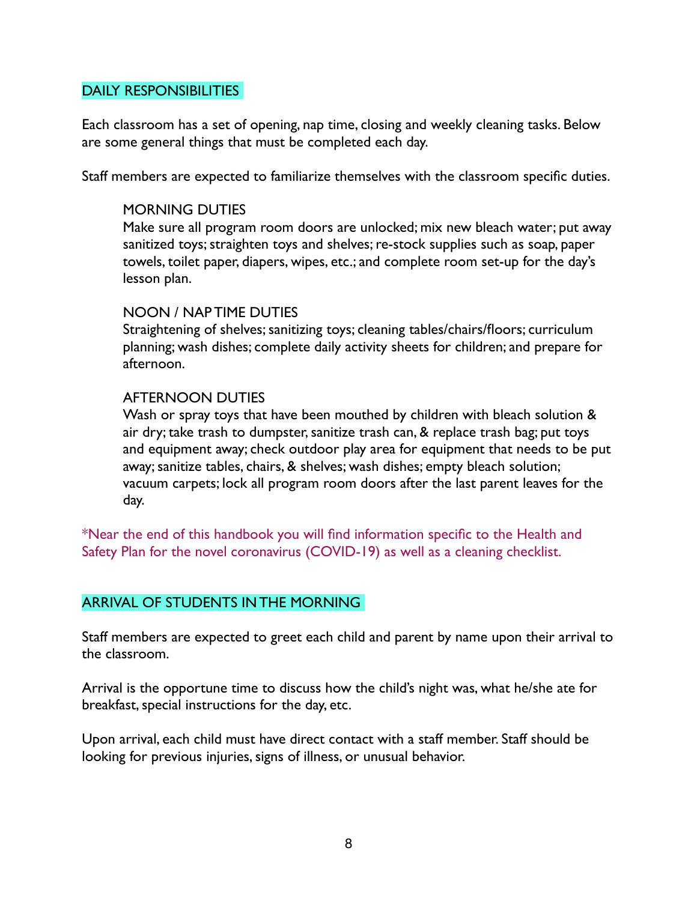## DAILY RESPONSIBILITIES

Each classroom has a set of opening, nap time, closing and weekly cleaning tasks. Below are some general things that must be completed each day.

Staff members are expected to familiarize themselves with the classroom specific duties.

### MORNING DUTIES

Make sure all program room doors are unlocked; mix new bleach water; put away sanitized toys; straighten toys and shelves; re-stock supplies such as soap, paper towels, toilet paper, diapers, wipes, etc.; and complete room set-up for the day's lesson plan.

### NOON / NAP TIME DUTIES

Straightening of shelves; sanitizing toys; cleaning tables/chairs/floors; curriculum planning; wash dishes; complete daily activity sheets for children; and prepare for afternoon.

### AFTERNOON DUTIES

Wash or spray toys that have been mouthed by children with bleach solution & air dry; take trash to dumpster, sanitize trash can, & replace trash bag; put toys and equipment away; check outdoor play area for equipment that needs to be put away; sanitize tables, chairs, & shelves; wash dishes; empty bleach solution; vacuum carpets; lock all program room doors after the last parent leaves for the day.

*Near the end of this handbook you will find information specific to the Health and Safety Plan for the novel coronavirus (COVID-19) as well as a cleaning checklist.

## ARRIVAL OF STUDENTS IN THE MORNING

Staff members are expected to greet each child and parent by name upon their arrival to the classroom.

Arrival is the opportune time to discuss how the child's night was, what he/she ate for breakfast, special instructions for the day, etc.

Upon arrival, each child must have direct contact with a staff member. Staff should be looking for previous injuries, signs of illness, or unusual behavior.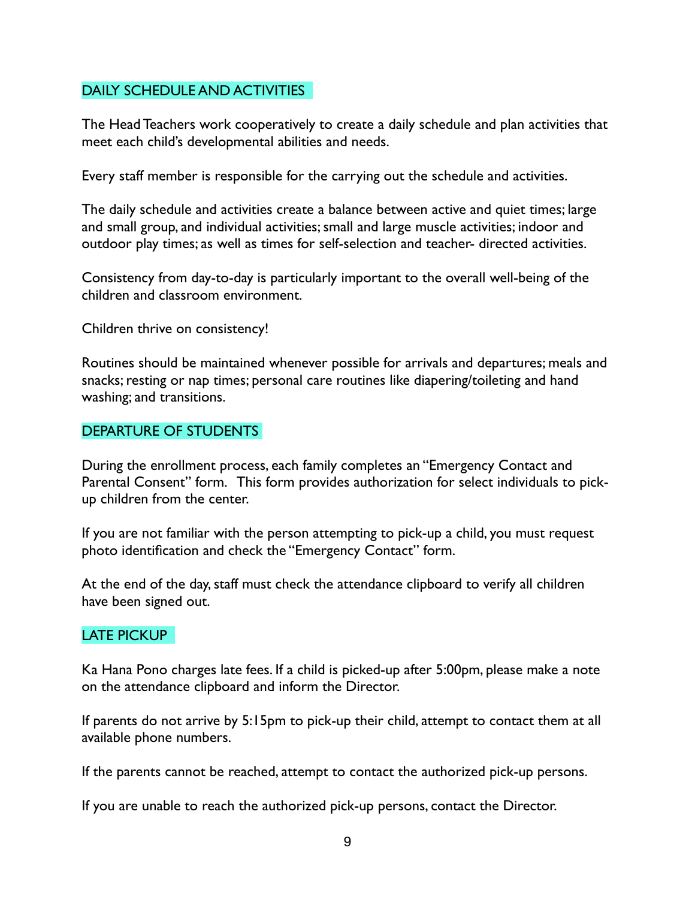## DAILY SCHEDULE AND ACTIVITIES

The Head Teachers work cooperatively to create a daily schedule and plan activities that meet each child's developmental abilities and needs.

Every staff member is responsible for the carrying out the schedule and activities.

The daily schedule and activities create a balance between active and quiet times; large and small group, and individual activities; small and large muscle activities; indoor and outdoor play times; as well as times for self-selection and teacher- directed activities.

Consistency from day-to-day is particularly important to the overall well-being of the children and classroom environment.

Children thrive on consistency!

Routines should be maintained whenever possible for arrivals and departures; meals and snacks; resting or nap times; personal care routines like diapering/toileting and hand washing; and transitions.

## DEPARTURE OF STUDENTS

During the enrollment process, each family completes an "Emergency Contact and Parental Consent" form. This form provides authorization for select individuals to pick-up children from the center.

If you are not familiar with the person attempting to pick-up a child, you must request photo identification and check the "Emergency Contact" form.

At the end of the day, staff must check the attendance clipboard to verify all children have been signed out.

## LATE PICKUP

Ka Hana Pono charges late fees. If a child is picked-up after 5:00pm, please make a note on the attendance clipboard and inform the Director.

If parents do not arrive by 5:15pm to pick-up their child, attempt to contact them at all available phone numbers.

If the parents cannot be reached, attempt to contact the authorized pick-up persons.

If you are unable to reach the authorized pick-up persons, contact the Director.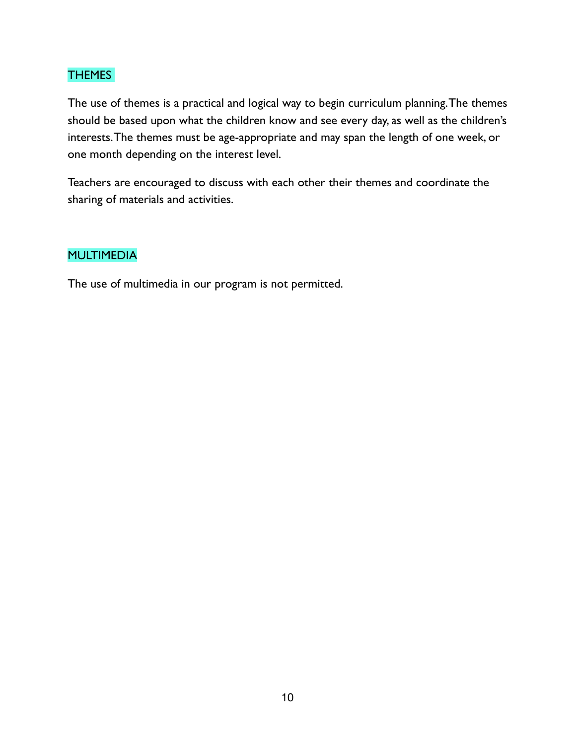## THEMES

The use of themes is a practical and logical way to begin curriculum planning. The themes should be based upon what the children know and see every day, as well as the children's interests. The themes must be age-appropriate and may span the length of one week, or one month depending on the interest level.

Teachers are encouraged to discuss with each other their themes and coordinate the sharing of materials and activities.

## MULTIMEDIA

The use of multimedia in our program is not permitted.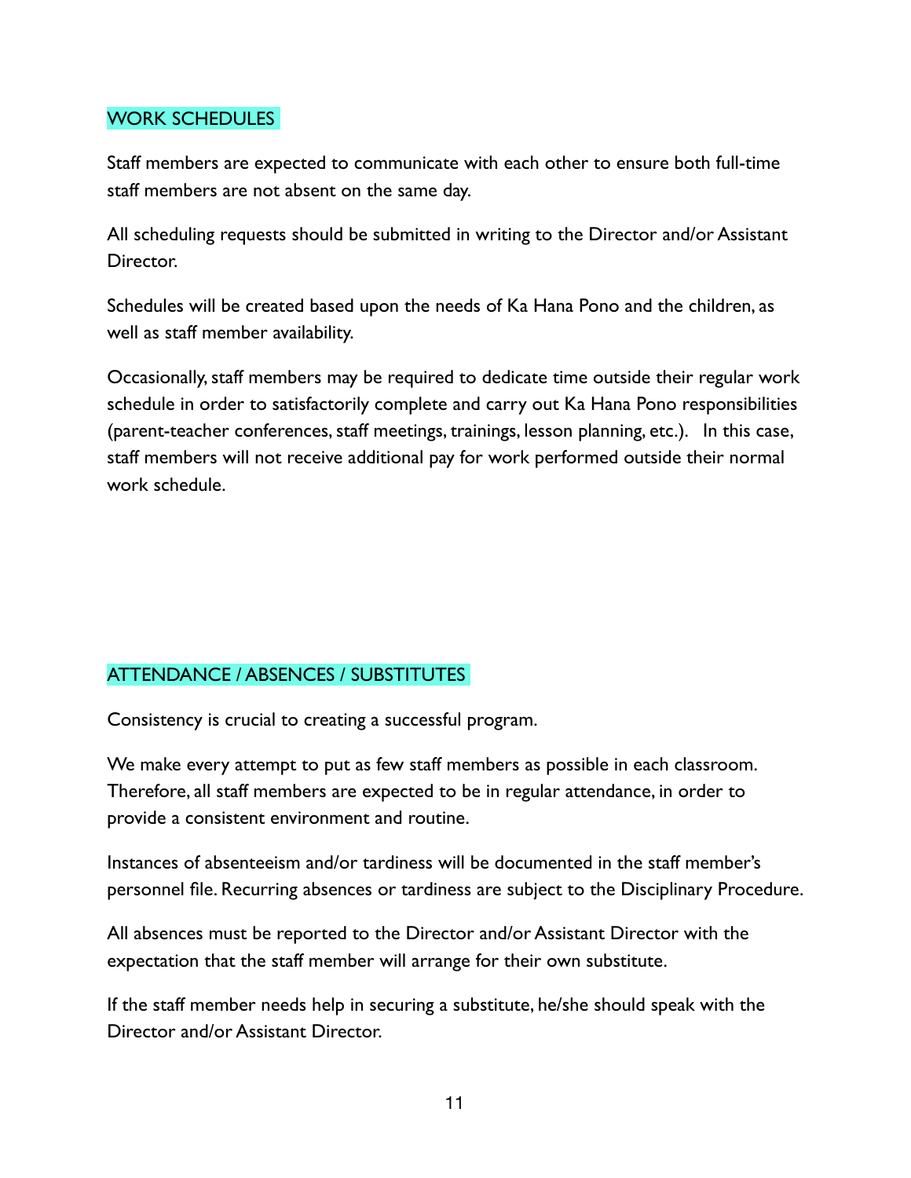## WORK SCHEDULES

Staff members are expected to communicate with each other to ensure both full-time staff members are not absent on the same day.

All scheduling requests should be submitted in writing to the Director and/or Assistant Director.

Schedules will be created based upon the needs of Ka Hana Pono and the children, as well as staff member availability.

Occasionally, staff members may be required to dedicate time outside their regular work schedule in order to satisfactorily complete and carry out Ka Hana Pono responsibilities (parent-teacher conferences, staff meetings, trainings, lesson planning, etc.). In this case, staff members will not receive additional pay for work performed outside their normal work schedule.

## ATTENDANCE / ABSENCES / SUBSTITUTES

Consistency is crucial to creating a successful program.

We make every attempt to put as few staff members as possible in each classroom. Therefore, all staff members are expected to be in regular attendance, in order to provide a consistent environment and routine.

Instances of absenteeism and/or tardiness will be documented in the staff member's personnel file. Recurring absences or tardiness are subject to the Disciplinary Procedure.

All absences must be reported to the Director and/or Assistant Director with the expectation that the staff member will arrange for their own substitute.

If the staff member needs help in securing a substitute, he/she should speak with the Director and/or Assistant Director.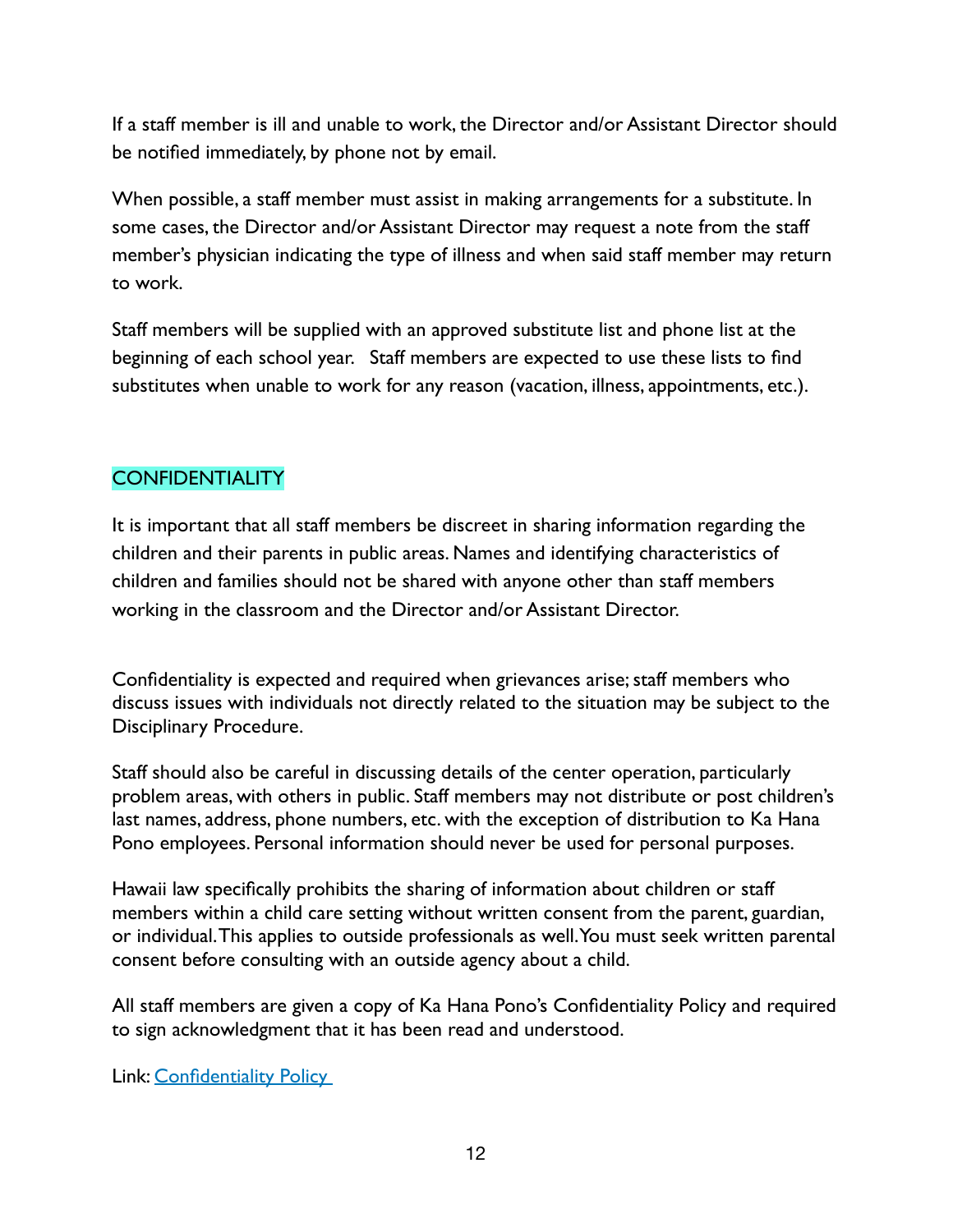If a staff member is ill and unable to work, the Director and/or Assistant Director should be notified immediately, by phone not by email.

When possible, a staff member must assist in making arrangements for a substitute. In some cases, the Director and/or Assistant Director may request a note from the staff member's physician indicating the type of illness and when said staff member may return to work.

Staff members will be supplied with an approved substitute list and phone list at the beginning of each school year. Staff members are expected to use these lists to find substitutes when unable to work for any reason (vacation, illness, appointments, etc.).

## CONFIDENTIALITY

It is important that all staff members be discreet in sharing information regarding the children and their parents in public areas. Names and identifying characteristics of children and families should not be shared with anyone other than staff members working in the classroom and the Director and/or Assistant Director.

Confidentiality is expected and required when grievances arise; staff members who discuss issues with individuals not directly related to the situation may be subject to the Disciplinary Procedure.

Staff should also be careful in discussing details of the center operation, particularly problem areas, with others in public. Staff members may not distribute or post children's last names, address, phone numbers, etc. with the exception of distribution to Ka Hana Pono employees. Personal information should never be used for personal purposes.

Hawaii law specifically prohibits the sharing of information about children or staff members within a child care setting without written consent from the parent, guardian, or individual. This applies to outside professionals as well. You must seek written parental consent before consulting with an outside agency about a child.

All staff members are given a copy of Ka Hana Pono's Confidentiality Policy and required to sign acknowledgment that it has been read and understood.

Link: Confidentiality Policy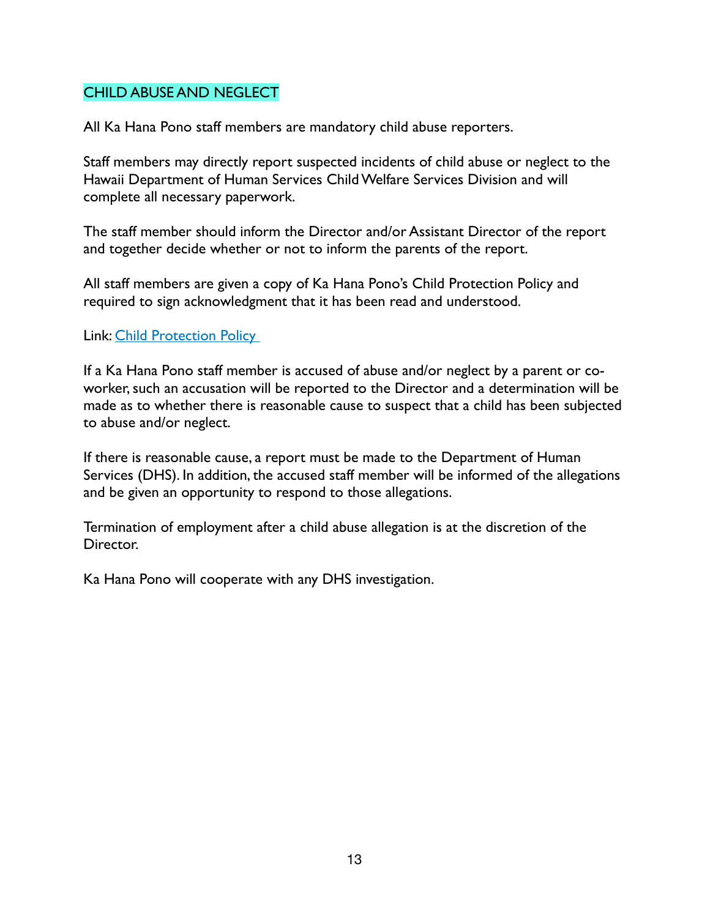## CHILD ABUSE AND NEGLECT

All Ka Hana Pono staff members are mandatory child abuse reporters.

Staff members may directly report suspected incidents of child abuse or neglect to the Hawaii Department of Human Services Child Welfare Services Division and will complete all necessary paperwork.

The staff member should inform the Director and/or Assistant Director of the report and together decide whether or not to inform the parents of the report.

All staff members are given a copy of Ka Hana Pono's Child Protection Policy and required to sign acknowledgment that it has been read and understood.

Link: Child Protection Policy

If a Ka Hana Pono staff member is accused of abuse and/or neglect by a parent or co-worker, such an accusation will be reported to the Director and a determination will be made as to whether there is reasonable cause to suspect that a child has been subjected to abuse and/or neglect.

If there is reasonable cause, a report must be made to the Department of Human Services (DHS). In addition, the accused staff member will be informed of the allegations and be given an opportunity to respond to those allegations.

Termination of employment after a child abuse allegation is at the discretion of the Director.

Ka Hana Pono will cooperate with any DHS investigation.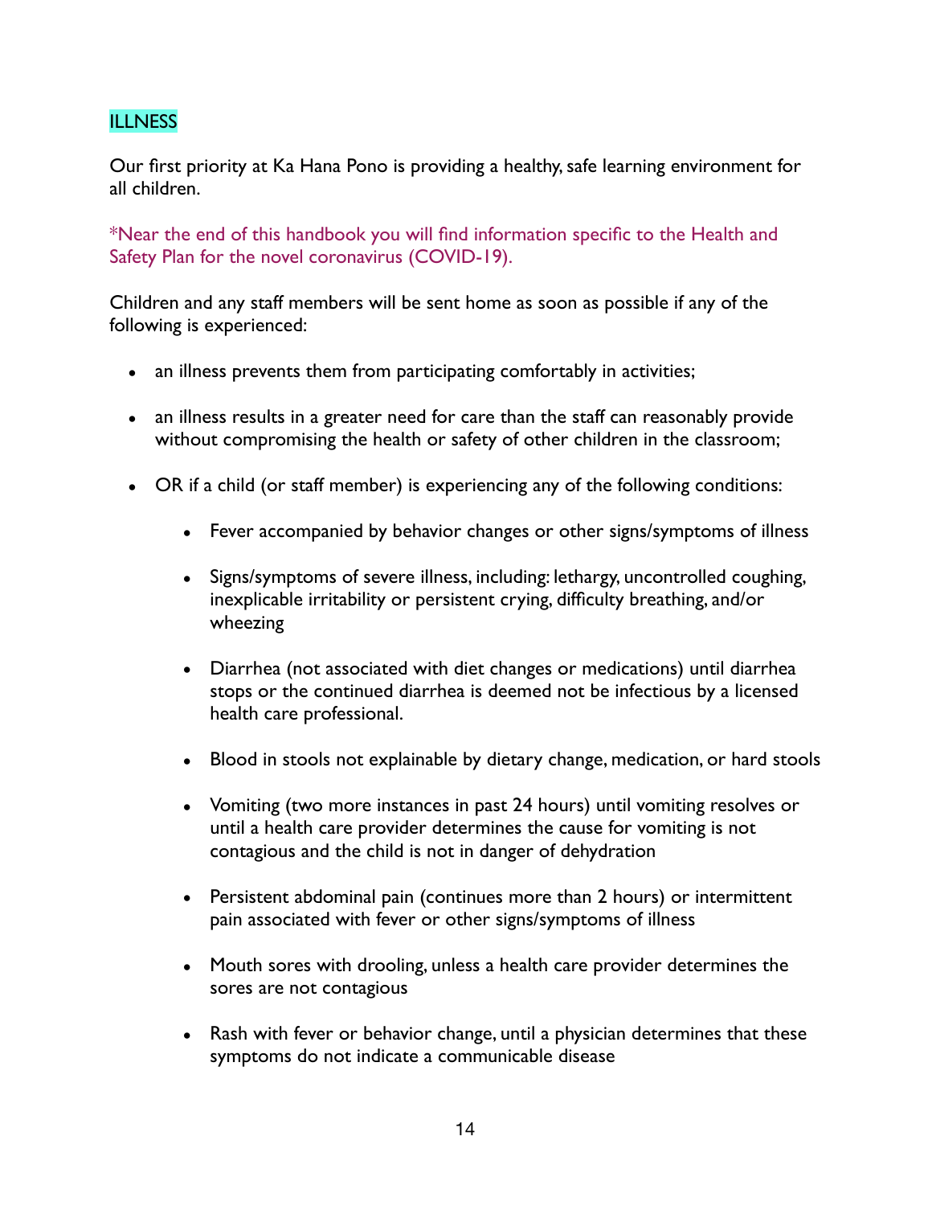## ILLNESS

Our first priority at Ka Hana Pono is providing a healthy, safe learning environment for all children.

*Near the end of this handbook you will find information specific to the Health and Safety Plan for the novel coronavirus (COVID-19).

Children and any staff members will be sent home as soon as possible if any of the following is experienced:

- an illness prevents them from participating comfortably in activities;
- an illness results in a greater need for care than the staff can reasonably provide without compromising the health or safety of other children in the classroom;
- OR if a child (or staff member) is experiencing any of the following conditions:
    - Fever accompanied by behavior changes or other signs/symptoms of illness
    - Signs/symptoms of severe illness, including: lethargy, uncontrolled coughing, inexplicable irritability or persistent crying, difficulty breathing, and/or wheezing
    - Diarrhea (not associated with diet changes or medications) until diarrhea stops or the continued diarrhea is deemed not be infectious by a licensed health care professional.
    - Blood in stools not explainable by dietary change, medication, or hard stools
    - Vomiting (two more instances in past 24 hours) until vomiting resolves or until a health care provider determines the cause for vomiting is not contagious and the child is not in danger of dehydration
    - Persistent abdominal pain (continues more than 2 hours) or intermittent pain associated with fever or other signs/symptoms of illness
    - Mouth sores with drooling, unless a health care provider determines the sores are not contagious
    - Rash with fever or behavior change, until a physician determines that these symptoms do not indicate a communicable disease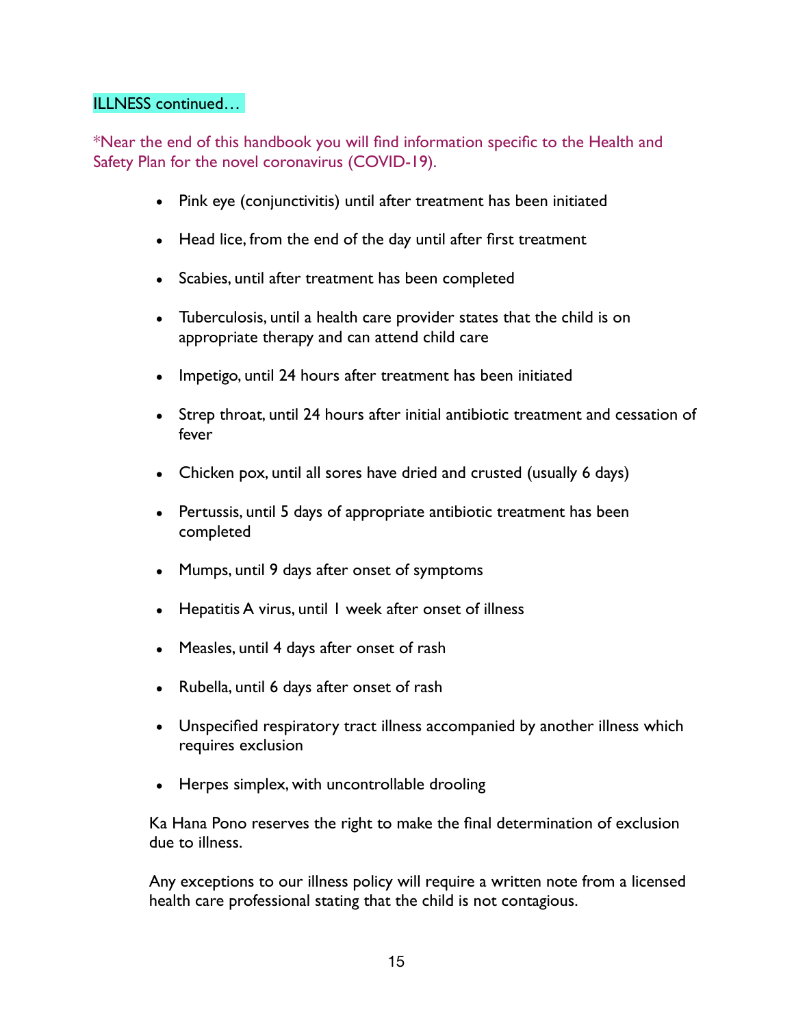ILLNESS continued…

*Near the end of this handbook you will find information specific to the Health and Safety Plan for the novel coronavirus (COVID-19).

- Pink eye (conjunctivitis) until after treatment has been initiated
- Head lice, from the end of the day until after first treatment
- Scabies, until after treatment has been completed
- Tuberculosis, until a health care provider states that the child is on appropriate therapy and can attend child care
- Impetigo, until 24 hours after treatment has been initiated
- Strep throat, until 24 hours after initial antibiotic treatment and cessation of fever
- Chicken pox, until all sores have dried and crusted (usually 6 days)
- Pertussis, until 5 days of appropriate antibiotic treatment has been completed
- Mumps, until 9 days after onset of symptoms
- Hepatitis A virus, until 1 week after onset of illness
- Measles, until 4 days after onset of rash
- Rubella, until 6 days after onset of rash
- Unspecified respiratory tract illness accompanied by another illness which requires exclusion
- Herpes simplex, with uncontrollable drooling

Ka Hana Pono reserves the right to make the final determination of exclusion due to illness.

Any exceptions to our illness policy will require a written note from a licensed health care professional stating that the child is not contagious.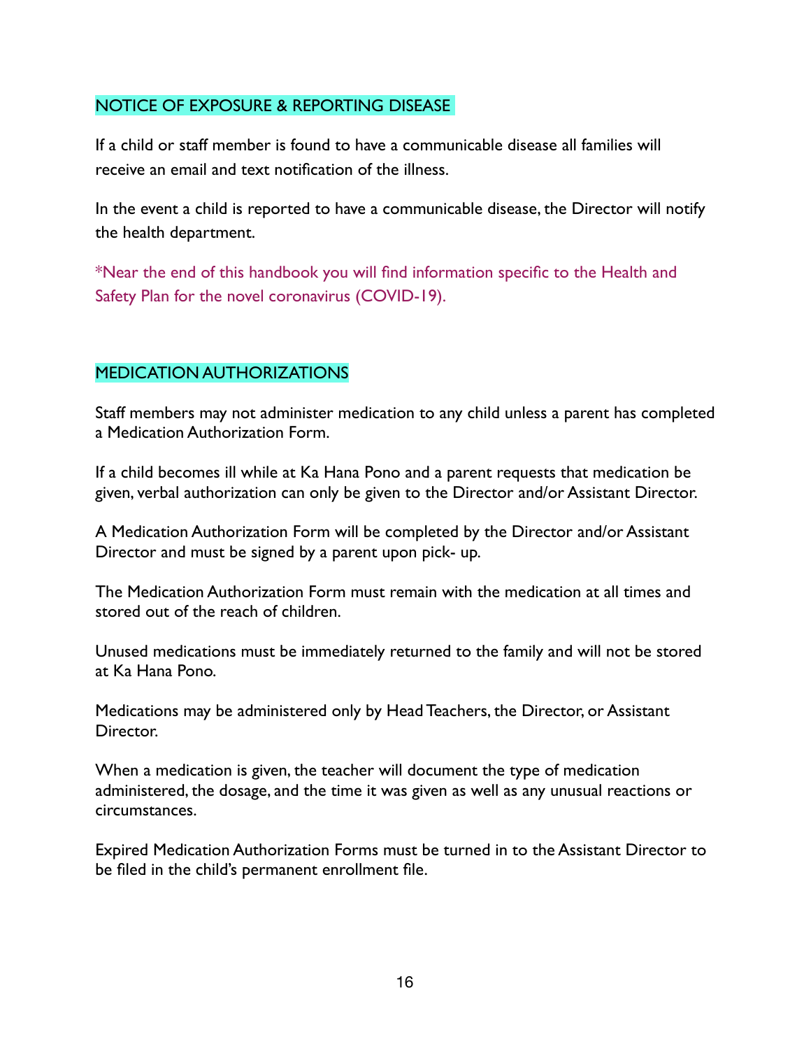## NOTICE OF EXPOSURE & REPORTING DISEASE

If a child or staff member is found to have a communicable disease all families will receive an email and text notification of the illness.

In the event a child is reported to have a communicable disease, the Director will notify the health department.

*Near the end of this handbook you will find information specific to the Health and Safety Plan for the novel coronavirus (COVID-19).

## MEDICATION AUTHORIZATIONS

Staff members may not administer medication to any child unless a parent has completed a Medication Authorization Form.

If a child becomes ill while at Ka Hana Pono and a parent requests that medication be given, verbal authorization can only be given to the Director and/or Assistant Director.

A Medication Authorization Form will be completed by the Director and/or Assistant Director and must be signed by a parent upon pick- up.

The Medication Authorization Form must remain with the medication at all times and stored out of the reach of children.

Unused medications must be immediately returned to the family and will not be stored at Ka Hana Pono.

Medications may be administered only by Head Teachers, the Director, or Assistant Director.

When a medication is given, the teacher will document the type of medication administered, the dosage, and the time it was given as well as any unusual reactions or circumstances.

Expired Medication Authorization Forms must be turned in to the Assistant Director to be filed in the child's permanent enrollment file.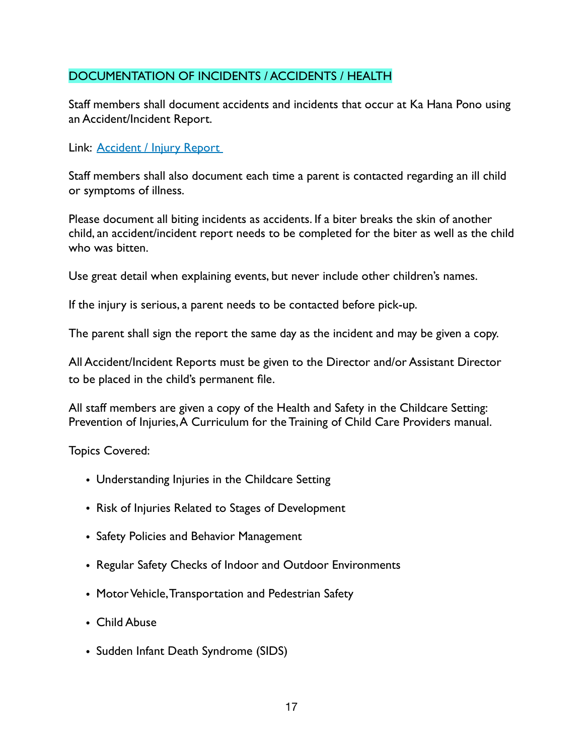## DOCUMENTATION OF INCIDENTS / ACCIDENTS / HEALTH

Staff members shall document accidents and incidents that occur at Ka Hana Pono using an Accident/Incident Report.

Link: Accident / Injury Report

Staff members shall also document each time a parent is contacted regarding an ill child or symptoms of illness.

Please document all biting incidents as accidents. If a biter breaks the skin of another child, an accident/incident report needs to be completed for the biter as well as the child who was bitten.

Use great detail when explaining events, but never include other children's names.

If the injury is serious, a parent needs to be contacted before pick-up.

The parent shall sign the report the same day as the incident and may be given a copy.

All Accident/Incident Reports must be given to the Director and/or Assistant Director to be placed in the child's permanent file.

All staff members are given a copy of the Health and Safety in the Childcare Setting: Prevention of Injuries, A Curriculum for the Training of Child Care Providers manual.

Topics Covered:

- Understanding Injuries in the Childcare Setting
- Risk of Injuries Related to Stages of Development
- Safety Policies and Behavior Management
- Regular Safety Checks of Indoor and Outdoor Environments
- Motor Vehicle, Transportation and Pedestrian Safety
- Child Abuse
- Sudden Infant Death Syndrome (SIDS)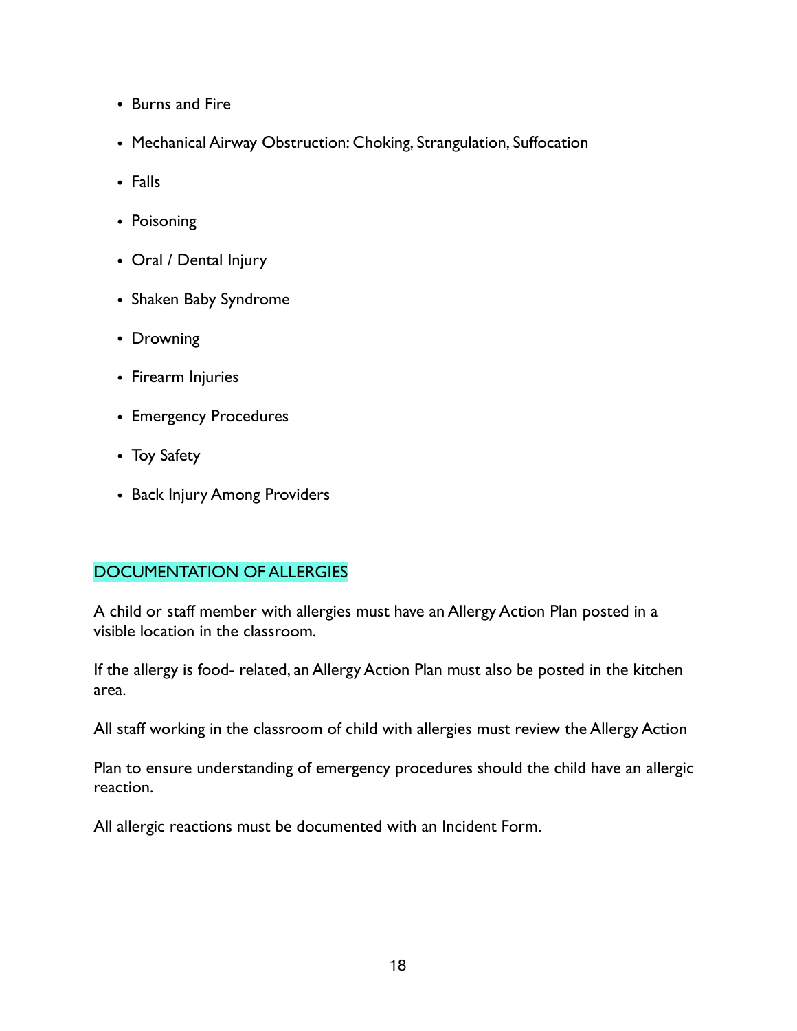- Burns and Fire
- Mechanical Airway Obstruction: Choking, Strangulation, Suffocation
- Falls
- Poisoning
- Oral / Dental Injury
- Shaken Baby Syndrome
- Drowning
- Firearm Injuries
- Emergency Procedures
- Toy Safety
- Back Injury Among Providers

## DOCUMENTATION OF ALLERGIES

A child or staff member with allergies must have an Allergy Action Plan posted in a visible location in the classroom.

If the allergy is food- related, an Allergy Action Plan must also be posted in the kitchen area.

All staff working in the classroom of child with allergies must review the Allergy Action

Plan to ensure understanding of emergency procedures should the child have an allergic reaction.

All allergic reactions must be documented with an Incident Form.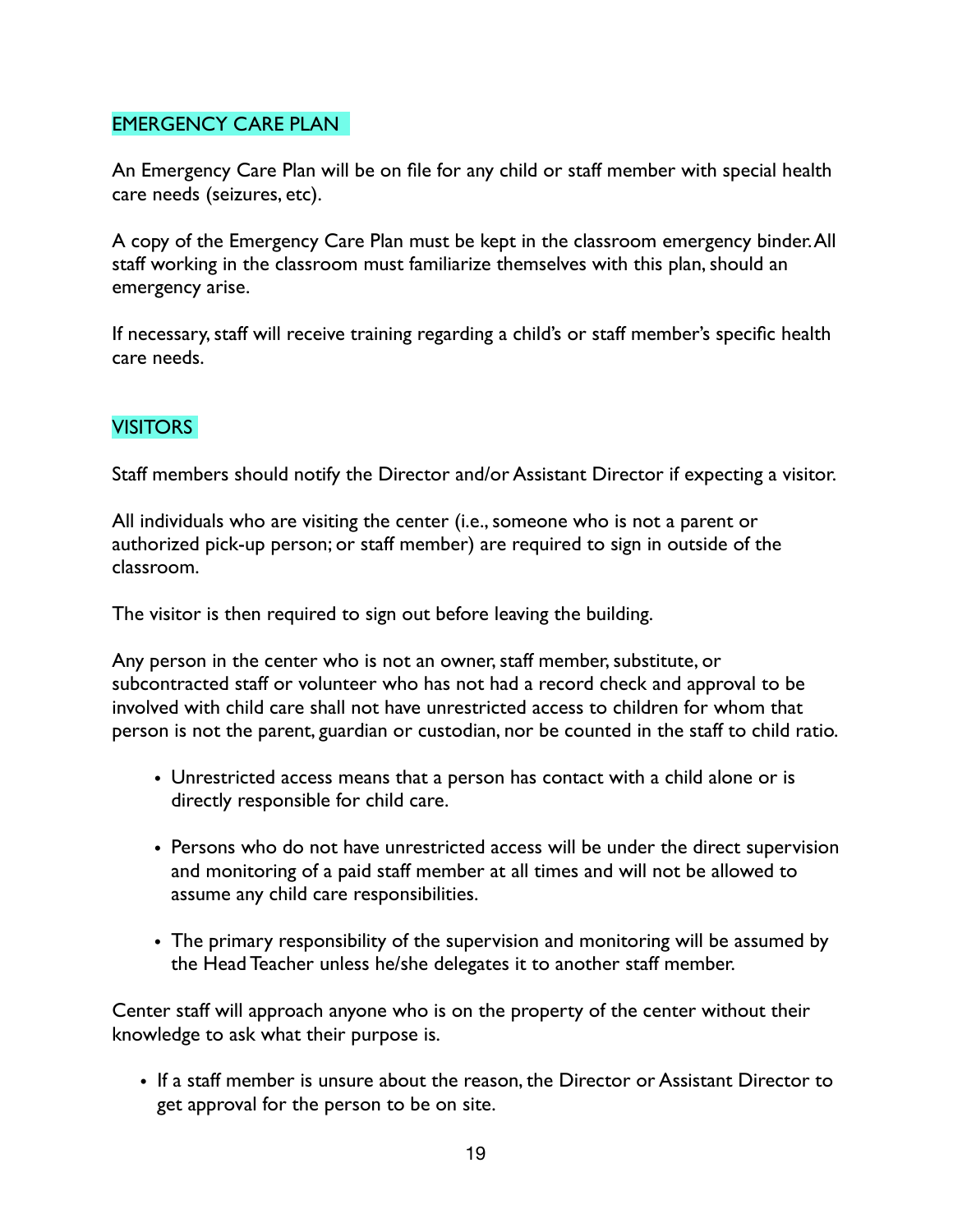## EMERGENCY CARE PLAN

An Emergency Care Plan will be on file for any child or staff member with special health care needs (seizures, etc).

A copy of the Emergency Care Plan must be kept in the classroom emergency binder. All staff working in the classroom must familiarize themselves with this plan, should an emergency arise.

If necessary, staff will receive training regarding a child's or staff member's specific health care needs.

## VISITORS

Staff members should notify the Director and/or Assistant Director if expecting a visitor.

All individuals who are visiting the center (i.e., someone who is not a parent or authorized pick-up person; or staff member) are required to sign in outside of the classroom.

The visitor is then required to sign out before leaving the building.

Any person in the center who is not an owner, staff member, substitute, or subcontracted staff or volunteer who has not had a record check and approval to be involved with child care shall not have unrestricted access to children for whom that person is not the parent, guardian or custodian, nor be counted in the staff to child ratio.

- Unrestricted access means that a person has contact with a child alone or is directly responsible for child care.
- Persons who do not have unrestricted access will be under the direct supervision and monitoring of a paid staff member at all times and will not be allowed to assume any child care responsibilities.
- The primary responsibility of the supervision and monitoring will be assumed by the Head Teacher unless he/she delegates it to another staff member.

Center staff will approach anyone who is on the property of the center without their knowledge to ask what their purpose is.

- If a staff member is unsure about the reason, the Director or Assistant Director to get approval for the person to be on site.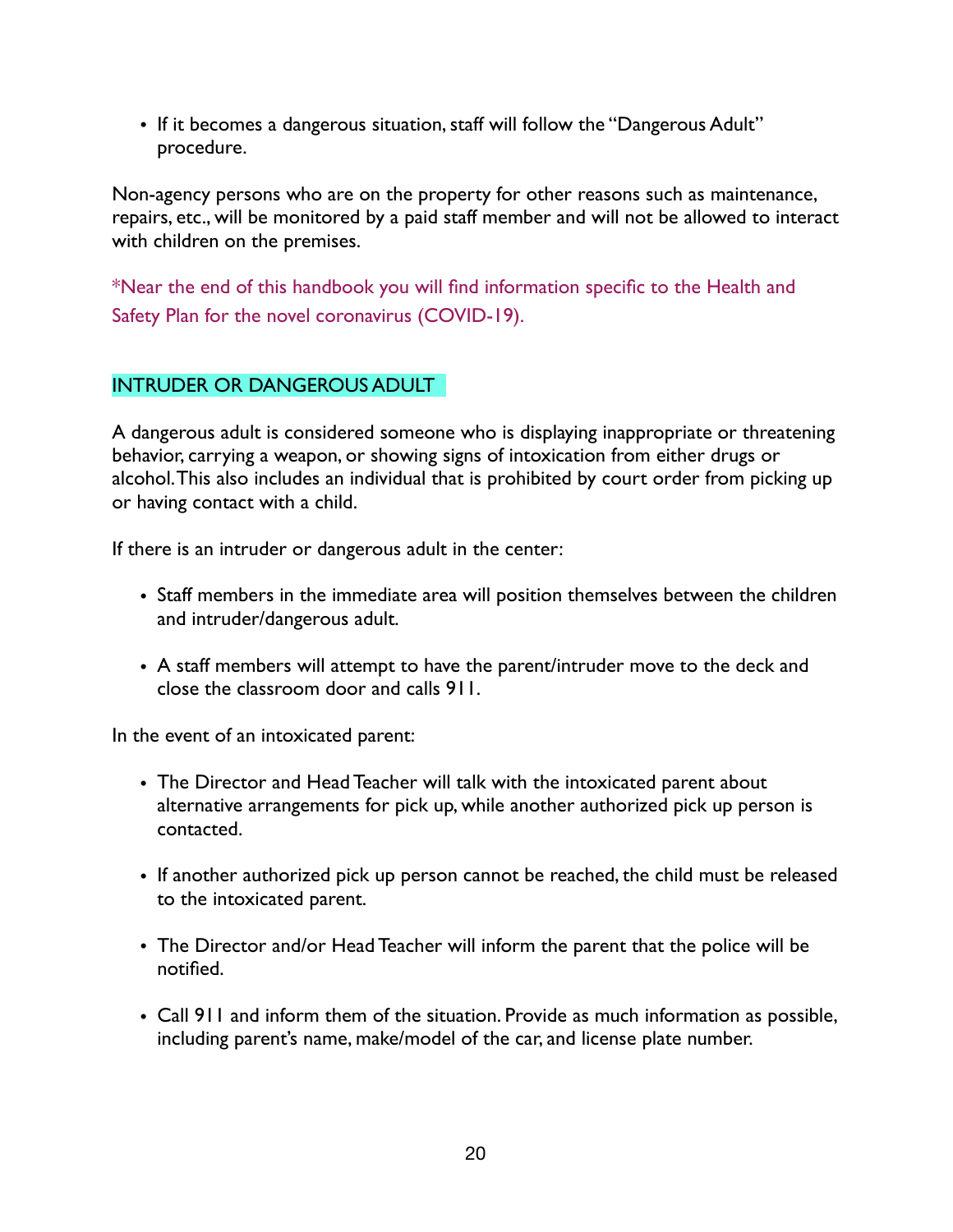- If it becomes a dangerous situation, staff will follow the "Dangerous Adult" procedure.

Non-agency persons who are on the property for other reasons such as maintenance, repairs, etc., will be monitored by a paid staff member and will not be allowed to interact with children on the premises.

*Near the end of this handbook you will find information specific to the Health and Safety Plan for the novel coronavirus (COVID-19).

## INTRUDER OR DANGEROUS ADULT

A dangerous adult is considered someone who is displaying inappropriate or threatening behavior, carrying a weapon, or showing signs of intoxication from either drugs or alcohol. This also includes an individual that is prohibited by court order from picking up or having contact with a child.

If there is an intruder or dangerous adult in the center:

- Staff members in the immediate area will position themselves between the children and intruder/dangerous adult.
- A staff members will attempt to have the parent/intruder move to the deck and close the classroom door and calls 911.

In the event of an intoxicated parent:

- The Director and Head Teacher will talk with the intoxicated parent about alternative arrangements for pick up, while another authorized pick up person is contacted.
- If another authorized pick up person cannot be reached, the child must be released to the intoxicated parent.
- The Director and/or Head Teacher will inform the parent that the police will be notified.
- Call 911 and inform them of the situation. Provide as much information as possible, including parent's name, make/model of the car, and license plate number.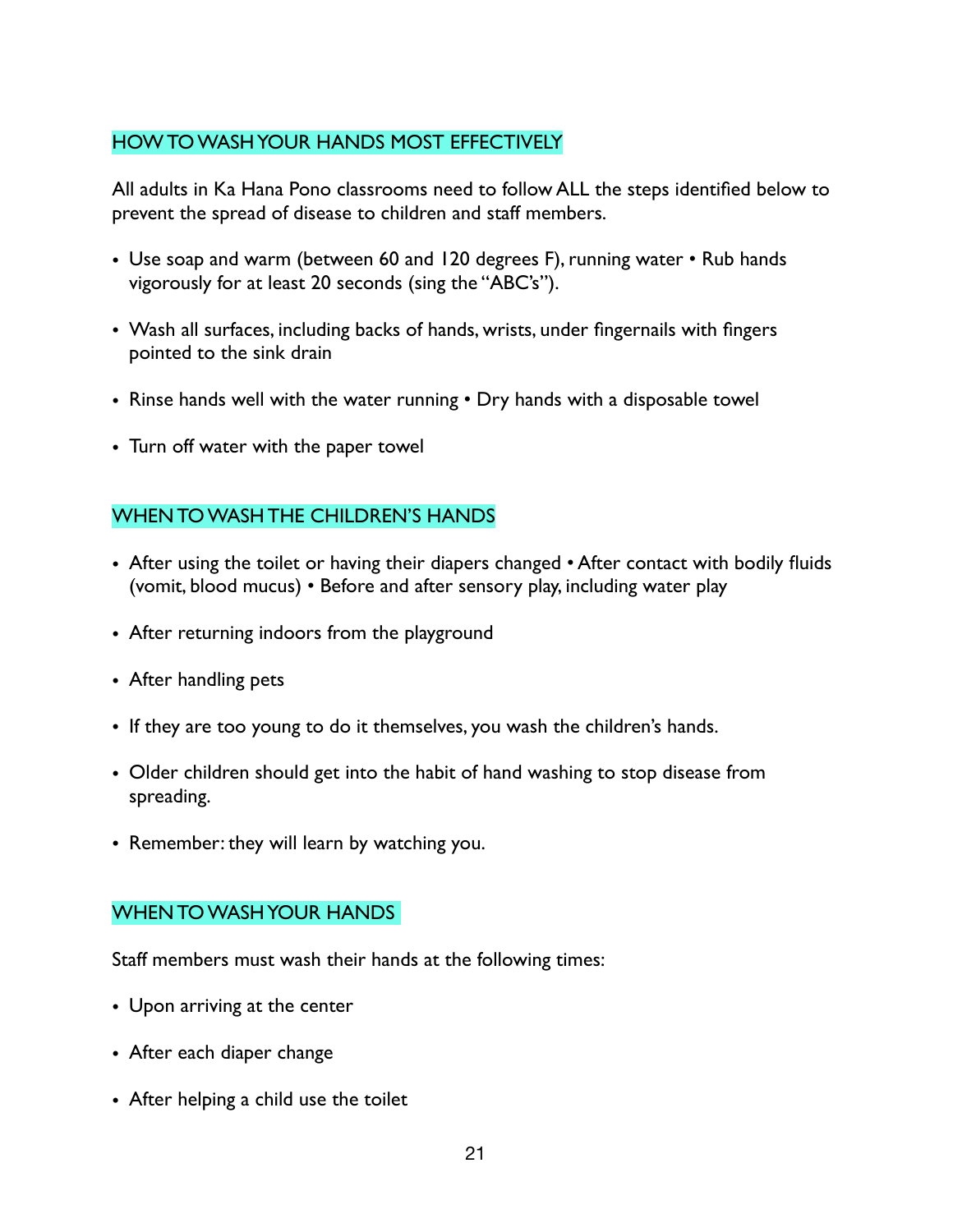## HOW TO WASH YOUR HANDS MOST EFFECTIVELY

All adults in Ka Hana Pono classrooms need to follow ALL the steps identified below to prevent the spread of disease to children and staff members.

- Use soap and warm (between 60 and 120 degrees F), running water • Rub hands vigorously for at least 20 seconds (sing the "ABC's").
- Wash all surfaces, including backs of hands, wrists, under fingernails with fingers pointed to the sink drain
- Rinse hands well with the water running • Dry hands with a disposable towel
- Turn off water with the paper towel

## WHEN TO WASH THE CHILDREN'S HANDS

- After using the toilet or having their diapers changed • After contact with bodily fluids (vomit, blood mucus) • Before and after sensory play, including water play
- After returning indoors from the playground
- After handling pets
- If they are too young to do it themselves, you wash the children's hands.
- Older children should get into the habit of hand washing to stop disease from spreading.
- Remember: they will learn by watching you.

## WHEN TO WASH YOUR HANDS

Staff members must wash their hands at the following times:

- Upon arriving at the center
- After each diaper change
- After helping a child use the toilet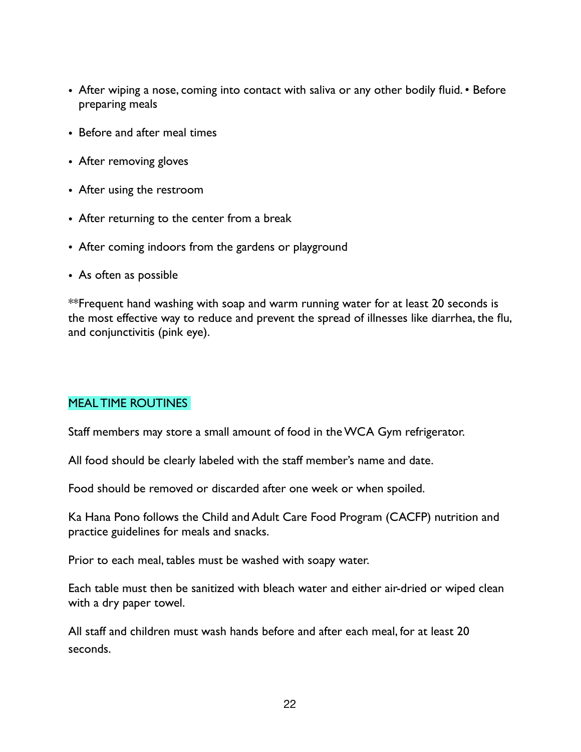- After wiping a nose, coming into contact with saliva or any other bodily fluid. • Before preparing meals
- Before and after meal times
- After removing gloves
- After using the restroom
- After returning to the center from a break
- After coming indoors from the gardens or playground
- As often as possible

**Frequent hand washing with soap and warm running water for at least 20 seconds is the most effective way to reduce and prevent the spread of illnesses like diarrhea, the flu, and conjunctivitis (pink eye).

## MEAL TIME ROUTINES

Staff members may store a small amount of food in the WCA Gym refrigerator.

All food should be clearly labeled with the staff member's name and date.

Food should be removed or discarded after one week or when spoiled.

Ka Hana Pono follows the Child and Adult Care Food Program (CACFP) nutrition and practice guidelines for meals and snacks.

Prior to each meal, tables must be washed with soapy water.

Each table must then be sanitized with bleach water and either air-dried or wiped clean with a dry paper towel.

All staff and children must wash hands before and after each meal, for at least 20 seconds.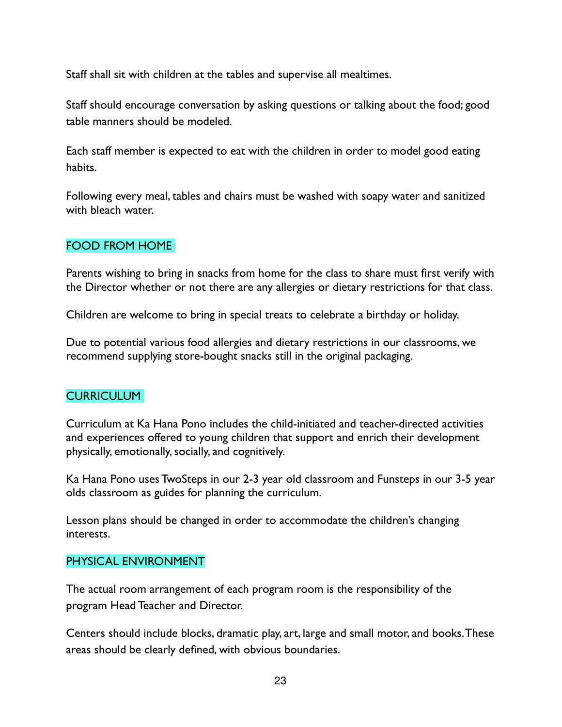Staff shall sit with children at the tables and supervise all mealtimes.

Staff should encourage conversation by asking questions or talking about the food; good table manners should be modeled.

Each staff member is expected to eat with the children in order to model good eating habits.

Following every meal, tables and chairs must be washed with soapy water and sanitized with bleach water.

## FOOD FROM HOME

Parents wishing to bring in snacks from home for the class to share must first verify with the Director whether or not there are any allergies or dietary restrictions for that class.

Children are welcome to bring in special treats to celebrate a birthday or holiday.

Due to potential various food allergies and dietary restrictions in our classrooms, we recommend supplying store-bought snacks still in the original packaging.

## CURRICULUM

Curriculum at Ka Hana Pono includes the child-initiated and teacher-directed activities and experiences offered to young children that support and enrich their development physically, emotionally, socially, and cognitively.

Ka Hana Pono uses TwoSteps in our 2-3 year old classroom and Funsteps in our 3-5 year olds classroom as guides for planning the curriculum.

Lesson plans should be changed in order to accommodate the children's changing interests.

## PHYSICAL ENVIRONMENT

The actual room arrangement of each program room is the responsibility of the program Head Teacher and Director.

Centers should include blocks, dramatic play, art, large and small motor, and books. These areas should be clearly defined, with obvious boundaries.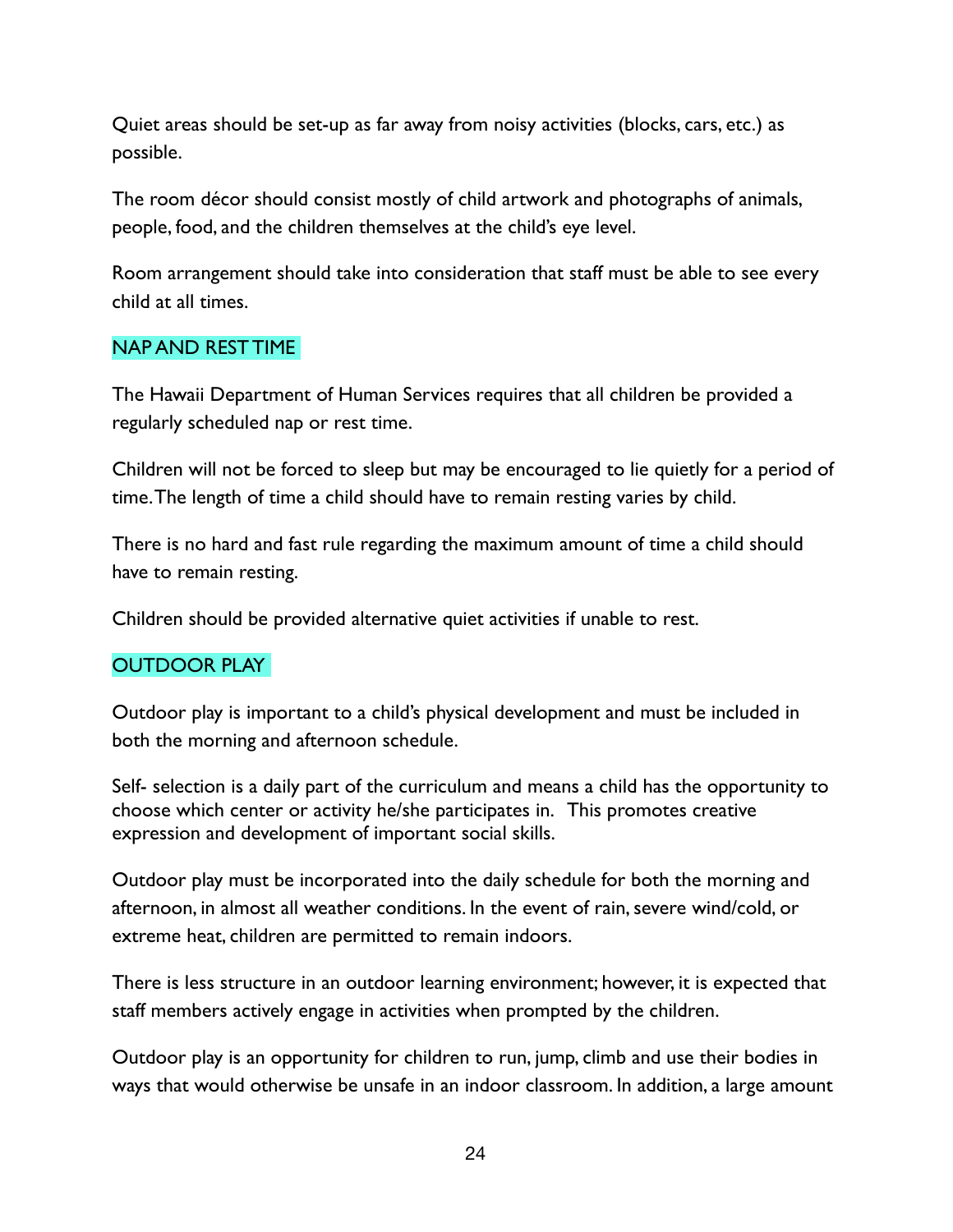Quiet areas should be set-up as far away from noisy activities (blocks, cars, etc.) as possible.

The room décor should consist mostly of child artwork and photographs of animals, people, food, and the children themselves at the child's eye level.

Room arrangement should take into consideration that staff must be able to see every child at all times.

## NAP AND REST TIME

The Hawaii Department of Human Services requires that all children be provided a regularly scheduled nap or rest time.

Children will not be forced to sleep but may be encouraged to lie quietly for a period of time. The length of time a child should have to remain resting varies by child.

There is no hard and fast rule regarding the maximum amount of time a child should have to remain resting.

Children should be provided alternative quiet activities if unable to rest.

## OUTDOOR PLAY

Outdoor play is important to a child's physical development and must be included in both the morning and afternoon schedule.

Self- selection is a daily part of the curriculum and means a child has the opportunity to choose which center or activity he/she participates in. This promotes creative expression and development of important social skills.

Outdoor play must be incorporated into the daily schedule for both the morning and afternoon, in almost all weather conditions. In the event of rain, severe wind/cold, or extreme heat, children are permitted to remain indoors.

There is less structure in an outdoor learning environment; however, it is expected that staff members actively engage in activities when prompted by the children.

Outdoor play is an opportunity for children to run, jump, climb and use their bodies in ways that would otherwise be unsafe in an indoor classroom. In addition, a large amount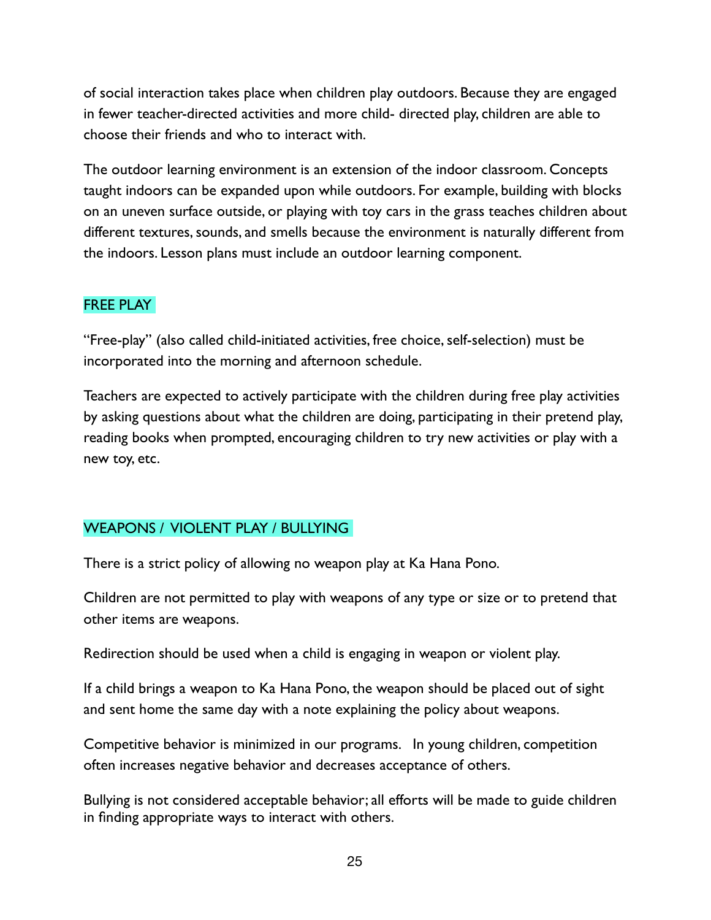of social interaction takes place when children play outdoors. Because they are engaged in fewer teacher-directed activities and more child- directed play, children are able to choose their friends and who to interact with.

The outdoor learning environment is an extension of the indoor classroom. Concepts taught indoors can be expanded upon while outdoors. For example, building with blocks on an uneven surface outside, or playing with toy cars in the grass teaches children about different textures, sounds, and smells because the environment is naturally different from the indoors. Lesson plans must include an outdoor learning component.

## FREE PLAY

"Free-play" (also called child-initiated activities, free choice, self-selection) must be incorporated into the morning and afternoon schedule.

Teachers are expected to actively participate with the children during free play activities by asking questions about what the children are doing, participating in their pretend play, reading books when prompted, encouraging children to try new activities or play with a new toy, etc.

## WEAPONS / VIOLENT PLAY / BULLYING

There is a strict policy of allowing no weapon play at Ka Hana Pono.

Children are not permitted to play with weapons of any type or size or to pretend that other items are weapons.

Redirection should be used when a child is engaging in weapon or violent play.

If a child brings a weapon to Ka Hana Pono, the weapon should be placed out of sight and sent home the same day with a note explaining the policy about weapons.

Competitive behavior is minimized in our programs. In young children, competition often increases negative behavior and decreases acceptance of others.

Bullying is not considered acceptable behavior; all efforts will be made to guide children in finding appropriate ways to interact with others.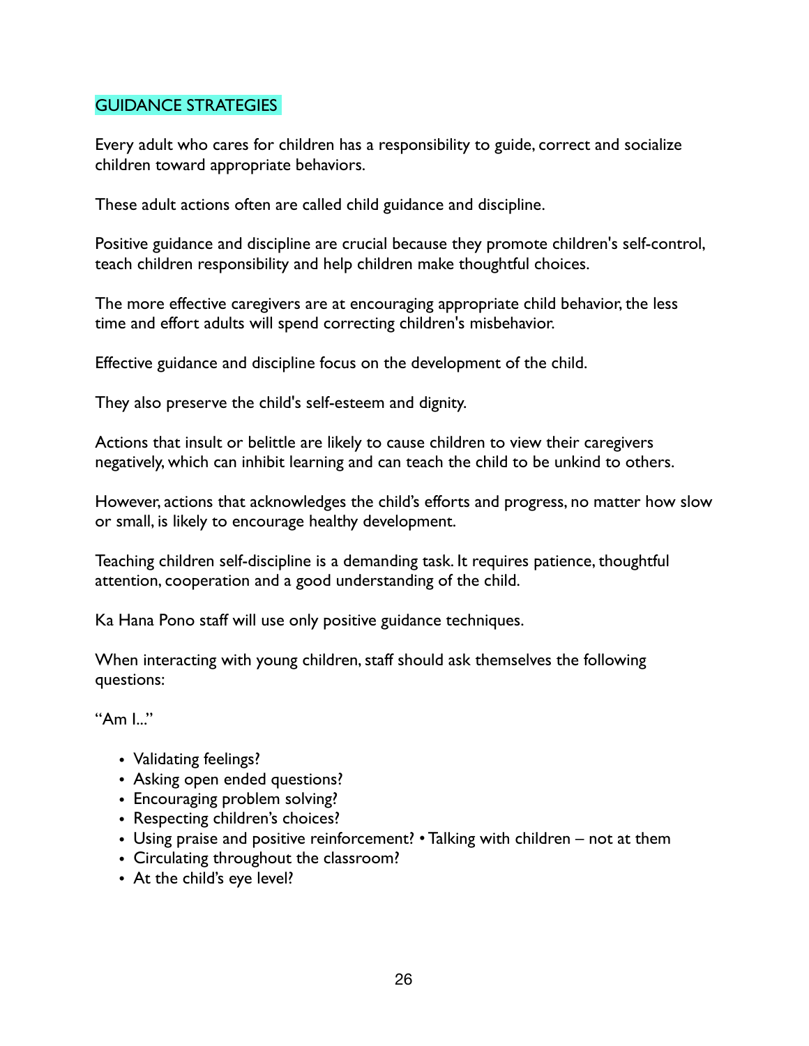## GUIDANCE STRATEGIES

Every adult who cares for children has a responsibility to guide, correct and socialize children toward appropriate behaviors.

These adult actions often are called child guidance and discipline.

Positive guidance and discipline are crucial because they promote children's self-control, teach children responsibility and help children make thoughtful choices.

The more effective caregivers are at encouraging appropriate child behavior, the less time and effort adults will spend correcting children's misbehavior.

Effective guidance and discipline focus on the development of the child.

They also preserve the child's self-esteem and dignity.

Actions that insult or belittle are likely to cause children to view their caregivers negatively, which can inhibit learning and can teach the child to be unkind to others.

However, actions that acknowledges the child's efforts and progress, no matter how slow or small, is likely to encourage healthy development.

Teaching children self-discipline is a demanding task. It requires patience, thoughtful attention, cooperation and a good understanding of the child.

Ka Hana Pono staff will use only positive guidance techniques.

When interacting with young children, staff should ask themselves the following questions:

"Am I..."

- Validating feelings?
- Asking open ended questions?
- Encouraging problem solving?
- Respecting children's choices?
- Using praise and positive reinforcement? • Talking with children – not at them
- Circulating throughout the classroom?
- At the child's eye level?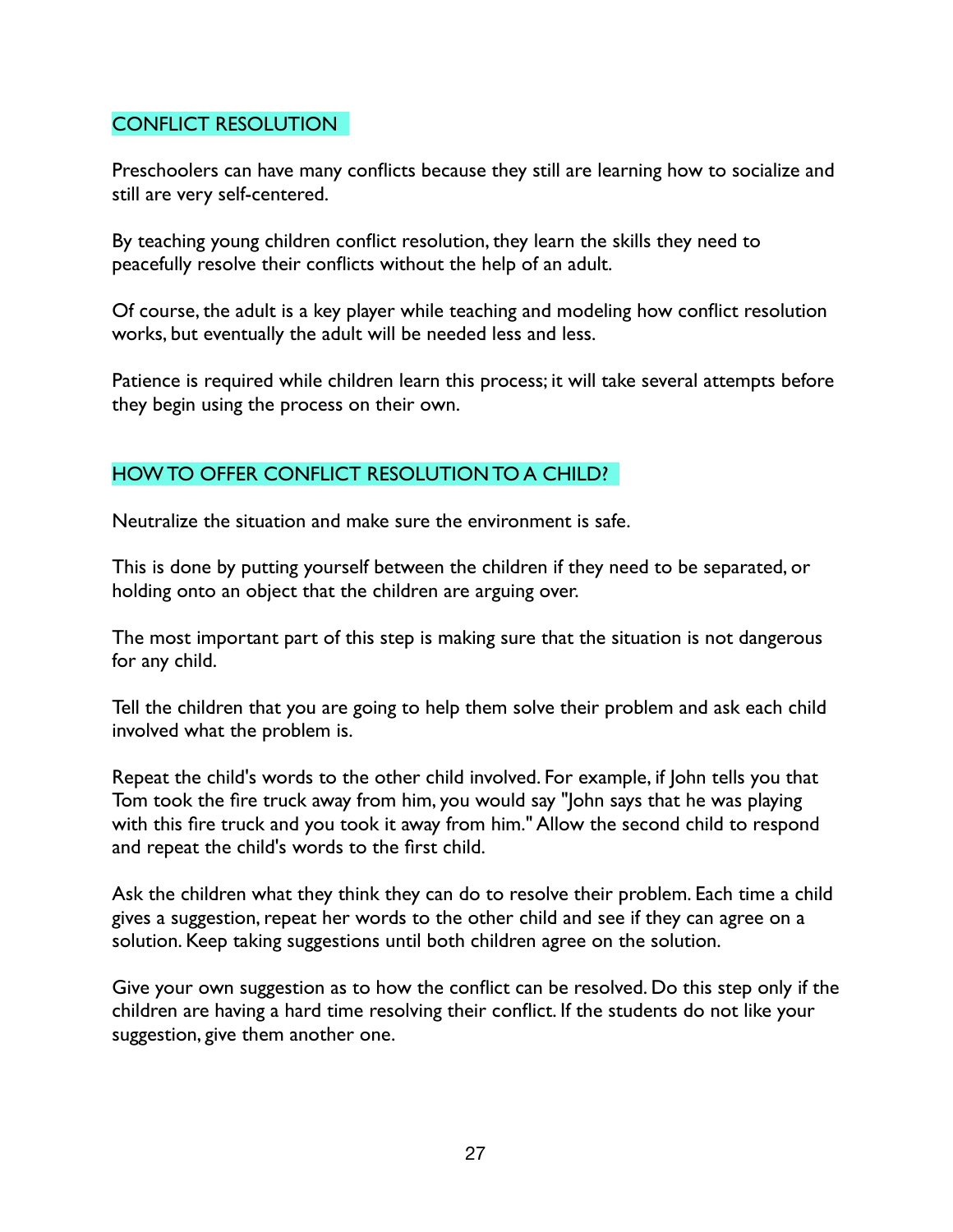## CONFLICT RESOLUTION

Preschoolers can have many conflicts because they still are learning how to socialize and still are very self-centered.

By teaching young children conflict resolution, they learn the skills they need to peacefully resolve their conflicts without the help of an adult.

Of course, the adult is a key player while teaching and modeling how conflict resolution works, but eventually the adult will be needed less and less.

Patience is required while children learn this process; it will take several attempts before they begin using the process on their own.

## HOW TO OFFER CONFLICT RESOLUTION TO A CHILD?

Neutralize the situation and make sure the environment is safe.

This is done by putting yourself between the children if they need to be separated, or holding onto an object that the children are arguing over.

The most important part of this step is making sure that the situation is not dangerous for any child.

Tell the children that you are going to help them solve their problem and ask each child involved what the problem is.

Repeat the child's words to the other child involved. For example, if John tells you that Tom took the fire truck away from him, you would say "John says that he was playing with this fire truck and you took it away from him." Allow the second child to respond and repeat the child's words to the first child.

Ask the children what they think they can do to resolve their problem. Each time a child gives a suggestion, repeat her words to the other child and see if they can agree on a solution. Keep taking suggestions until both children agree on the solution.

Give your own suggestion as to how the conflict can be resolved. Do this step only if the children are having a hard time resolving their conflict. If the students do not like your suggestion, give them another one.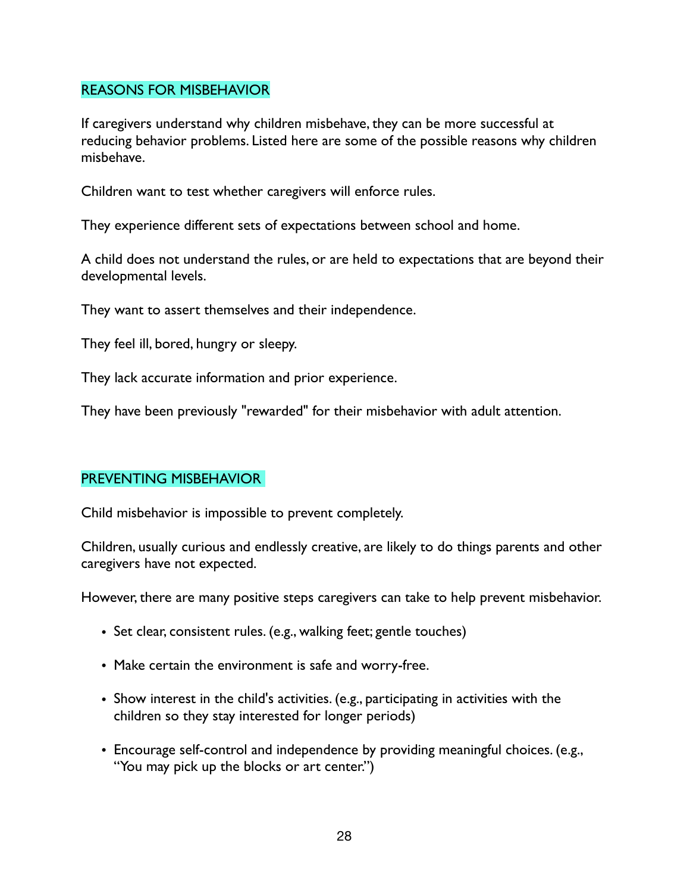## REASONS FOR MISBEHAVIOR

If caregivers understand why children misbehave, they can be more successful at reducing behavior problems. Listed here are some of the possible reasons why children misbehave.

Children want to test whether caregivers will enforce rules.

They experience different sets of expectations between school and home.

A child does not understand the rules, or are held to expectations that are beyond their developmental levels.

They want to assert themselves and their independence.

They feel ill, bored, hungry or sleepy.

They lack accurate information and prior experience.

They have been previously "rewarded" for their misbehavior with adult attention.

## PREVENTING MISBEHAVIOR

Child misbehavior is impossible to prevent completely.

Children, usually curious and endlessly creative, are likely to do things parents and other caregivers have not expected.

However, there are many positive steps caregivers can take to help prevent misbehavior.

- Set clear, consistent rules. (e.g., walking feet; gentle touches)
- Make certain the environment is safe and worry-free.
- Show interest in the child's activities. (e.g., participating in activities with the children so they stay interested for longer periods)
- Encourage self-control and independence by providing meaningful choices. (e.g., "You may pick up the blocks or art center.")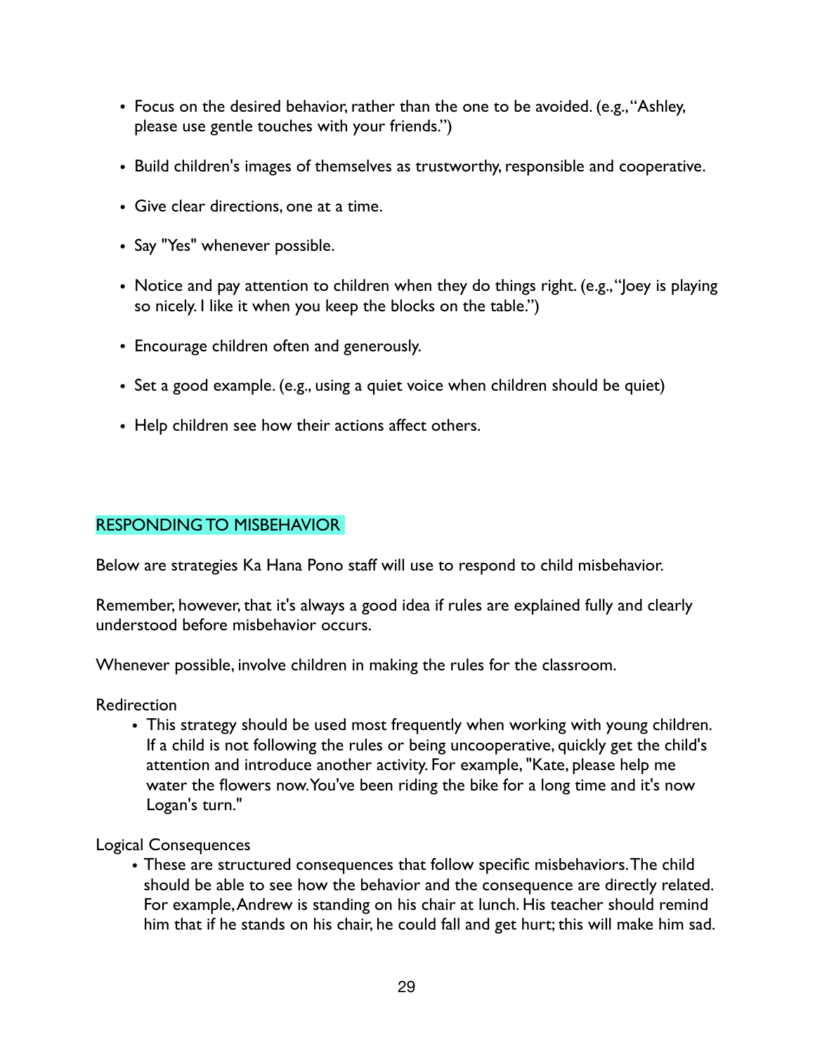- Focus on the desired behavior, rather than the one to be avoided. (e.g., "Ashley, please use gentle touches with your friends.")

- Build children's images of themselves as trustworthy, responsible and cooperative.

- Give clear directions, one at a time.

- Say "Yes" whenever possible.

- Notice and pay attention to children when they do things right. (e.g., "Joey is playing so nicely. I like it when you keep the blocks on the table.")

- Encourage children often and generously.

- Set a good example. (e.g., using a quiet voice when children should be quiet)

- Help children see how their actions affect others.

## RESPONDING TO MISBEHAVIOR

Below are strategies Ka Hana Pono staff will use to respond to child misbehavior.

Remember, however, that it's always a good idea if rules are explained fully and clearly understood before misbehavior occurs.

Whenever possible, involve children in making the rules for the classroom.

Redirection

- This strategy should be used most frequently when working with young children. If a child is not following the rules or being uncooperative, quickly get the child's attention and introduce another activity. For example, "Kate, please help me water the flowers now. You've been riding the bike for a long time and it's now Logan's turn."

Logical Consequences

- These are structured consequences that follow specific misbehaviors. The child should be able to see how the behavior and the consequence are directly related. For example, Andrew is standing on his chair at lunch. His teacher should remind him that if he stands on his chair, he could fall and get hurt; this will make him sad.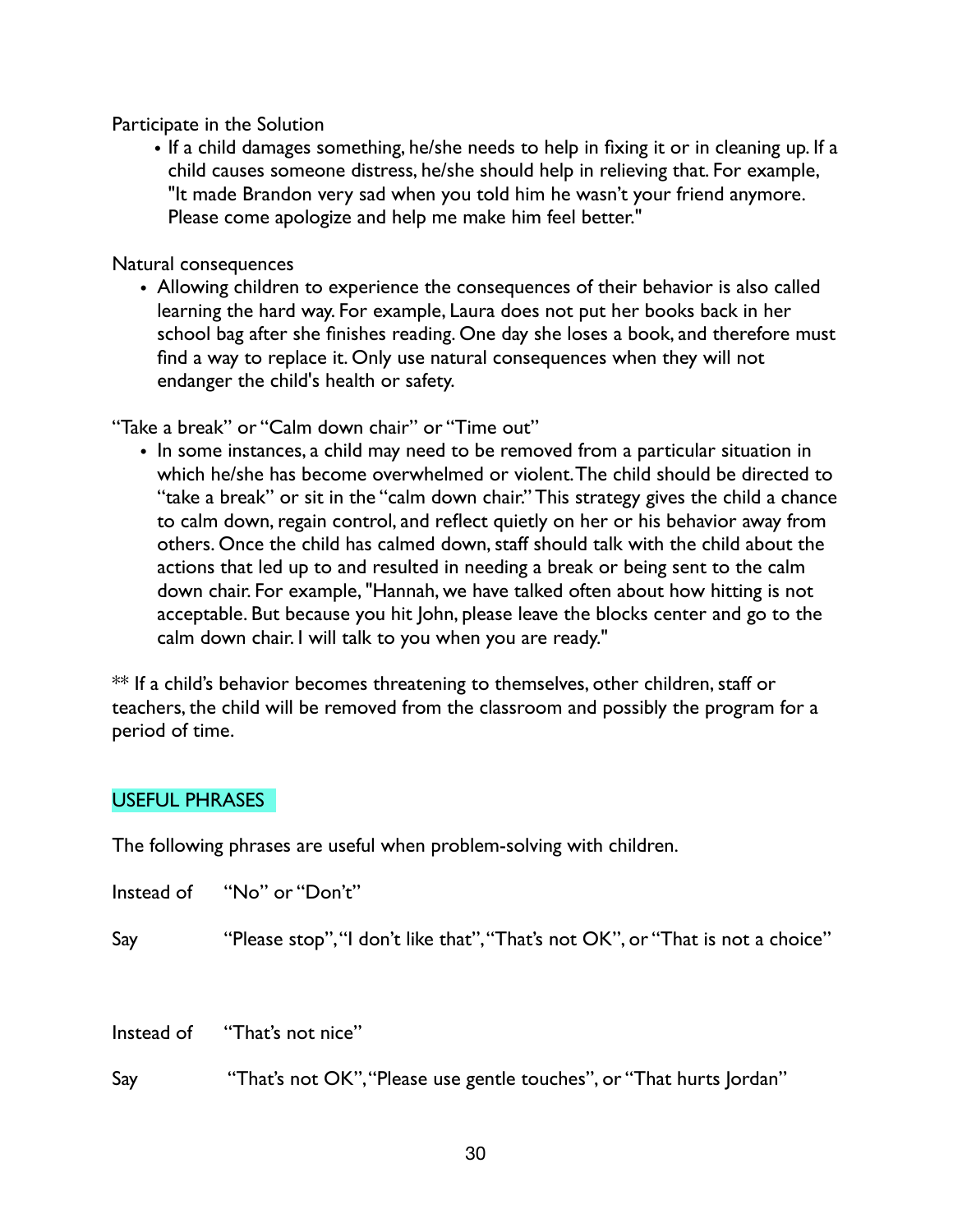Participate in the Solution

- If a child damages something, he/she needs to help in fixing it or in cleaning up. If a child causes someone distress, he/she should help in relieving that. For example, "It made Brandon very sad when you told him he wasn't your friend anymore. Please come apologize and help me make him feel better."

Natural consequences

- Allowing children to experience the consequences of their behavior is also called learning the hard way. For example, Laura does not put her books back in her school bag after she finishes reading. One day she loses a book, and therefore must find a way to replace it. Only use natural consequences when they will not endanger the child's health or safety.

"Take a break" or "Calm down chair" or "Time out"

- In some instances, a child may need to be removed from a particular situation in which he/she has become overwhelmed or violent. The child should be directed to "take a break" or sit in the "calm down chair." This strategy gives the child a chance to calm down, regain control, and reflect quietly on her or his behavior away from others. Once the child has calmed down, staff should talk with the child about the actions that led up to and resulted in needing a break or being sent to the calm down chair. For example, "Hannah, we have talked often about how hitting is not acceptable. But because you hit John, please leave the blocks center and go to the calm down chair. I will talk to you when you are ready."

** If a child's behavior becomes threatening to themselves, other children, staff or teachers, the child will be removed from the classroom and possibly the program for a period of time.

## USEFUL PHRASES

The following phrases are useful when problem-solving with children.

Instead of "No" or "Don't"

Say "Please stop", "I don't like that", "That's not OK", or "That is not a choice"

Instead of "That's not nice"

Say "That's not OK", "Please use gentle touches", or "That hurts Jordan"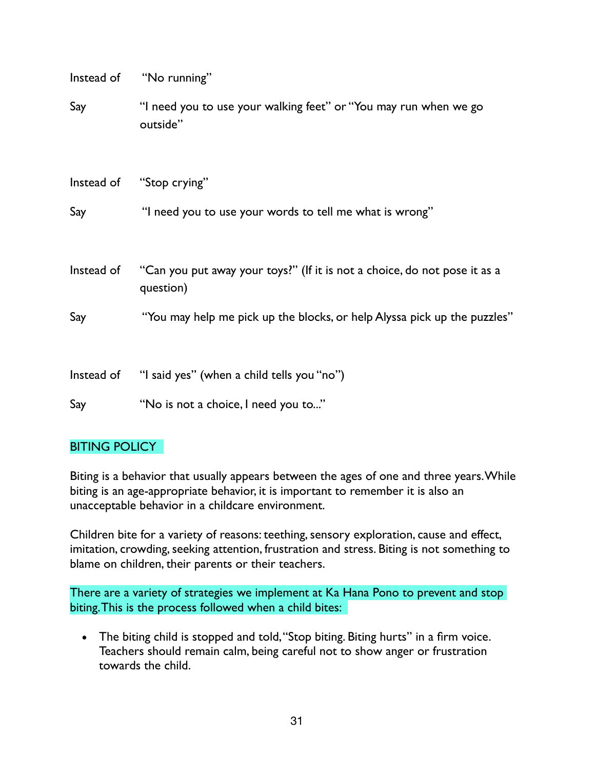Instead of "No running"

Say "I need you to use your walking feet" or "You may run when we go outside"

Instead of "Stop crying"

Say "I need you to use your words to tell me what is wrong"

Instead of "Can you put away your toys?" (If it is not a choice, do not pose it as a question)

Say "You may help me pick up the blocks, or help Alyssa pick up the puzzles"

Instead of "I said yes" (when a child tells you "no")

Say "No is not a choice, I need you to..."

## BITING POLICY

Biting is a behavior that usually appears between the ages of one and three years. While biting is an age-appropriate behavior, it is important to remember it is also an unacceptable behavior in a childcare environment.

Children bite for a variety of reasons: teething, sensory exploration, cause and effect, imitation, crowding, seeking attention, frustration and stress. Biting is not something to blame on children, their parents or their teachers.

There are a variety of strategies we implement at Ka Hana Pono to prevent and stop biting. This is the process followed when a child bites:

- The biting child is stopped and told, "Stop biting. Biting hurts" in a firm voice. Teachers should remain calm, being careful not to show anger or frustration towards the child.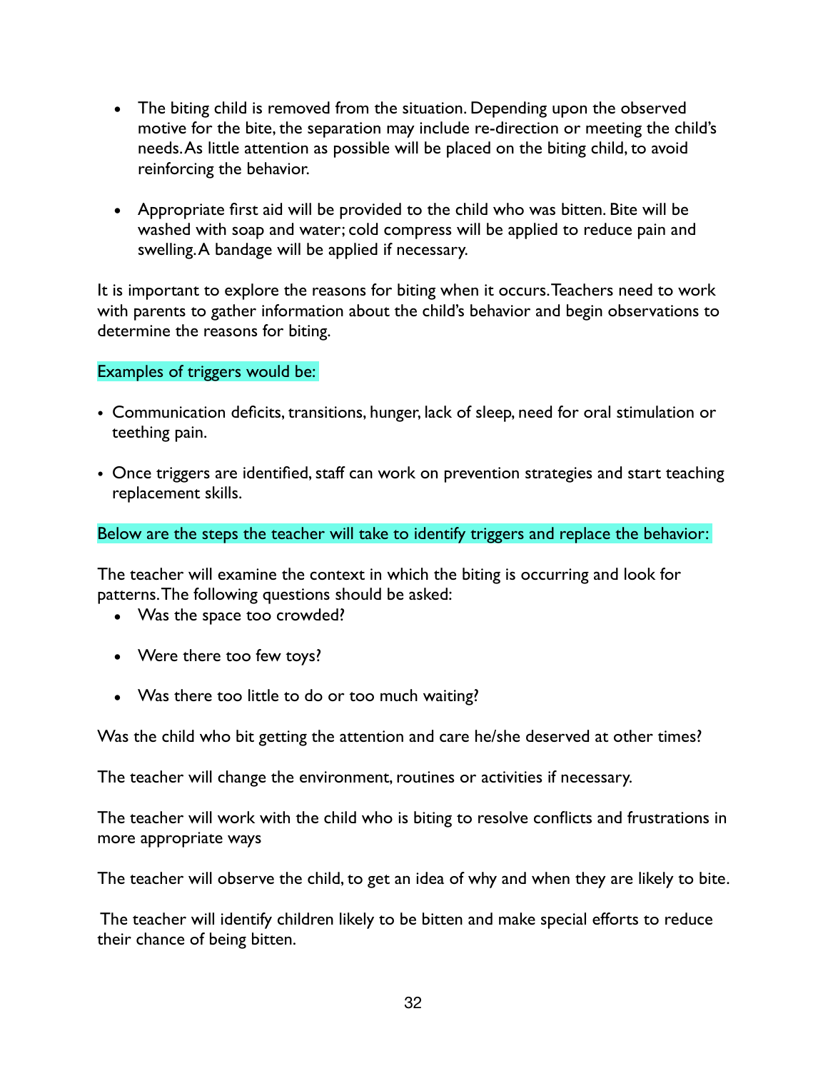- The biting child is removed from the situation. Depending upon the observed motive for the bite, the separation may include re-direction or meeting the child's needs. As little attention as possible will be placed on the biting child, to avoid reinforcing the behavior.

- Appropriate first aid will be provided to the child who was bitten. Bite will be washed with soap and water; cold compress will be applied to reduce pain and swelling. A bandage will be applied if necessary.

It is important to explore the reasons for biting when it occurs. Teachers need to work with parents to gather information about the child's behavior and begin observations to determine the reasons for biting.

Examples of triggers would be:

- Communication deficits, transitions, hunger, lack of sleep, need for oral stimulation or teething pain.
- Once triggers are identified, staff can work on prevention strategies and start teaching replacement skills.

Below are the steps the teacher will take to identify triggers and replace the behavior:

The teacher will examine the context in which the biting is occurring and look for patterns. The following questions should be asked:

- Was the space too crowded?
- Were there too few toys?
- Was there too little to do or too much waiting?

Was the child who bit getting the attention and care he/she deserved at other times?

The teacher will change the environment, routines or activities if necessary.

The teacher will work with the child who is biting to resolve conflicts and frustrations in more appropriate ways

The teacher will observe the child, to get an idea of why and when they are likely to bite.

The teacher will identify children likely to be bitten and make special efforts to reduce their chance of being bitten.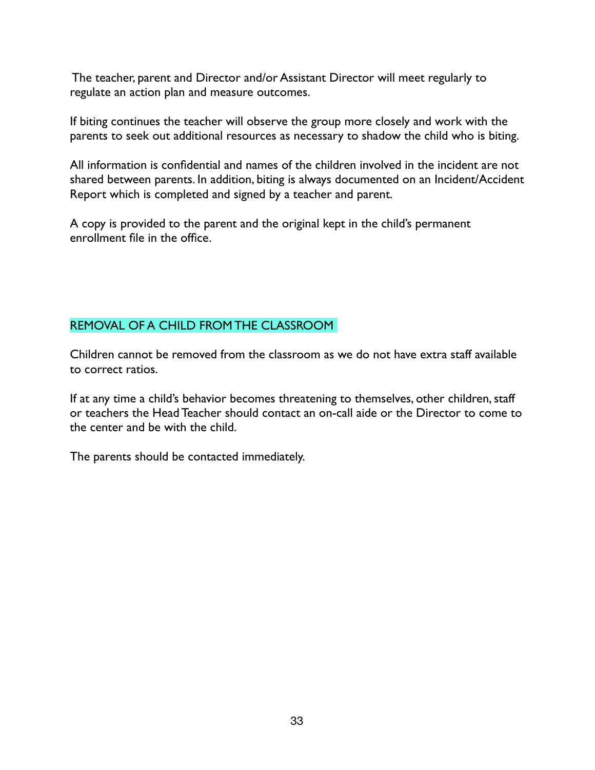The teacher, parent and Director and/or Assistant Director will meet regularly to regulate an action plan and measure outcomes.

If biting continues the teacher will observe the group more closely and work with the parents to seek out additional resources as necessary to shadow the child who is biting.

All information is confidential and names of the children involved in the incident are not shared between parents. In addition, biting is always documented on an Incident/Accident Report which is completed and signed by a teacher and parent.

A copy is provided to the parent and the original kept in the child's permanent enrollment file in the office.

## REMOVAL OF A CHILD FROM THE CLASSROOM

Children cannot be removed from the classroom as we do not have extra staff available to correct ratios.

If at any time a child's behavior becomes threatening to themselves, other children, staff or teachers the Head Teacher should contact an on-call aide or the Director to come to the center and be with the child.

The parents should be contacted immediately.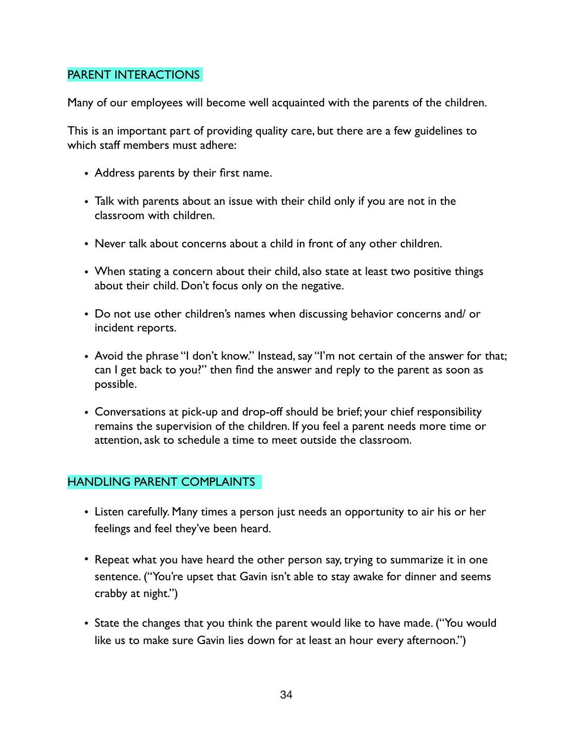## PARENT INTERACTIONS

Many of our employees will become well acquainted with the parents of the children.

This is an important part of providing quality care, but there are a few guidelines to which staff members must adhere:

- Address parents by their first name.
- Talk with parents about an issue with their child only if you are not in the classroom with children.
- Never talk about concerns about a child in front of any other children.
- When stating a concern about their child, also state at least two positive things about their child. Don't focus only on the negative.
- Do not use other children's names when discussing behavior concerns and/ or incident reports.
- Avoid the phrase "I don't know." Instead, say "I'm not certain of the answer for that; can I get back to you?" then find the answer and reply to the parent as soon as possible.
- Conversations at pick-up and drop-off should be brief; your chief responsibility remains the supervision of the children. If you feel a parent needs more time or attention, ask to schedule a time to meet outside the classroom.

## HANDLING PARENT COMPLAINTS

- Listen carefully. Many times a person just needs an opportunity to air his or her feelings and feel they've been heard.
- Repeat what you have heard the other person say, trying to summarize it in one sentence. ("You're upset that Gavin isn't able to stay awake for dinner and seems crabby at night.")
- State the changes that you think the parent would like to have made. ("You would like us to make sure Gavin lies down for at least an hour every afternoon.")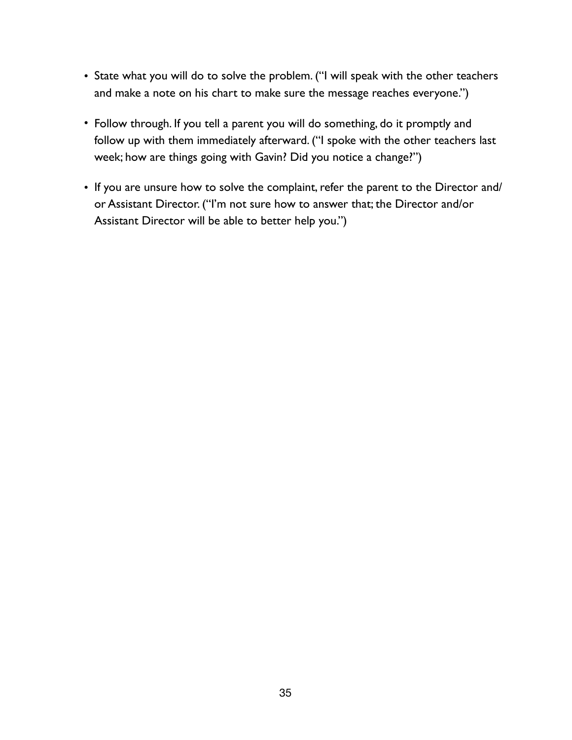- State what you will do to solve the problem. ("I will speak with the other teachers and make a note on his chart to make sure the message reaches everyone.")
- Follow through. If you tell a parent you will do something, do it promptly and follow up with them immediately afterward. ("I spoke with the other teachers last week; how are things going with Gavin? Did you notice a change?")
- If you are unsure how to solve the complaint, refer the parent to the Director and/or Assistant Director. ("I'm not sure how to answer that; the Director and/or Assistant Director will be able to better help you.")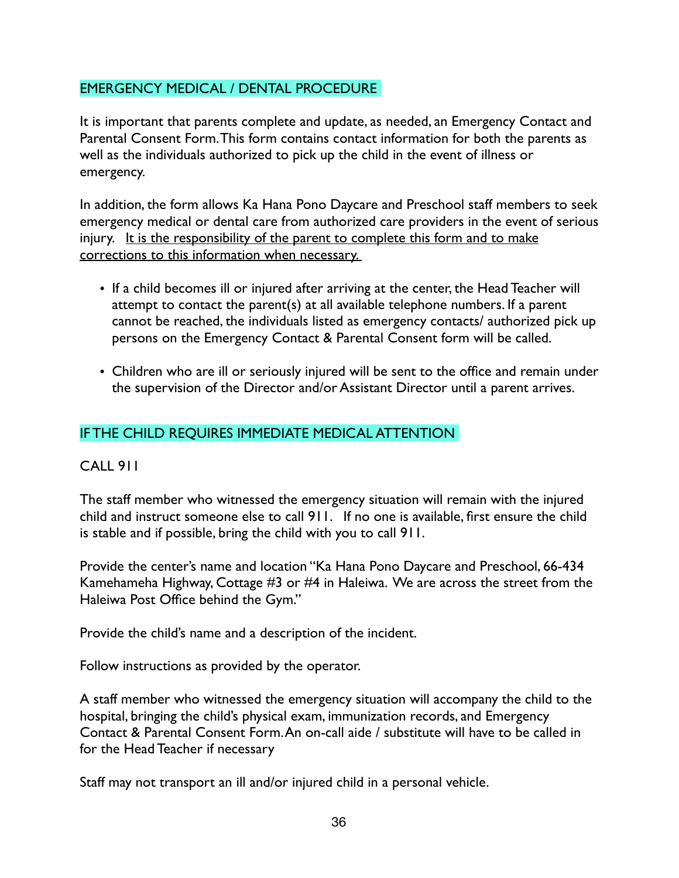## EMERGENCY MEDICAL / DENTAL PROCEDURE

It is important that parents complete and update, as needed, an Emergency Contact and Parental Consent Form. This form contains contact information for both the parents as well as the individuals authorized to pick up the child in the event of illness or emergency.

In addition, the form allows Ka Hana Pono Daycare and Preschool staff members to seek emergency medical or dental care from authorized care providers in the event of serious injury. <u>It is the responsibility of the parent to complete this form and to make corrections to this information when necessary.</u>

- If a child becomes ill or injured after arriving at the center, the Head Teacher will attempt to contact the parent(s) at all available telephone numbers. If a parent cannot be reached, the individuals listed as emergency contacts/ authorized pick up persons on the Emergency Contact & Parental Consent form will be called.
- Children who are ill or seriously injured will be sent to the office and remain under the supervision of the Director and/or Assistant Director until a parent arrives.

## IF THE CHILD REQUIRES IMMEDIATE MEDICAL ATTENTION

CALL 911

The staff member who witnessed the emergency situation will remain with the injured child and instruct someone else to call 911. If no one is available, first ensure the child is stable and if possible, bring the child with you to call 911.

Provide the center's name and location "Ka Hana Pono Daycare and Preschool, 66-434 Kamehameha Highway, Cottage #3 or #4 in Haleiwa. We are across the street from the Haleiwa Post Office behind the Gym."

Provide the child's name and a description of the incident.

Follow instructions as provided by the operator.

A staff member who witnessed the emergency situation will accompany the child to the hospital, bringing the child's physical exam, immunization records, and Emergency Contact & Parental Consent Form. An on-call aide / substitute will have to be called in for the Head Teacher if necessary

Staff may not transport an ill and/or injured child in a personal vehicle.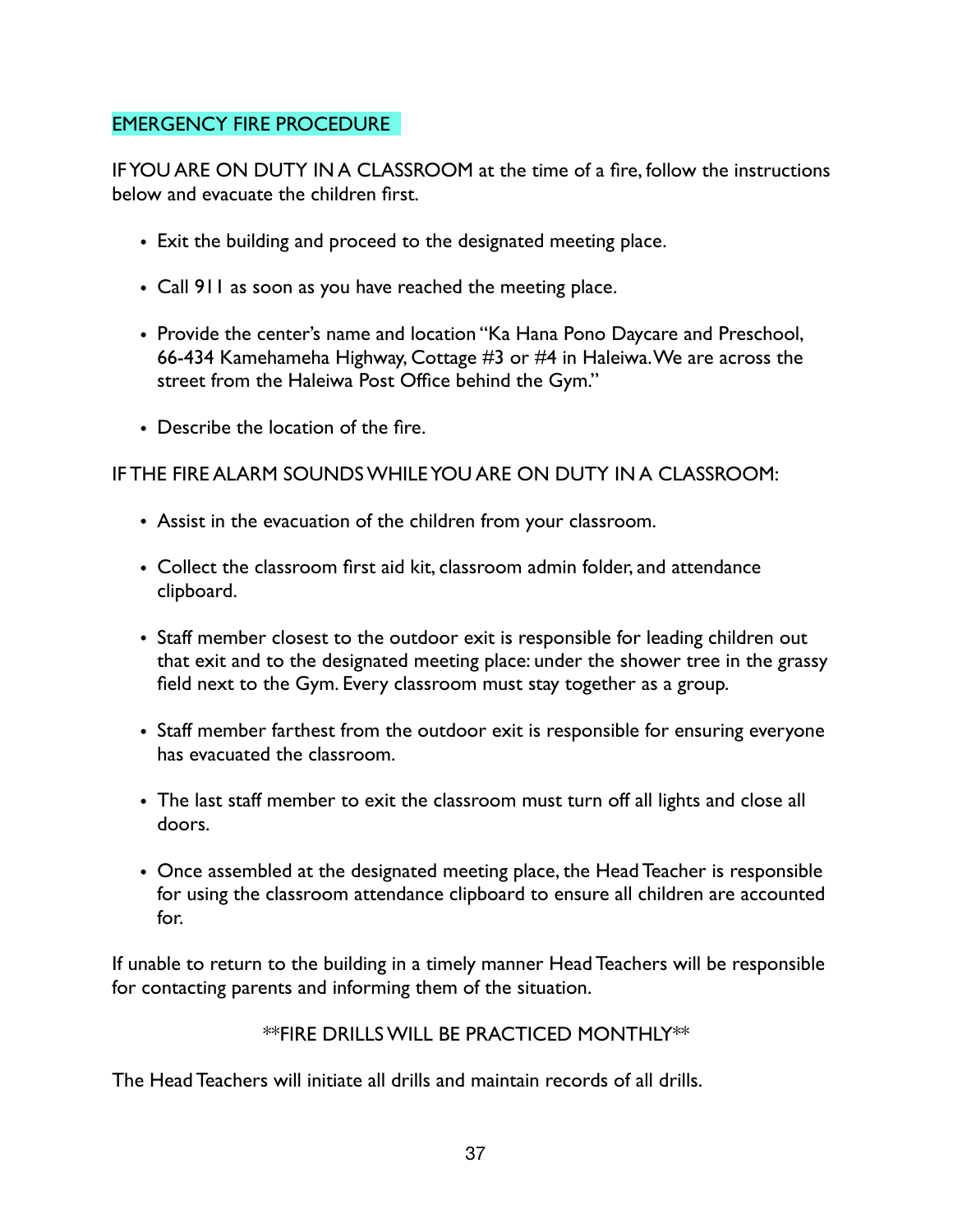## EMERGENCY FIRE PROCEDURE

IF YOU ARE ON DUTY IN A CLASSROOM at the time of a fire, follow the instructions below and evacuate the children first.

- Exit the building and proceed to the designated meeting place.
- Call 911 as soon as you have reached the meeting place.
- Provide the center's name and location "Ka Hana Pono Daycare and Preschool, 66-434 Kamehameha Highway, Cottage #3 or #4 in Haleiwa. We are across the street from the Haleiwa Post Office behind the Gym."
- Describe the location of the fire.

IF THE FIRE ALARM SOUNDS WHILE YOU ARE ON DUTY IN A CLASSROOM:

- Assist in the evacuation of the children from your classroom.
- Collect the classroom first aid kit, classroom admin folder, and attendance clipboard.
- Staff member closest to the outdoor exit is responsible for leading children out that exit and to the designated meeting place: under the shower tree in the grassy field next to the Gym. Every classroom must stay together as a group.
- Staff member farthest from the outdoor exit is responsible for ensuring everyone has evacuated the classroom.
- The last staff member to exit the classroom must turn off all lights and close all doors.
- Once assembled at the designated meeting place, the Head Teacher is responsible for using the classroom attendance clipboard to ensure all children are accounted for.

If unable to return to the building in a timely manner Head Teachers will be responsible for contacting parents and informing them of the situation.

**FIRE DRILLS WILL BE PRACTICED MONTHLY**

The Head Teachers will initiate all drills and maintain records of all drills.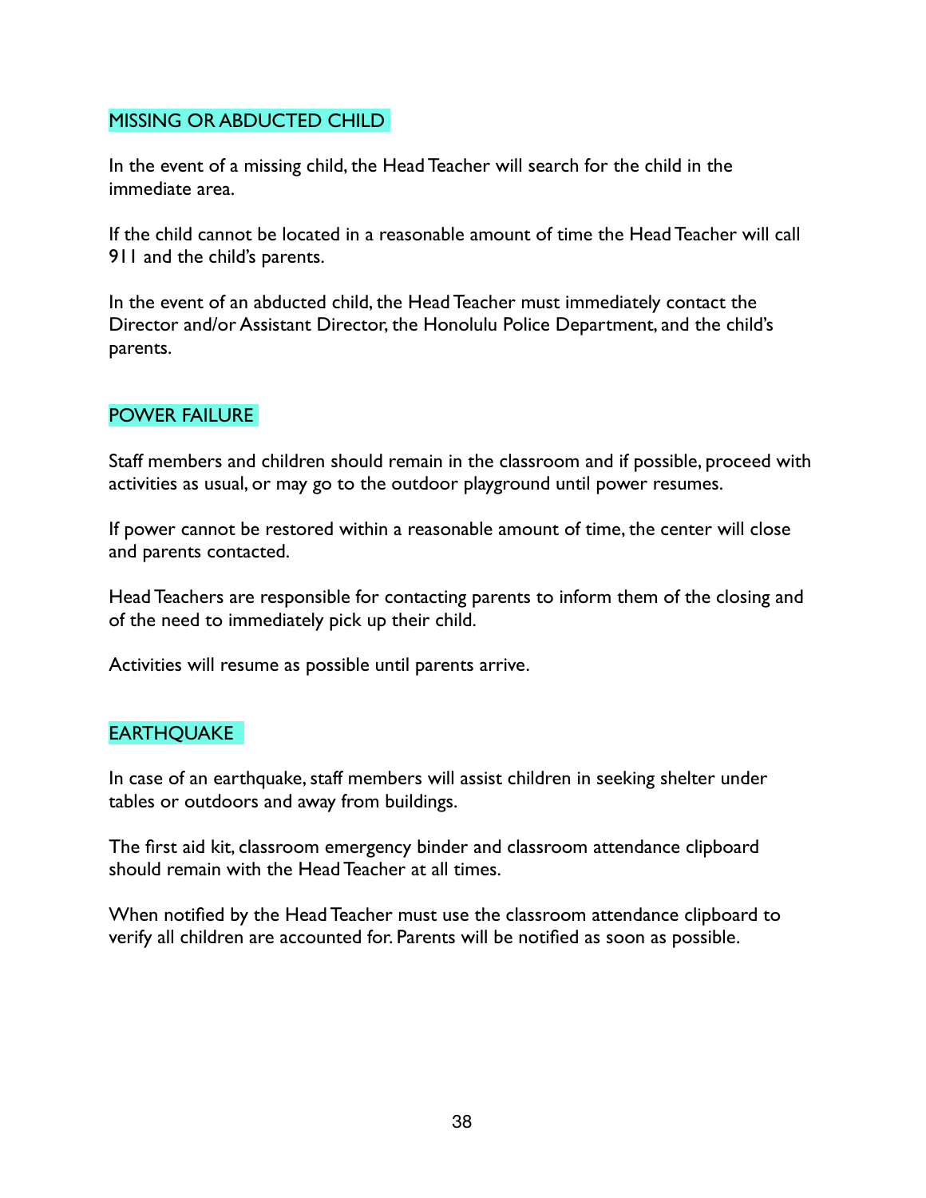## MISSING OR ABDUCTED CHILD

In the event of a missing child, the Head Teacher will search for the child in the immediate area.

If the child cannot be located in a reasonable amount of time the Head Teacher will call 911 and the child's parents.

In the event of an abducted child, the Head Teacher must immediately contact the Director and/or Assistant Director, the Honolulu Police Department, and the child's parents.

## POWER FAILURE

Staff members and children should remain in the classroom and if possible, proceed with activities as usual, or may go to the outdoor playground until power resumes.

If power cannot be restored within a reasonable amount of time, the center will close and parents contacted.

Head Teachers are responsible for contacting parents to inform them of the closing and of the need to immediately pick up their child.

Activities will resume as possible until parents arrive.

## EARTHQUAKE

In case of an earthquake, staff members will assist children in seeking shelter under tables or outdoors and away from buildings.

The first aid kit, classroom emergency binder and classroom attendance clipboard should remain with the Head Teacher at all times.

When notified by the Head Teacher must use the classroom attendance clipboard to verify all children are accounted for. Parents will be notified as soon as possible.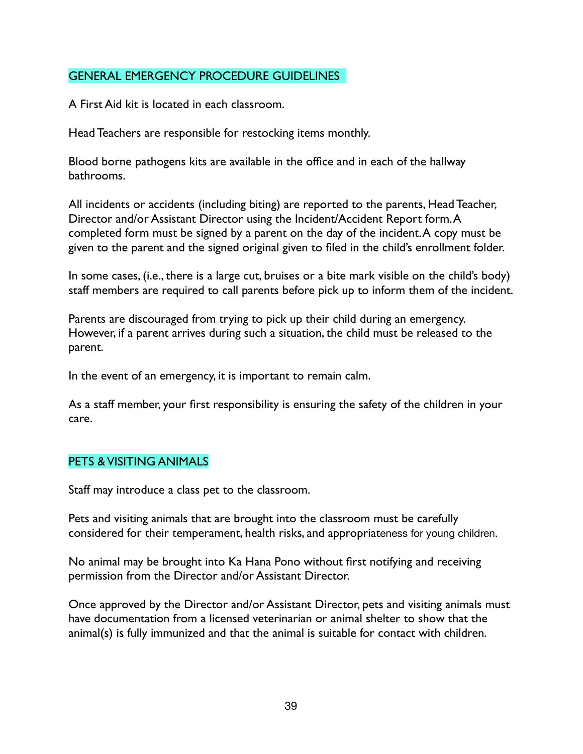## GENERAL EMERGENCY PROCEDURE GUIDELINES

A First Aid kit is located in each classroom.

Head Teachers are responsible for restocking items monthly.

Blood borne pathogens kits are available in the office and in each of the hallway bathrooms.

All incidents or accidents (including biting) are reported to the parents, Head Teacher, Director and/or Assistant Director using the Incident/Accident Report form. A completed form must be signed by a parent on the day of the incident. A copy must be given to the parent and the signed original given to filed in the child's enrollment folder.

In some cases, (i.e., there is a large cut, bruises or a bite mark visible on the child's body) staff members are required to call parents before pick up to inform them of the incident.

Parents are discouraged from trying to pick up their child during an emergency. However, if a parent arrives during such a situation, the child must be released to the parent.

In the event of an emergency, it is important to remain calm.

As a staff member, your first responsibility is ensuring the safety of the children in your care.

## PETS & VISITING ANIMALS

Staff may introduce a class pet to the classroom.

Pets and visiting animals that are brought into the classroom must be carefully considered for their temperament, health risks, and appropriateness for young children.

No animal may be brought into Ka Hana Pono without first notifying and receiving permission from the Director and/or Assistant Director.

Once approved by the Director and/or Assistant Director, pets and visiting animals must have documentation from a licensed veterinarian or animal shelter to show that the animal(s) is fully immunized and that the animal is suitable for contact with children.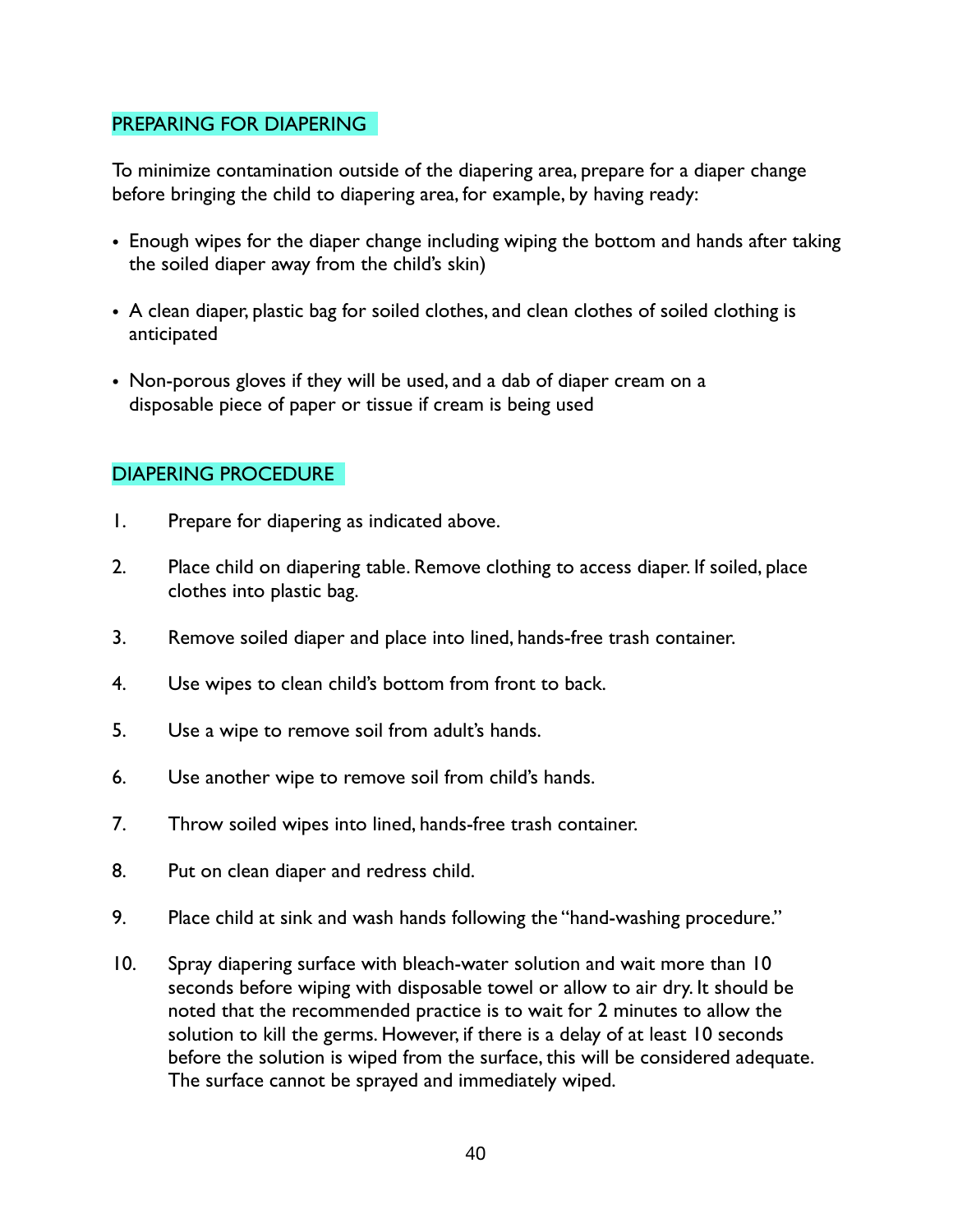## PREPARING FOR DIAPERING

To minimize contamination outside of the diapering area, prepare for a diaper change before bringing the child to diapering area, for example, by having ready:

- Enough wipes for the diaper change including wiping the bottom and hands after taking the soiled diaper away from the child's skin)
- A clean diaper, plastic bag for soiled clothes, and clean clothes of soiled clothing is anticipated
- Non-porous gloves if they will be used, and a dab of diaper cream on a disposable piece of paper or tissue if cream is being used

## DIAPERING PROCEDURE

1. Prepare for diapering as indicated above.
2. Place child on diapering table. Remove clothing to access diaper. If soiled, place clothes into plastic bag.
3. Remove soiled diaper and place into lined, hands-free trash container.
4. Use wipes to clean child's bottom from front to back.
5. Use a wipe to remove soil from adult's hands.
6. Use another wipe to remove soil from child's hands.
7. Throw soiled wipes into lined, hands-free trash container.
8. Put on clean diaper and redress child.
9. Place child at sink and wash hands following the "hand-washing procedure."
10. Spray diapering surface with bleach-water solution and wait more than 10 seconds before wiping with disposable towel or allow to air dry. It should be noted that the recommended practice is to wait for 2 minutes to allow the solution to kill the germs. However, if there is a delay of at least 10 seconds before the solution is wiped from the surface, this will be considered adequate. The surface cannot be sprayed and immediately wiped.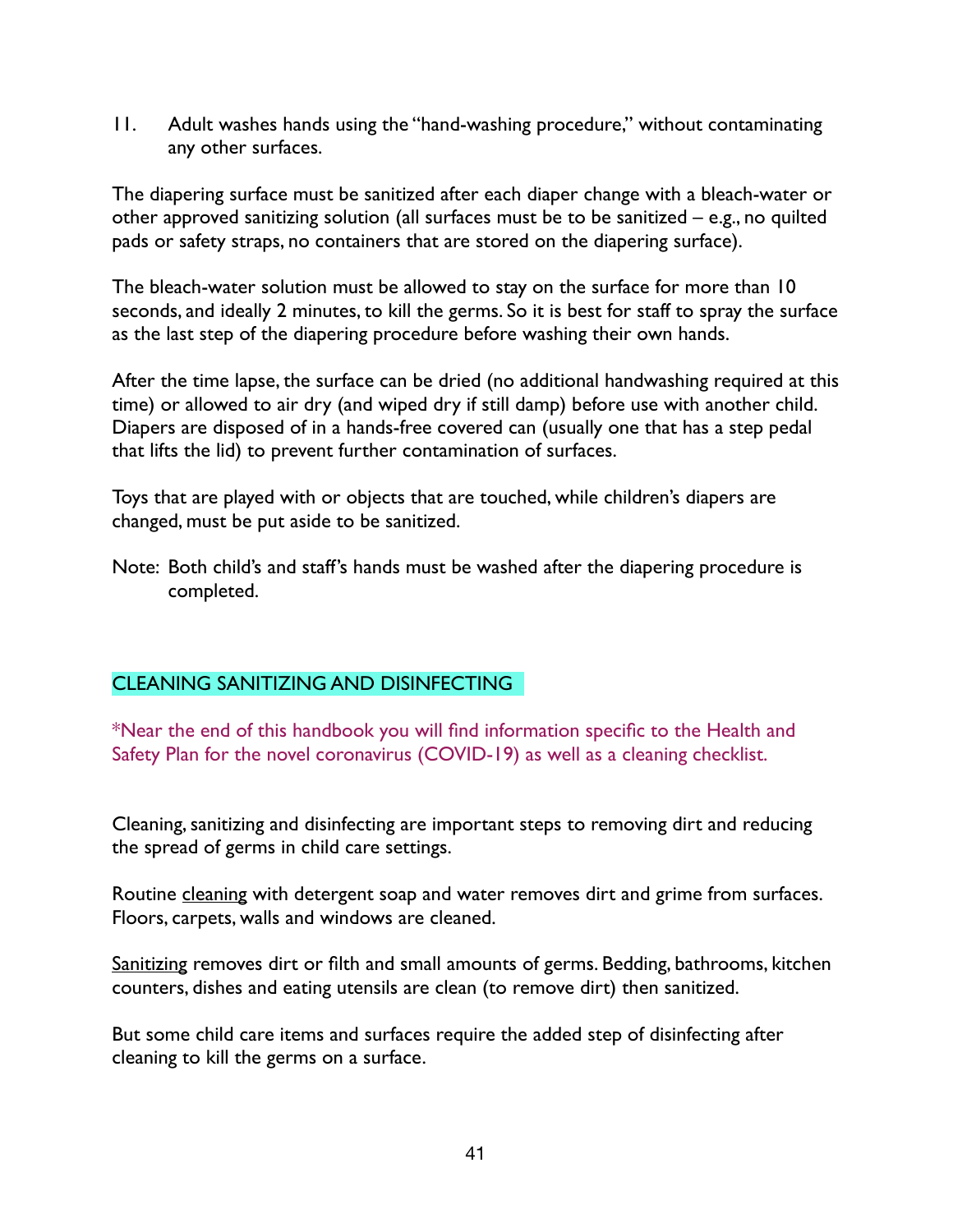11. Adult washes hands using the "hand-washing procedure," without contaminating any other surfaces.

The diapering surface must be sanitized after each diaper change with a bleach-water or other approved sanitizing solution (all surfaces must be to be sanitized – e.g., no quilted pads or safety straps, no containers that are stored on the diapering surface).

The bleach-water solution must be allowed to stay on the surface for more than 10 seconds, and ideally 2 minutes, to kill the germs. So it is best for staff to spray the surface as the last step of the diapering procedure before washing their own hands.

After the time lapse, the surface can be dried (no additional handwashing required at this time) or allowed to air dry (and wiped dry if still damp) before use with another child. Diapers are disposed of in a hands-free covered can (usually one that has a step pedal that lifts the lid) to prevent further contamination of surfaces.

Toys that are played with or objects that are touched, while children's diapers are changed, must be put aside to be sanitized.

Note: Both child's and staff's hands must be washed after the diapering procedure is completed.

## CLEANING SANITIZING AND DISINFECTING

*Near the end of this handbook you will find information specific to the Health and Safety Plan for the novel coronavirus (COVID-19) as well as a cleaning checklist.

Cleaning, sanitizing and disinfecting are important steps to removing dirt and reducing the spread of germs in child care settings.

Routine <u>cleaning</u> with detergent soap and water removes dirt and grime from surfaces. Floors, carpets, walls and windows are cleaned.

<u>Sanitizing</u> removes dirt or filth and small amounts of germs. Bedding, bathrooms, kitchen counters, dishes and eating utensils are clean (to remove dirt) then sanitized.

But some child care items and surfaces require the added step of disinfecting after cleaning to kill the germs on a surface.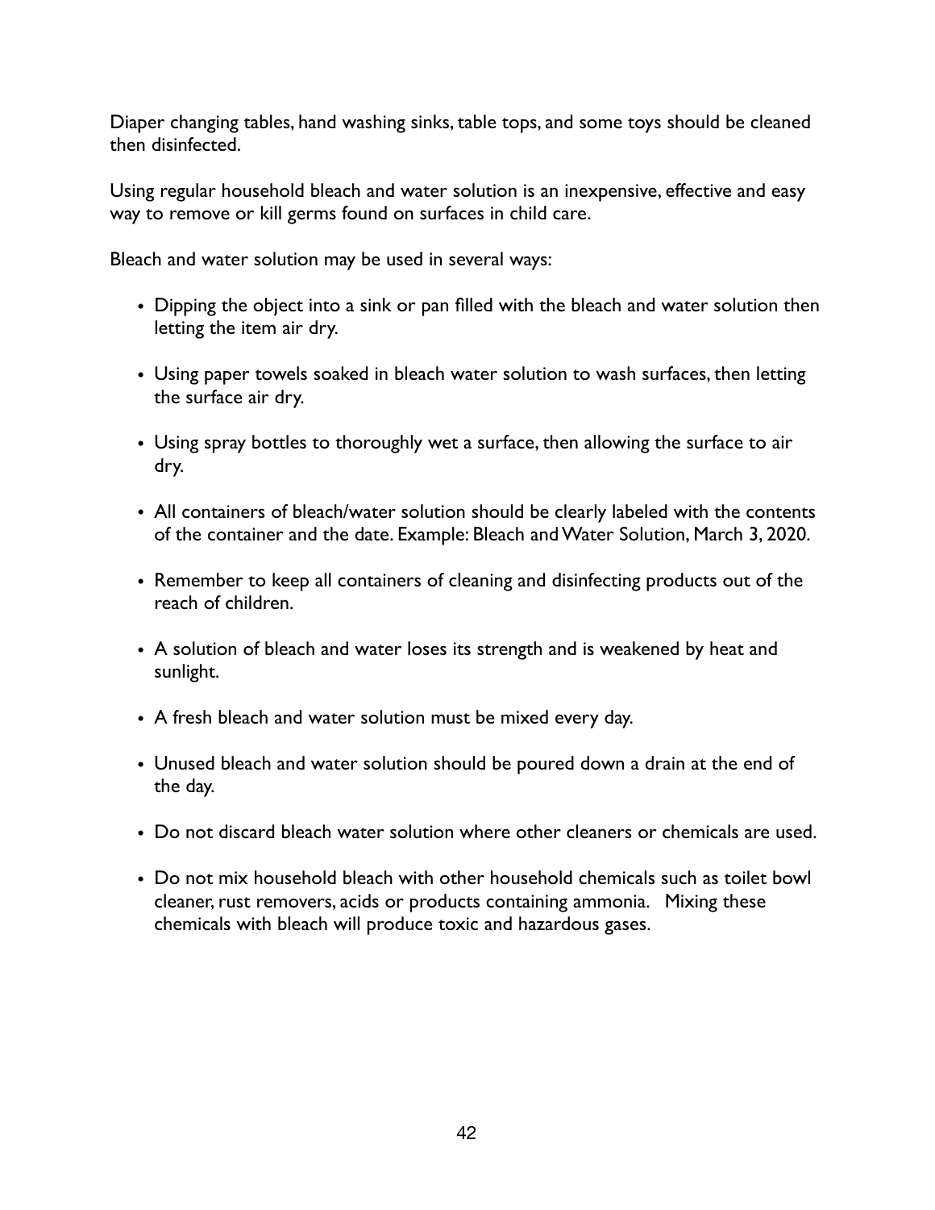Diaper changing tables, hand washing sinks, table tops, and some toys should be cleaned then disinfected.

Using regular household bleach and water solution is an inexpensive, effective and easy way to remove or kill germs found on surfaces in child care.

Bleach and water solution may be used in several ways:

- Dipping the object into a sink or pan filled with the bleach and water solution then letting the item air dry.
- Using paper towels soaked in bleach water solution to wash surfaces, then letting the surface air dry.
- Using spray bottles to thoroughly wet a surface, then allowing the surface to air dry.
- All containers of bleach/water solution should be clearly labeled with the contents of the container and the date. Example: Bleach and Water Solution, March 3, 2020.
- Remember to keep all containers of cleaning and disinfecting products out of the reach of children.
- A solution of bleach and water loses its strength and is weakened by heat and sunlight.
- A fresh bleach and water solution must be mixed every day.
- Unused bleach and water solution should be poured down a drain at the end of the day.
- Do not discard bleach water solution where other cleaners or chemicals are used.
- Do not mix household bleach with other household chemicals such as toilet bowl cleaner, rust removers, acids or products containing ammonia. Mixing these chemicals with bleach will produce toxic and hazardous gases.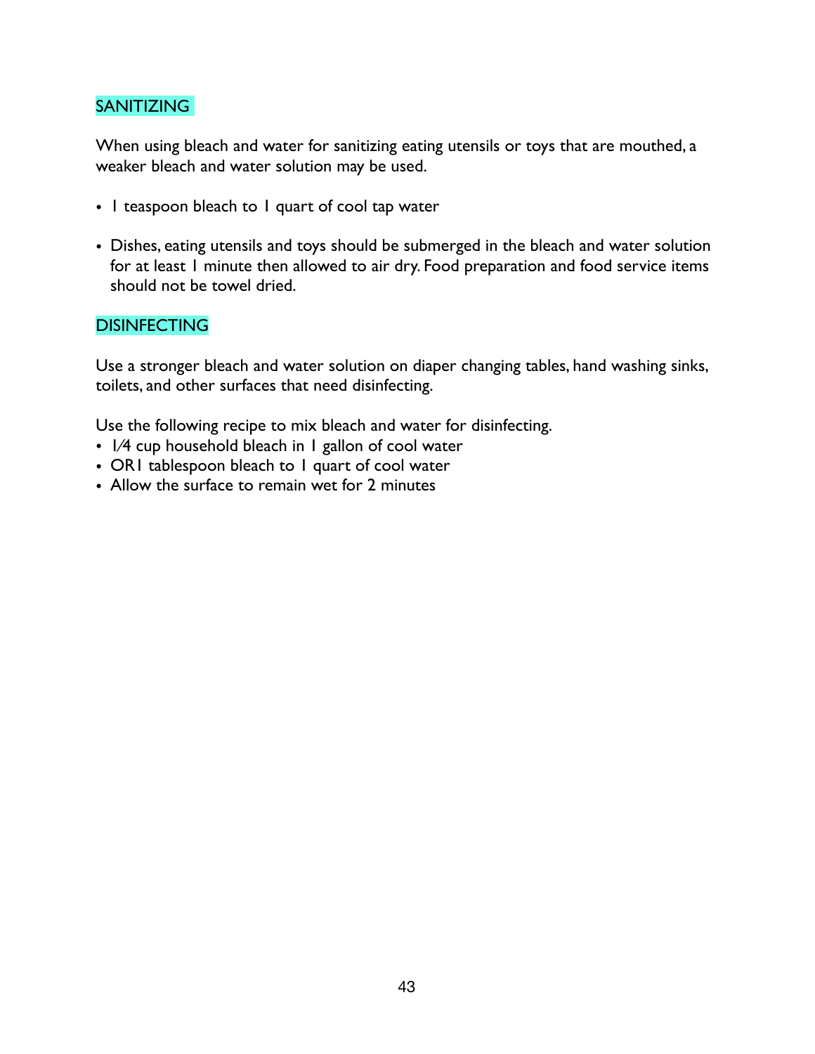## SANITIZING

When using bleach and water for sanitizing eating utensils or toys that are mouthed, a weaker bleach and water solution may be used.

- 1 teaspoon bleach to 1 quart of cool tap water
- Dishes, eating utensils and toys should be submerged in the bleach and water solution for at least 1 minute then allowed to air dry. Food preparation and food service items should not be towel dried.

## DISINFECTING

Use a stronger bleach and water solution on diaper changing tables, hand washing sinks, toilets, and other surfaces that need disinfecting.

Use the following recipe to mix bleach and water for disinfecting.

- 1⁄4 cup household bleach in 1 gallon of cool water
- OR1 tablespoon bleach to 1 quart of cool water
- Allow the surface to remain wet for 2 minutes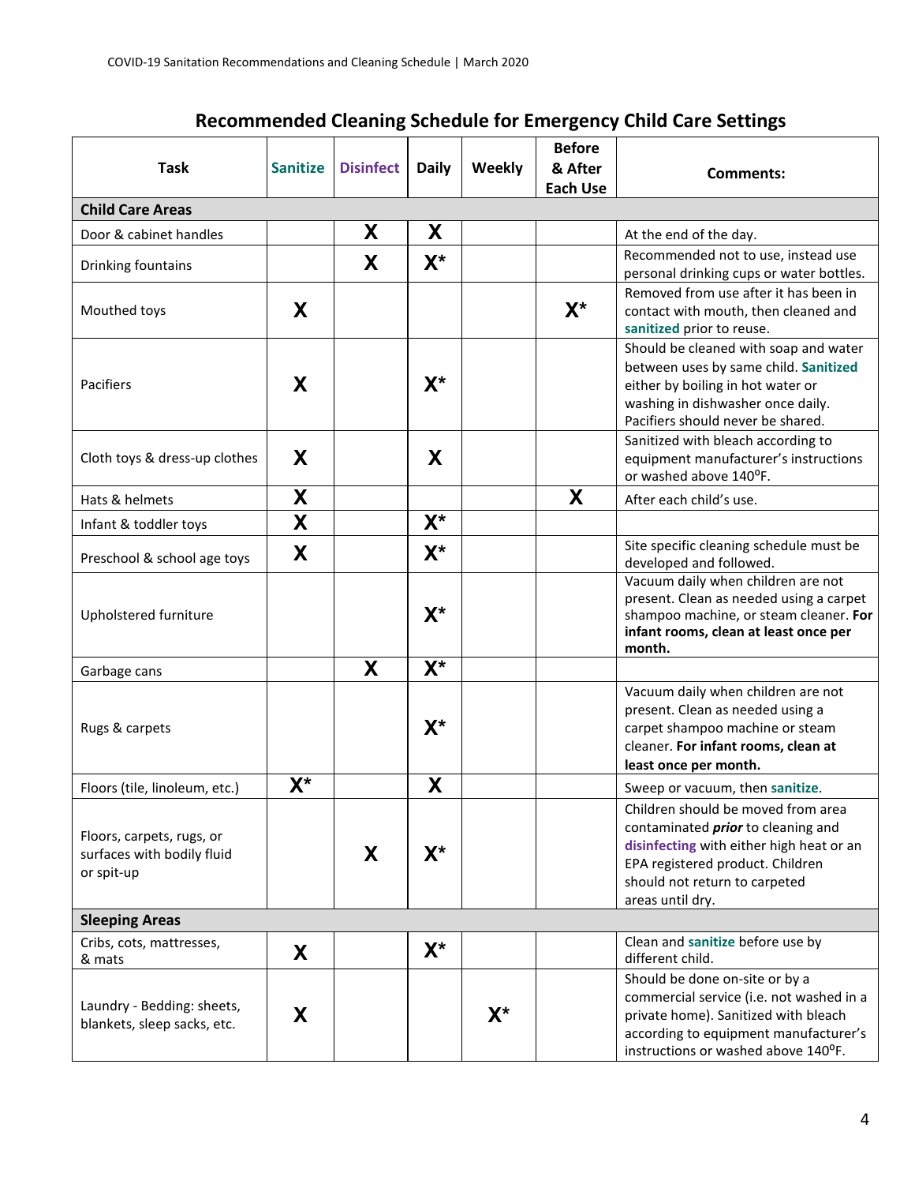## Recommended Cleaning Schedule for Emergency Child Care Settings

| Task | Sanitize | Disinfect | Daily | Weekly | Before & After Each Use | Comments: |
|---|---|---|---|---|---|---|
| **Child Care Areas** | | | | | | |
| Door & cabinet handles | | X | X | | | At the end of the day. |
| Drinking fountains | | X | X* | | | Recommended not to use, instead use personal drinking cups or water bottles. |
| Mouthed toys | X | | | | X* | Removed from use after it has been in contact with mouth, then cleaned and sanitized prior to reuse. |
| Pacifiers | X | | X* | | | Should be cleaned with soap and water between uses by same child. Sanitized either by boiling in hot water or washing in dishwasher once daily. Pacifiers should never be shared. |
| Cloth toys & dress-up clothes | X | | X | | | Sanitized with bleach according to equipment manufacturer's instructions or washed above 140°F. |
| Hats & helmets | X | | | | X | After each child's use. |
| Infant & toddler toys | X | | X* | | | |
| Preschool & school age toys | X | | X* | | | Site specific cleaning schedule must be developed and followed. |
| Upholstered furniture | | | X* | | | Vacuum daily when children are not present. Clean as needed using a carpet shampoo machine, or steam cleaner. **For infant rooms, clean at least once per month.** |
| Garbage cans | | X | X* | | | |
| Rugs & carpets | | | X* | | | Vacuum daily when children are not present. Clean as needed using a carpet shampoo machine or steam cleaner. **For infant rooms, clean at least once per month.** |
| Floors (tile, linoleum, etc.) | X* | | X | | | Sweep or vacuum, then sanitize. |
| Floors, carpets, rugs, or surfaces with bodily fluid or spit-up | | X | X* | | | Children should be moved from area contaminated ***prior*** to cleaning and disinfecting with either high heat or an EPA registered product. Children should not return to carpeted areas until dry. |
| **Sleeping Areas** | | | | | | |
| Cribs, cots, mattresses, & mats | X | | X* | | | Clean and sanitize before use by different child. |
| Laundry - Bedding: sheets, blankets, sleep sacks, etc. | X | | | X* | | Should be done on-site or by a commercial service (i.e. not washed in a private home). Sanitized with bleach according to equipment manufacturer's instructions or washed above 140°F. |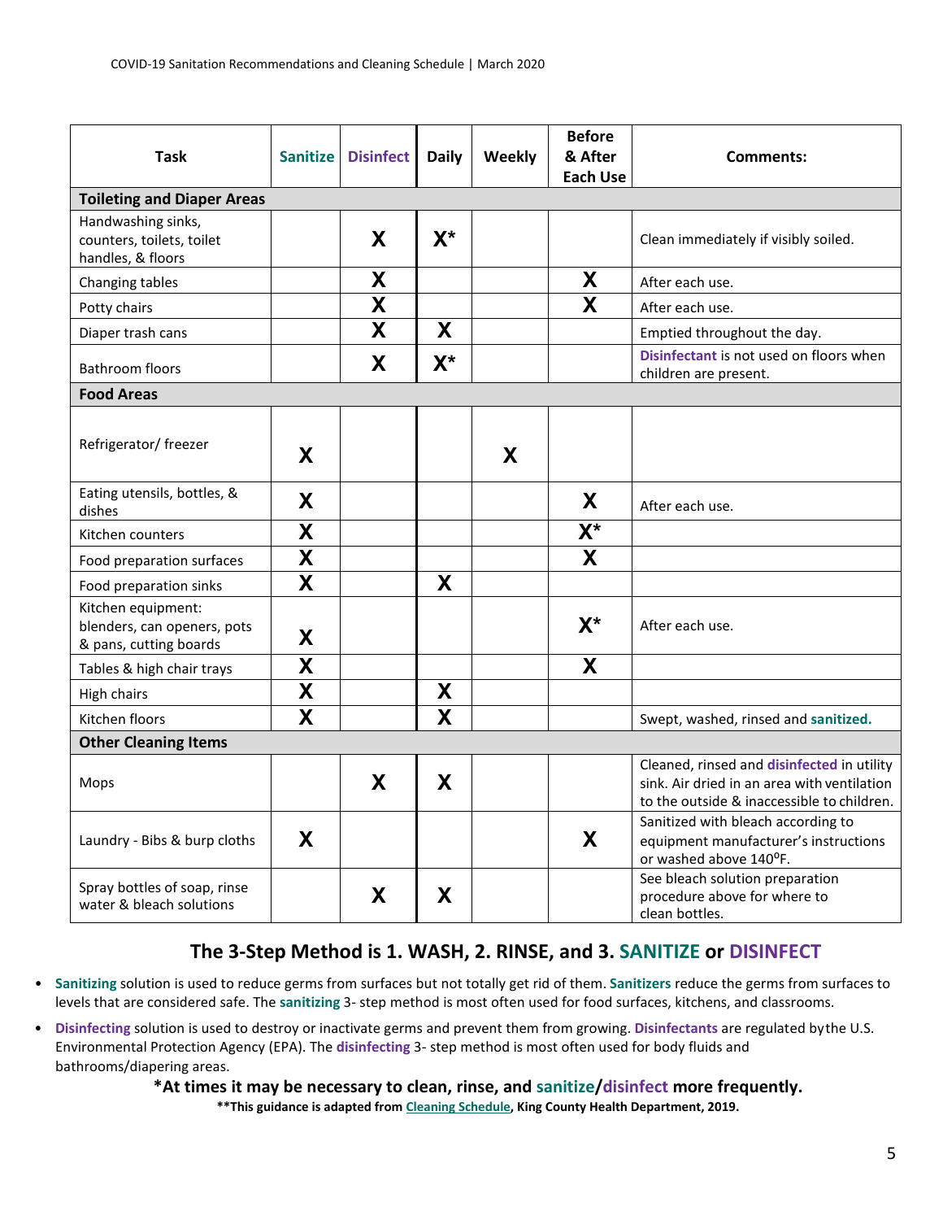| Task | Sanitize | Disinfect | Daily | Weekly | Before & After Each Use | Comments: |
|---|---|---|---|---|---|---|
| **Toileting and Diaper Areas** | | | | | | |
| Handwashing sinks, counters, toilets, toilet handles, & floors | | X | X* | | | Clean immediately if visibly soiled. |
| Changing tables | | X | | | X | After each use. |
| Potty chairs | | X | | | X | After each use. |
| Diaper trash cans | | X | X | | | Emptied throughout the day. |
| Bathroom floors | | X | X* | | | Disinfectant is not used on floors when children are present. |
| **Food Areas** | | | | | | |
| Refrigerator/ freezer | X | | | X | | |
| Eating utensils, bottles, & dishes | X | | | | X | After each use. |
| Kitchen counters | X | | | | X* | |
| Food preparation surfaces | X | | | | X | |
| Food preparation sinks | X | | X | | | |
| Kitchen equipment: blenders, can openers, pots & pans, cutting boards | X | | | | X* | After each use. |
| Tables & high chair trays | X | | | | X | |
| High chairs | X | | X | | | |
| Kitchen floors | X | | X | | | Swept, washed, rinsed and sanitized. |
| **Other Cleaning Items** | | | | | | |
| Mops | | X | X | | | Cleaned, rinsed and disinfected in utility sink. Air dried in an area with ventilation to the outside & inaccessible to children. |
| Laundry - Bibs & burp cloths | X | | | | X | Sanitized with bleach according to equipment manufacturer's instructions or washed above 140ºF. |
| Spray bottles of soap, rinse water & bleach solutions | | X | X | | | See bleach solution preparation procedure above for where to clean bottles. |

## The 3-Step Method is 1. WASH, 2. RINSE, and 3. SANITIZE or DISINFECT

- **Sanitizing** solution is used to reduce germs from surfaces but not totally get rid of them. **Sanitizers** reduce the germs from surfaces to levels that are considered safe. The **sanitizing** 3- step method is most often used for food surfaces, kitchens, and classrooms.
- **Disinfecting** solution is used to destroy or inactivate germs and prevent them from growing. **Disinfectants** are regulated by the U.S. Environmental Protection Agency (EPA). The **disinfecting** 3- step method is most often used for body fluids and bathrooms/diapering areas.

**\*At times it may be necessary to clean, rinse, and sanitize/disinfect more frequently.**

**\*\*This guidance is adapted from Cleaning Schedule, King County Health Department, 2019.**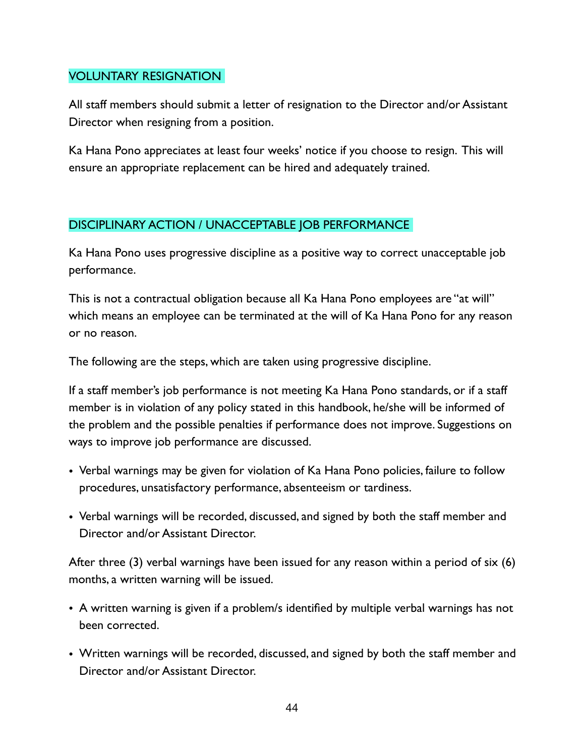## VOLUNTARY RESIGNATION

All staff members should submit a letter of resignation to the Director and/or Assistant Director when resigning from a position.

Ka Hana Pono appreciates at least four weeks' notice if you choose to resign. This will ensure an appropriate replacement can be hired and adequately trained.

## DISCIPLINARY ACTION / UNACCEPTABLE JOB PERFORMANCE

Ka Hana Pono uses progressive discipline as a positive way to correct unacceptable job performance.

This is not a contractual obligation because all Ka Hana Pono employees are "at will" which means an employee can be terminated at the will of Ka Hana Pono for any reason or no reason.

The following are the steps, which are taken using progressive discipline.

If a staff member's job performance is not meeting Ka Hana Pono standards, or if a staff member is in violation of any policy stated in this handbook, he/she will be informed of the problem and the possible penalties if performance does not improve. Suggestions on ways to improve job performance are discussed.

- Verbal warnings may be given for violation of Ka Hana Pono policies, failure to follow procedures, unsatisfactory performance, absenteeism or tardiness.
- Verbal warnings will be recorded, discussed, and signed by both the staff member and Director and/or Assistant Director.

After three (3) verbal warnings have been issued for any reason within a period of six (6) months, a written warning will be issued.

- A written warning is given if a problem/s identified by multiple verbal warnings has not been corrected.
- Written warnings will be recorded, discussed, and signed by both the staff member and Director and/or Assistant Director.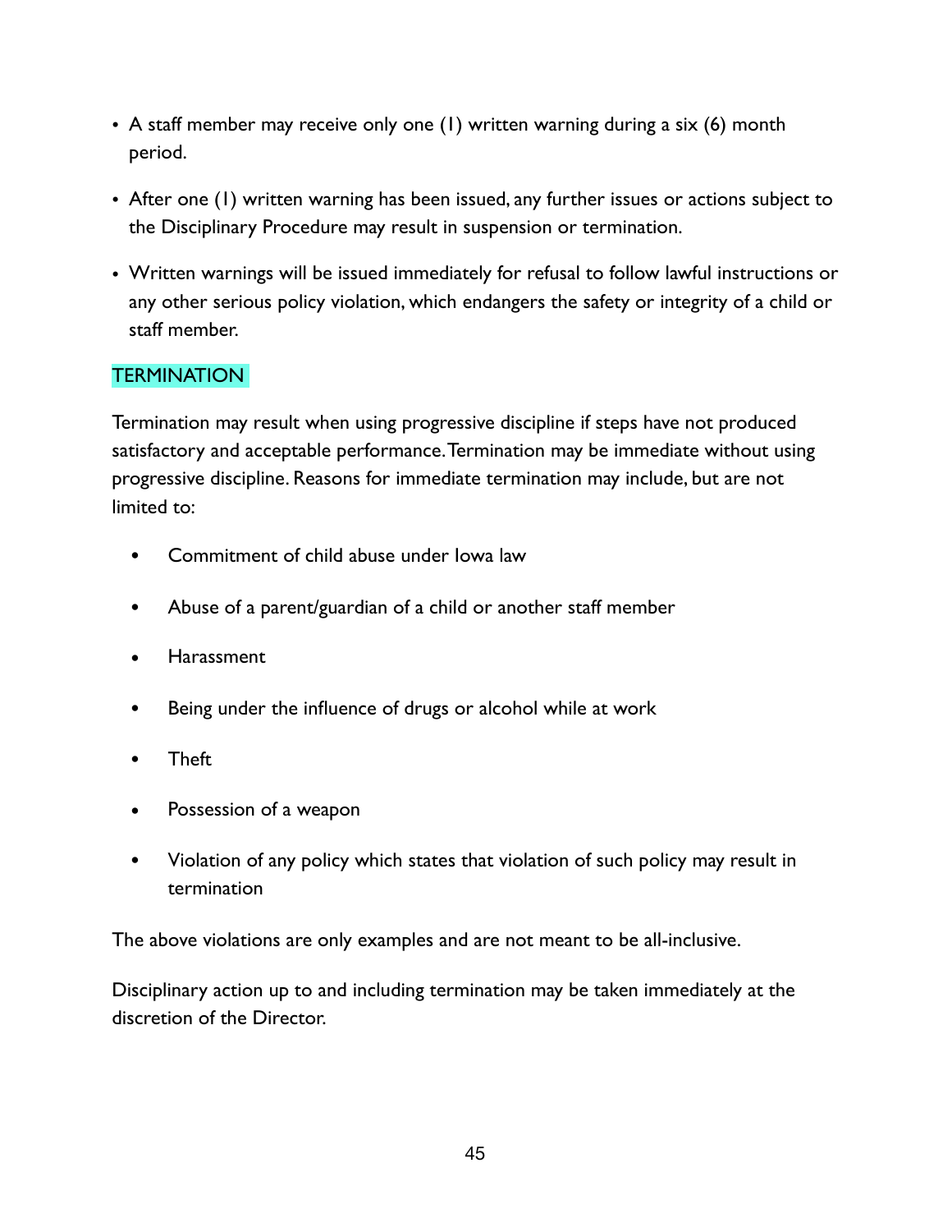- A staff member may receive only one (1) written warning during a six (6) month period.
- After one (1) written warning has been issued, any further issues or actions subject to the Disciplinary Procedure may result in suspension or termination.
- Written warnings will be issued immediately for refusal to follow lawful instructions or any other serious policy violation, which endangers the safety or integrity of a child or staff member.

## TERMINATION

Termination may result when using progressive discipline if steps have not produced satisfactory and acceptable performance. Termination may be immediate without using progressive discipline. Reasons for immediate termination may include, but are not limited to:

- Commitment of child abuse under Iowa law
- Abuse of a parent/guardian of a child or another staff member
- Harassment
- Being under the influence of drugs or alcohol while at work
- Theft
- Possession of a weapon
- Violation of any policy which states that violation of such policy may result in termination

The above violations are only examples and are not meant to be all-inclusive.

Disciplinary action up to and including termination may be taken immediately at the discretion of the Director.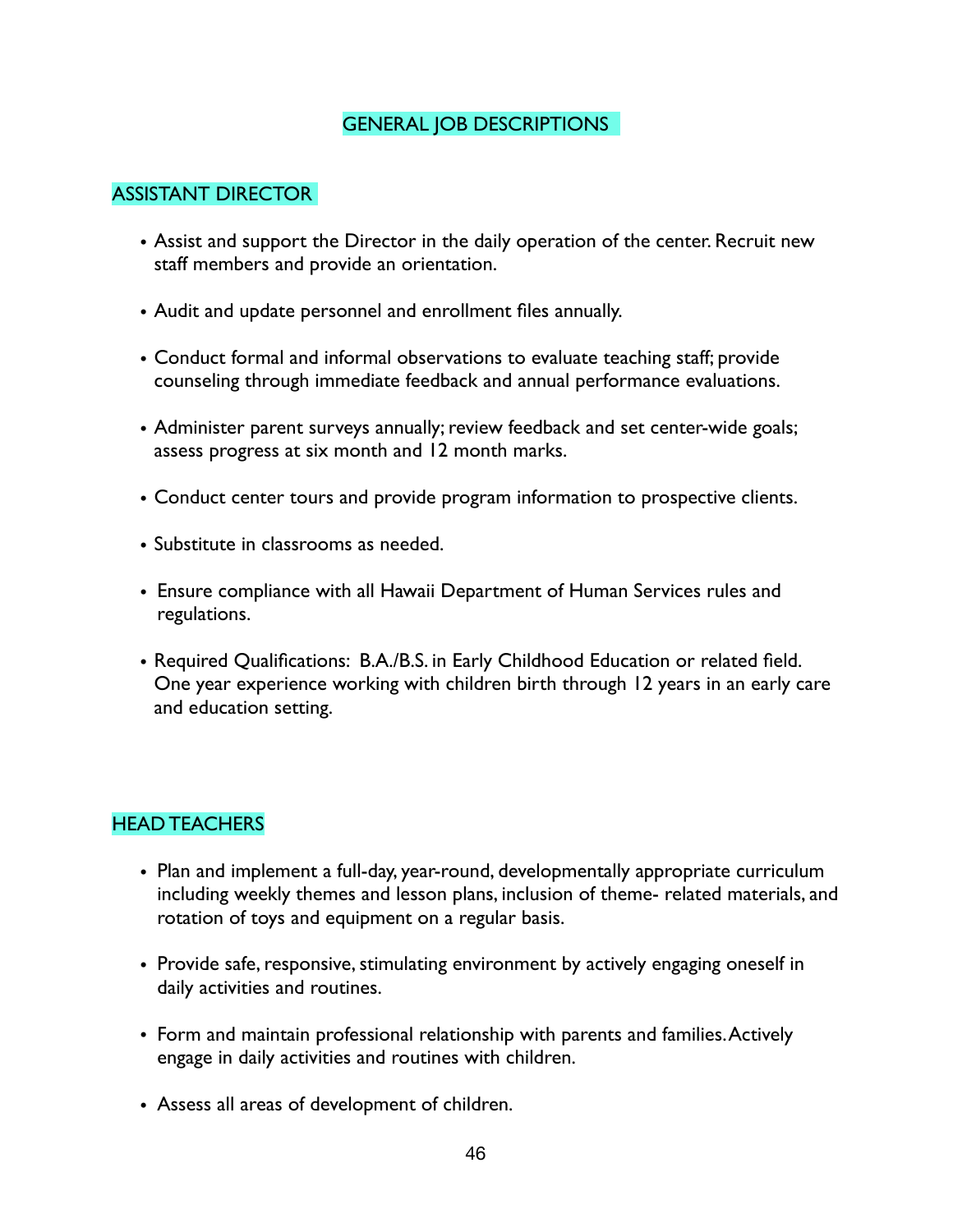# GENERAL JOB DESCRIPTIONS

## ASSISTANT DIRECTOR

- Assist and support the Director in the daily operation of the center. Recruit new staff members and provide an orientation.
- Audit and update personnel and enrollment files annually.
- Conduct formal and informal observations to evaluate teaching staff; provide counseling through immediate feedback and annual performance evaluations.
- Administer parent surveys annually; review feedback and set center-wide goals; assess progress at six month and 12 month marks.
- Conduct center tours and provide program information to prospective clients.
- Substitute in classrooms as needed.
- Ensure compliance with all Hawaii Department of Human Services rules and regulations.
- Required Qualifications: B.A./B.S. in Early Childhood Education or related field. One year experience working with children birth through 12 years in an early care and education setting.

## HEAD TEACHERS

- Plan and implement a full-day, year-round, developmentally appropriate curriculum including weekly themes and lesson plans, inclusion of theme- related materials, and rotation of toys and equipment on a regular basis.
- Provide safe, responsive, stimulating environment by actively engaging oneself in daily activities and routines.
- Form and maintain professional relationship with parents and families. Actively engage in daily activities and routines with children.
- Assess all areas of development of children.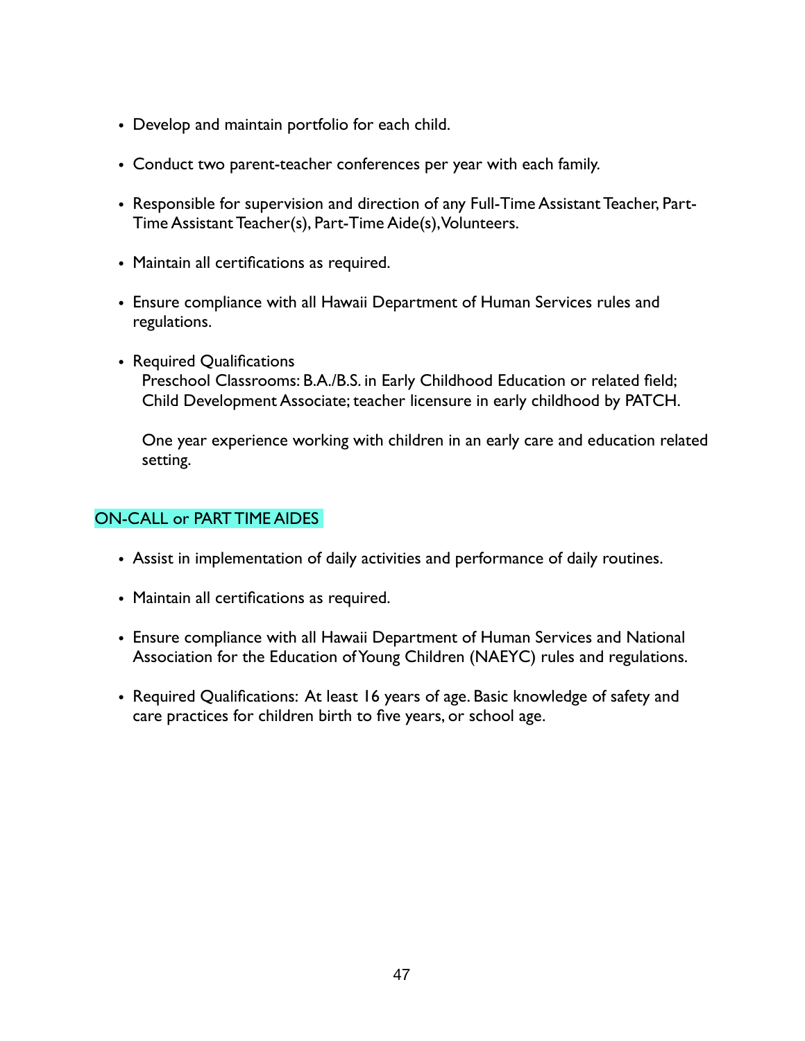- Develop and maintain portfolio for each child.
- Conduct two parent-teacher conferences per year with each family.
- Responsible for supervision and direction of any Full-Time Assistant Teacher, Part-Time Assistant Teacher(s), Part-Time Aide(s), Volunteers.
- Maintain all certifications as required.
- Ensure compliance with all Hawaii Department of Human Services rules and regulations.
- Required Qualifications

  Preschool Classrooms: B.A./B.S. in Early Childhood Education or related field; Child Development Associate; teacher licensure in early childhood by PATCH.

  One year experience working with children in an early care and education related setting.

## ON-CALL or PART TIME AIDES

- Assist in implementation of daily activities and performance of daily routines.
- Maintain all certifications as required.
- Ensure compliance with all Hawaii Department of Human Services and National Association for the Education of Young Children (NAEYC) rules and regulations.
- Required Qualifications: At least 16 years of age. Basic knowledge of safety and care practices for children birth to five years, or school age.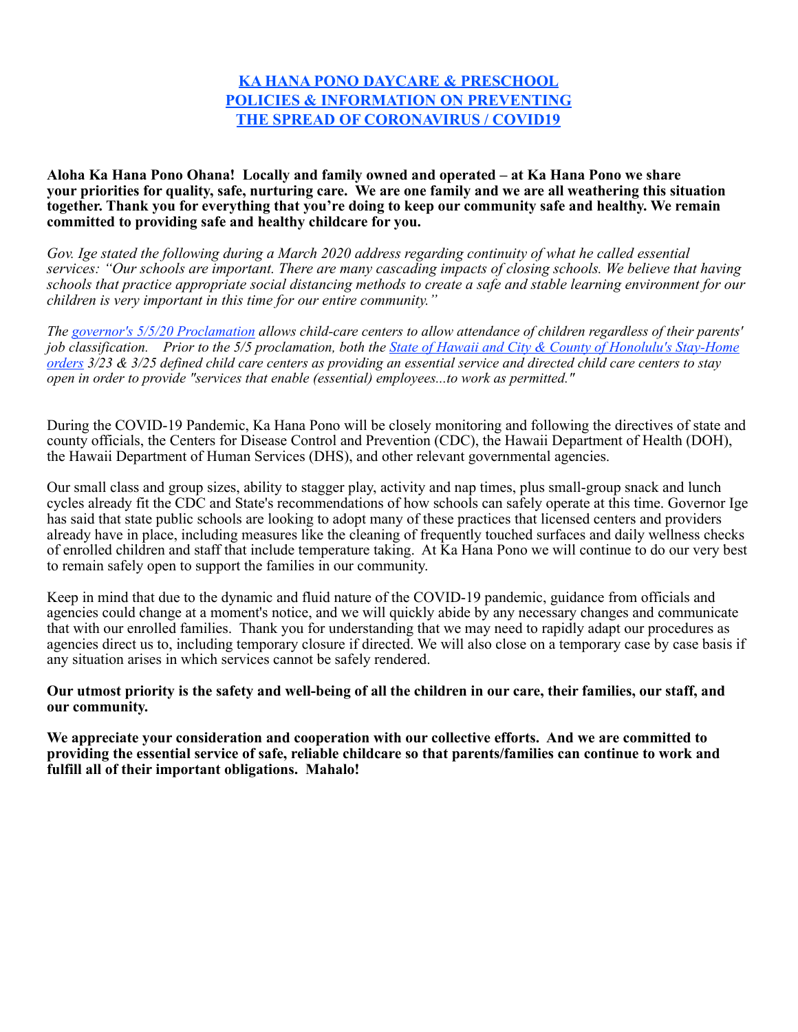# KA HANA PONO DAYCARE & PRESCHOOL POLICIES & INFORMATION ON PREVENTING THE SPREAD OF CORONAVIRUS / COVID19

**Aloha Ka Hana Pono Ohana! Locally and family owned and operated – at Ka Hana Pono we share your priorities for quality, safe, nurturing care. We are one family and we are all weathering this situation together. Thank you for everything that you're doing to keep our community safe and healthy. We remain committed to providing safe and healthy childcare for you.**

*Gov. Ige stated the following during a March 2020 address regarding continuity of what he called essential services: "Our schools are important. There are many cascading impacts of closing schools. We believe that having schools that practice appropriate social distancing methods to create a safe and stable learning environment for our children is very important in this time for our entire community."*

*The governor's 5/5/20 Proclamation allows child-care centers to allow attendance of children regardless of their parents' job classification. Prior to the 5/5 proclamation, both the State of Hawaii and City & County of Honolulu's Stay-Home orders 3/23 & 3/25 defined child care centers as providing an essential service and directed child care centers to stay open in order to provide "services that enable (essential) employees...to work as permitted."*

During the COVID-19 Pandemic, Ka Hana Pono will be closely monitoring and following the directives of state and county officials, the Centers for Disease Control and Prevention (CDC), the Hawaii Department of Health (DOH), the Hawaii Department of Human Services (DHS), and other relevant governmental agencies.

Our small class and group sizes, ability to stagger play, activity and nap times, plus small-group snack and lunch cycles already fit the CDC and State's recommendations of how schools can safely operate at this time. Governor Ige has said that state public schools are looking to adopt many of these practices that licensed centers and providers already have in place, including measures like the cleaning of frequently touched surfaces and daily wellness checks of enrolled children and staff that include temperature taking. At Ka Hana Pono we will continue to do our very best to remain safely open to support the families in our community.

Keep in mind that due to the dynamic and fluid nature of the COVID-19 pandemic, guidance from officials and agencies could change at a moment's notice, and we will quickly abide by any necessary changes and communicate that with our enrolled families. Thank you for understanding that we may need to rapidly adapt our procedures as agencies direct us to, including temporary closure if directed. We will also close on a temporary case by case basis if any situation arises in which services cannot be safely rendered.

**Our utmost priority is the safety and well-being of all the children in our care, their families, our staff, and our community.**

**We appreciate your consideration and cooperation with our collective efforts. And we are committed to providing the essential service of safe, reliable childcare so that parents/families can continue to work and fulfill all of their important obligations. Mahalo!**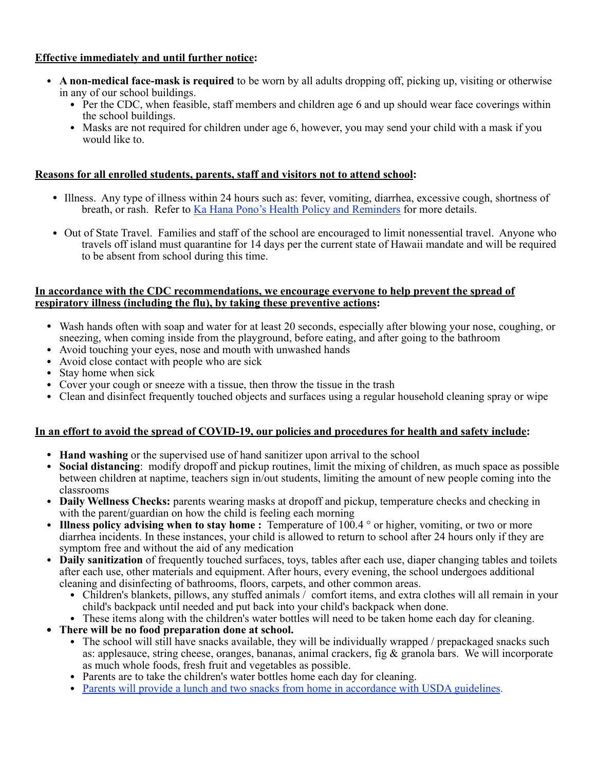**Effective immediately and until further notice:**

- **A non-medical face-mask is required** to be worn by all adults dropping off, picking up, visiting or otherwise in any of our school buildings.
  - Per the CDC, when feasible, staff members and children age 6 and up should wear face coverings within the school buildings.
  - Masks are not required for children under age 6, however, you may send your child with a mask if you would like to.

**Reasons for all enrolled students, parents, staff and visitors not to attend school:**

- Illness. Any type of illness within 24 hours such as: fever, vomiting, diarrhea, excessive cough, shortness of breath, or rash. Refer to Ka Hana Pono's Health Policy and Reminders for more details.

- Out of State Travel. Families and staff of the school are encouraged to limit nonessential travel. Anyone who travels off island must quarantine for 14 days per the current state of Hawaii mandate and will be required to be absent from school during this time.

**In accordance with the CDC recommendations, we encourage everyone to help prevent the spread of respiratory illness (including the flu), by taking these preventive actions:**

- Wash hands often with soap and water for at least 20 seconds, especially after blowing your nose, coughing, or sneezing, when coming inside from the playground, before eating, and after going to the bathroom
- Avoid touching your eyes, nose and mouth with unwashed hands
- Avoid close contact with people who are sick
- Stay home when sick
- Cover your cough or sneeze with a tissue, then throw the tissue in the trash
- Clean and disinfect frequently touched objects and surfaces using a regular household cleaning spray or wipe

**In an effort to avoid the spread of COVID-19, our policies and procedures for health and safety include:**

- **Hand washing** or the supervised use of hand sanitizer upon arrival to the school
- **Social distancing**: modify dropoff and pickup routines, limit the mixing of children, as much space as possible between children at naptime, teachers sign in/out students, limiting the amount of new people coming into the classrooms
- **Daily Wellness Checks:** parents wearing masks at dropoff and pickup, temperature checks and checking in with the parent/guardian on how the child is feeling each morning
- **Illness policy advising when to stay home :** Temperature of 100.4 ° or higher, vomiting, or two or more diarrhea incidents. In these instances, your child is allowed to return to school after 24 hours only if they are symptom free and without the aid of any medication
- **Daily sanitization** of frequently touched surfaces, toys, tables after each use, diaper changing tables and toilets after each use, other materials and equipment. After hours, every evening, the school undergoes additional cleaning and disinfecting of bathrooms, floors, carpets, and other common areas.
  - Children's blankets, pillows, any stuffed animals / comfort items, and extra clothes will all remain in your child's backpack until needed and put back into your child's backpack when done.
  - These items along with the children's water bottles will need to be taken home each day for cleaning.
- **There will be no food preparation done at school.**
  - The school will still have snacks available, they will be individually wrapped / prepackaged snacks such as: applesauce, string cheese, oranges, bananas, animal crackers, fig & granola bars. We will incorporate as much whole foods, fresh fruit and vegetables as possible.
  - Parents are to take the children's water bottles home each day for cleaning.
  - Parents will provide a lunch and two snacks from home in accordance with USDA guidelines.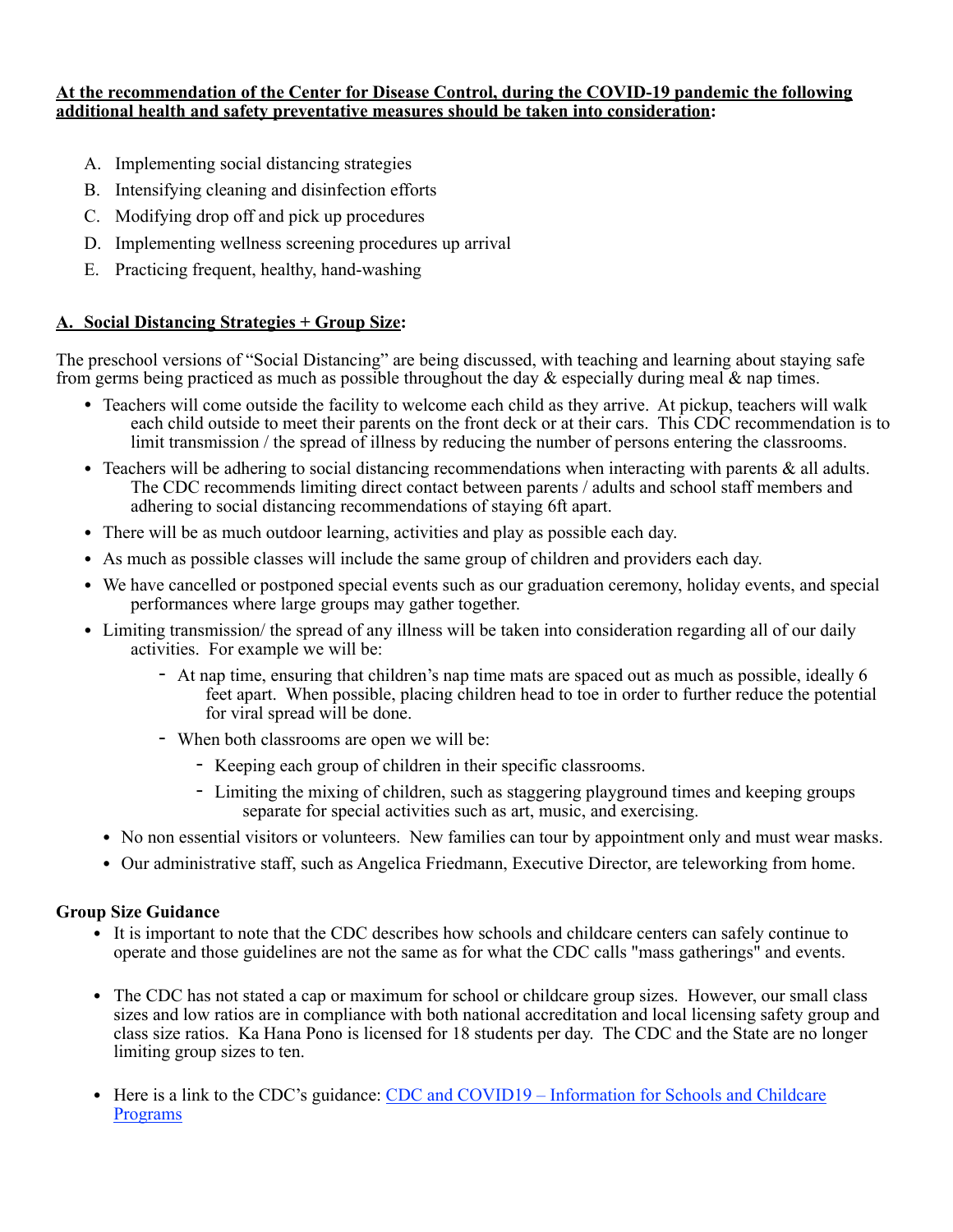**At the recommendation of the Center for Disease Control, during the COVID-19 pandemic the following additional health and safety preventative measures should be taken into consideration:**

A. Implementing social distancing strategies
B. Intensifying cleaning and disinfection efforts
C. Modifying drop off and pick up procedures
D. Implementing wellness screening procedures up arrival
E. Practicing frequent, healthy, hand-washing

**A. Social Distancing Strategies + Group Size:**

The preschool versions of "Social Distancing" are being discussed, with teaching and learning about staying safe from germs being practiced as much as possible throughout the day & especially during meal & nap times.

- Teachers will come outside the facility to welcome each child as they arrive. At pickup, teachers will walk each child outside to meet their parents on the front deck or at their cars. This CDC recommendation is to limit transmission / the spread of illness by reducing the number of persons entering the classrooms.
- Teachers will be adhering to social distancing recommendations when interacting with parents & all adults. The CDC recommends limiting direct contact between parents / adults and school staff members and adhering to social distancing recommendations of staying 6ft apart.
- There will be as much outdoor learning, activities and play as possible each day.
- As much as possible classes will include the same group of children and providers each day.
- We have cancelled or postponed special events such as our graduation ceremony, holiday events, and special performances where large groups may gather together.
- Limiting transmission/ the spread of any illness will be taken into consideration regarding all of our daily activities. For example we will be:
  - At nap time, ensuring that children's nap time mats are spaced out as much as possible, ideally 6 feet apart. When possible, placing children head to toe in order to further reduce the potential for viral spread will be done.
  - When both classrooms are open we will be:
    - Keeping each group of children in their specific classrooms.
    - Limiting the mixing of children, such as staggering playground times and keeping groups separate for special activities such as art, music, and exercising.
- No non essential visitors or volunteers. New families can tour by appointment only and must wear masks.
- Our administrative staff, such as Angelica Friedmann, Executive Director, are teleworking from home.

**Group Size Guidance**

- It is important to note that the CDC describes how schools and childcare centers can safely continue to operate and those guidelines are not the same as for what the CDC calls "mass gatherings" and events.
- The CDC has not stated a cap or maximum for school or childcare group sizes. However, our small class sizes and low ratios are in compliance with both national accreditation and local licensing safety group and class size ratios. Ka Hana Pono is licensed for 18 students per day. The CDC and the State are no longer limiting group sizes to ten.
- Here is a link to the CDC's guidance: CDC and COVID19 – Information for Schools and Childcare Programs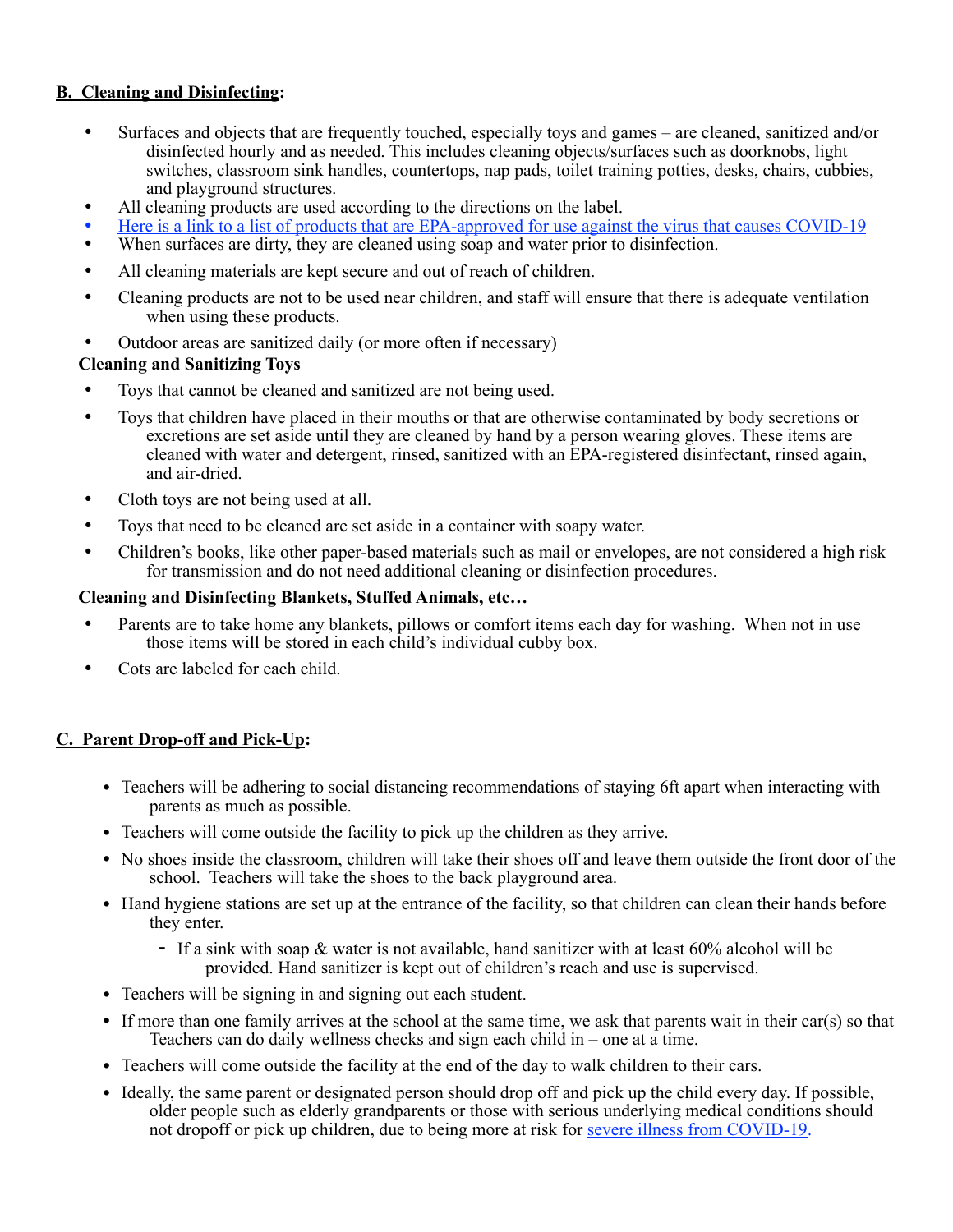## B. Cleaning and Disinfecting:

- Surfaces and objects that are frequently touched, especially toys and games – are cleaned, sanitized and/or disinfected hourly and as needed. This includes cleaning objects/surfaces such as doorknobs, light switches, classroom sink handles, countertops, nap pads, toilet training potties, desks, chairs, cubbies, and playground structures.
- All cleaning products are used according to the directions on the label.
- Here is a link to a list of products that are EPA-approved for use against the virus that causes COVID-19
- When surfaces are dirty, they are cleaned using soap and water prior to disinfection.
- All cleaning materials are kept secure and out of reach of children.
- Cleaning products are not to be used near children, and staff will ensure that there is adequate ventilation when using these products.
- Outdoor areas are sanitized daily (or more often if necessary)

**Cleaning and Sanitizing Toys**

- Toys that cannot be cleaned and sanitized are not being used.
- Toys that children have placed in their mouths or that are otherwise contaminated by body secretions or excretions are set aside until they are cleaned by hand by a person wearing gloves. These items are cleaned with water and detergent, rinsed, sanitized with an EPA-registered disinfectant, rinsed again, and air-dried.
- Cloth toys are not being used at all.
- Toys that need to be cleaned are set aside in a container with soapy water.
- Children's books, like other paper-based materials such as mail or envelopes, are not considered a high risk for transmission and do not need additional cleaning or disinfection procedures.

**Cleaning and Disinfecting Blankets, Stuffed Animals, etc…**

- Parents are to take home any blankets, pillows or comfort items each day for washing. When not in use those items will be stored in each child's individual cubby box.
- Cots are labeled for each child.

## C. Parent Drop-off and Pick-Up:

- Teachers will be adhering to social distancing recommendations of staying 6ft apart when interacting with parents as much as possible.
- Teachers will come outside the facility to pick up the children as they arrive.
- No shoes inside the classroom, children will take their shoes off and leave them outside the front door of the school. Teachers will take the shoes to the back playground area.
- Hand hygiene stations are set up at the entrance of the facility, so that children can clean their hands before they enter.
  - If a sink with soap & water is not available, hand sanitizer with at least 60% alcohol will be provided. Hand sanitizer is kept out of children's reach and use is supervised.
- Teachers will be signing in and signing out each student.
- If more than one family arrives at the school at the same time, we ask that parents wait in their car(s) so that Teachers can do daily wellness checks and sign each child in – one at a time.
- Teachers will come outside the facility at the end of the day to walk children to their cars.
- Ideally, the same parent or designated person should drop off and pick up the child every day. If possible, older people such as elderly grandparents or those with serious underlying medical conditions should not dropoff or pick up children, due to being more at risk for severe illness from COVID-19.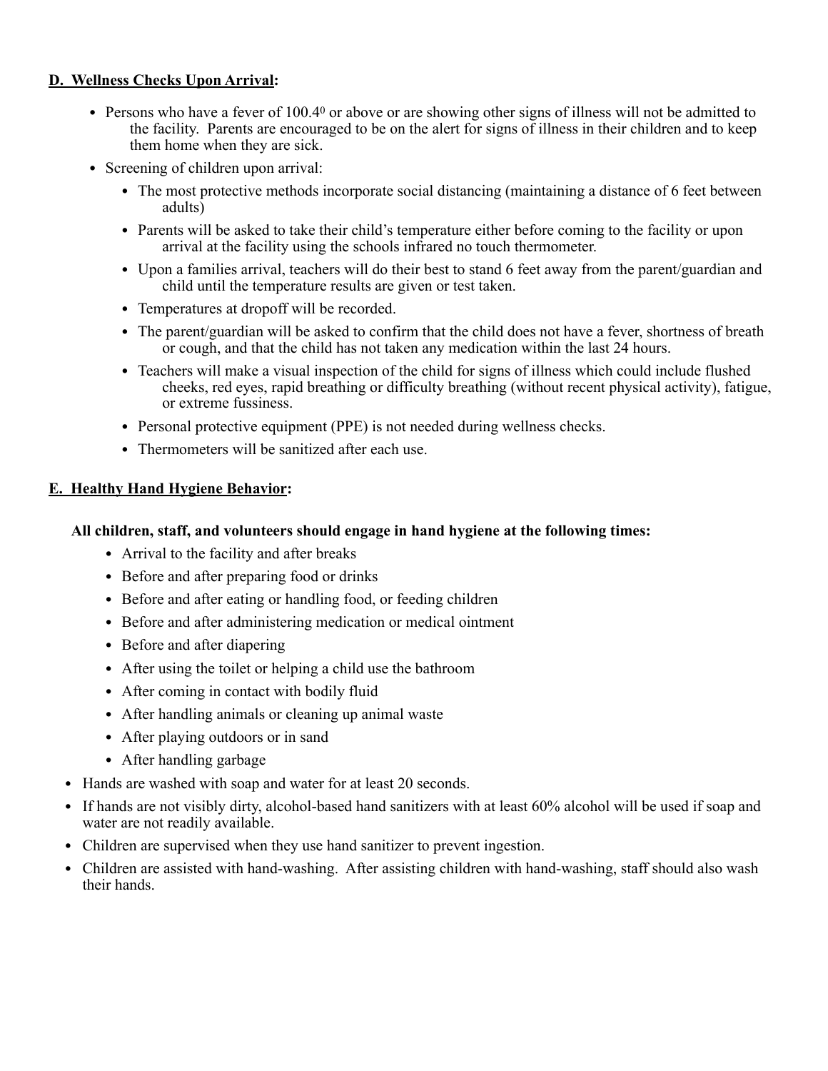**<u>D. Wellness Checks Upon Arrival</u>:**

- Persons who have a fever of 100.4$^0$ or above or are showing other signs of illness will not be admitted to the facility. Parents are encouraged to be on the alert for signs of illness in their children and to keep them home when they are sick.
- Screening of children upon arrival:
  - The most protective methods incorporate social distancing (maintaining a distance of 6 feet between adults)
  - Parents will be asked to take their child's temperature either before coming to the facility or upon arrival at the facility using the schools infrared no touch thermometer.
  - Upon a families arrival, teachers will do their best to stand 6 feet away from the parent/guardian and child until the temperature results are given or test taken.
  - Temperatures at dropoff will be recorded.
  - The parent/guardian will be asked to confirm that the child does not have a fever, shortness of breath or cough, and that the child has not taken any medication within the last 24 hours.
  - Teachers will make a visual inspection of the child for signs of illness which could include flushed cheeks, red eyes, rapid breathing or difficulty breathing (without recent physical activity), fatigue, or extreme fussiness.
  - Personal protective equipment (PPE) is not needed during wellness checks.
  - Thermometers will be sanitized after each use.

**<u>E. Healthy Hand Hygiene Behavior</u>:**

**All children, staff, and volunteers should engage in hand hygiene at the following times:**

- Arrival to the facility and after breaks
- Before and after preparing food or drinks
- Before and after eating or handling food, or feeding children
- Before and after administering medication or medical ointment
- Before and after diapering
- After using the toilet or helping a child use the bathroom
- After coming in contact with bodily fluid
- After handling animals or cleaning up animal waste
- After playing outdoors or in sand
- After handling garbage

- Hands are washed with soap and water for at least 20 seconds.
- If hands are not visibly dirty, alcohol-based hand sanitizers with at least 60% alcohol will be used if soap and water are not readily available.
- Children are supervised when they use hand sanitizer to prevent ingestion.
- Children are assisted with hand-washing. After assisting children with hand-washing, staff should also wash their hands.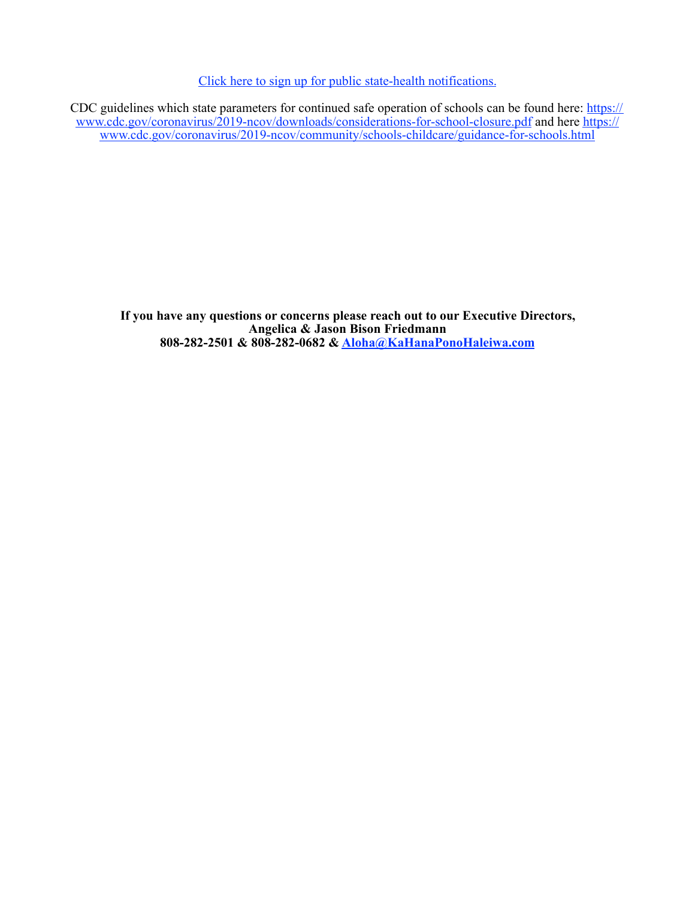[Click here to sign up for public state-health notifications.]

CDC guidelines which state parameters for continued safe operation of schools can be found here: https://www.cdc.gov/coronavirus/2019-ncov/downloads/considerations-for-school-closure.pdf and here https://www.cdc.gov/coronavirus/2019-ncov/community/schools-childcare/guidance-for-schools.html

**If you have any questions or concerns please reach out to our Executive Directors, Angelica & Jason Bison Friedmann**
**808-282-2501 & 808-282-0682 & Aloha@KaHanaPonoHaleiwa.com**